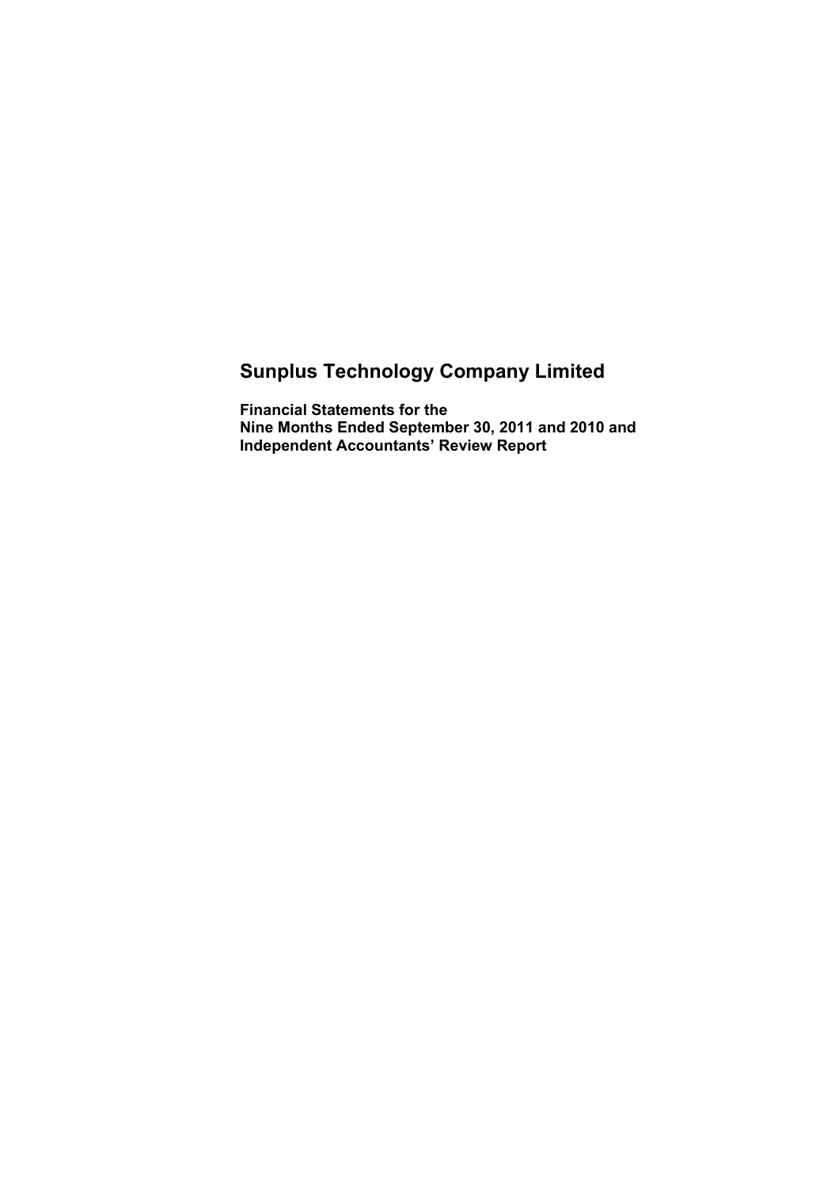# Sunplus Technology Company Limited

**Financial Statements for the**
**Nine Months Ended September 30, 2011 and 2010 and**
**Independent Accountants' Review Report**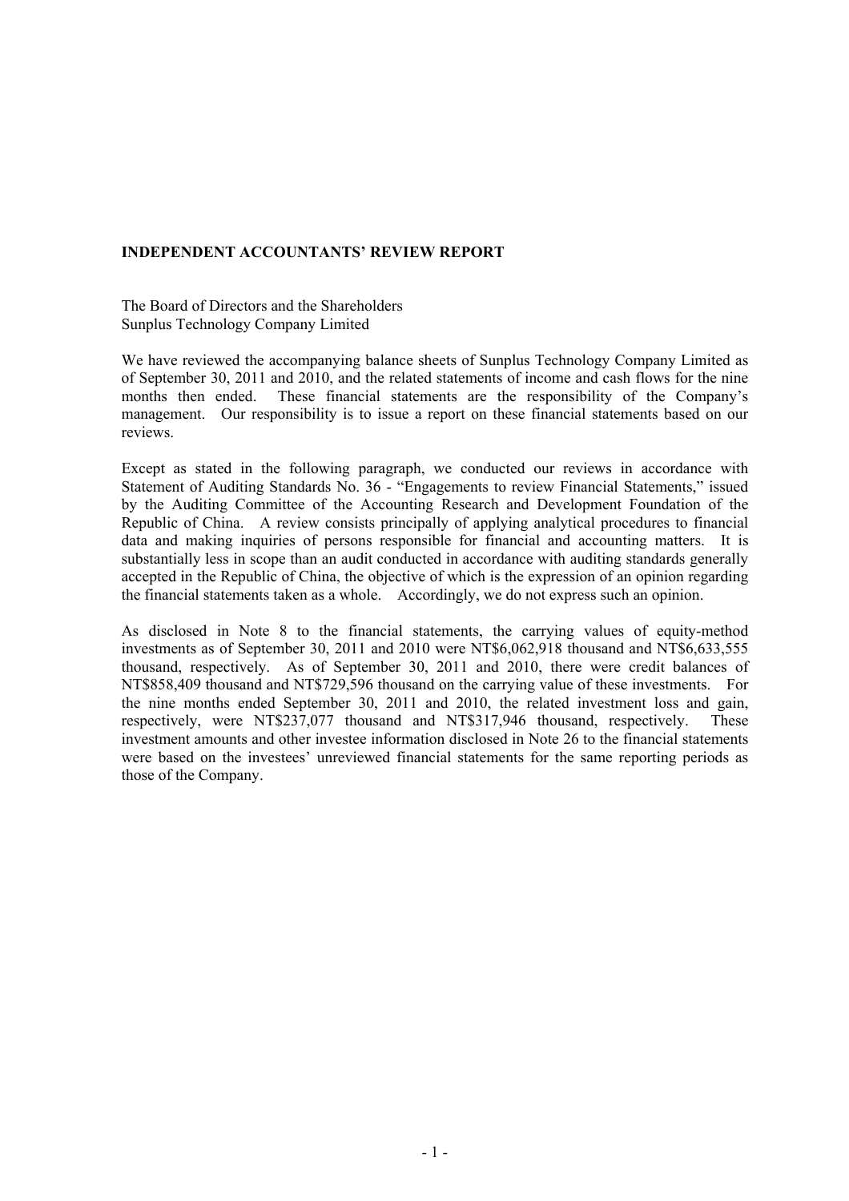## INDEPENDENT ACCOUNTANTS' REVIEW REPORT

The Board of Directors and the Shareholders
Sunplus Technology Company Limited

We have reviewed the accompanying balance sheets of Sunplus Technology Company Limited as of September 30, 2011 and 2010, and the related statements of income and cash flows for the nine months then ended. These financial statements are the responsibility of the Company's management. Our responsibility is to issue a report on these financial statements based on our reviews.

Except as stated in the following paragraph, we conducted our reviews in accordance with Statement of Auditing Standards No. 36 - "Engagements to review Financial Statements," issued by the Auditing Committee of the Accounting Research and Development Foundation of the Republic of China. A review consists principally of applying analytical procedures to financial data and making inquiries of persons responsible for financial and accounting matters. It is substantially less in scope than an audit conducted in accordance with auditing standards generally accepted in the Republic of China, the objective of which is the expression of an opinion regarding the financial statements taken as a whole. Accordingly, we do not express such an opinion.

As disclosed in Note 8 to the financial statements, the carrying values of equity-method investments as of September 30, 2011 and 2010 were NT$6,062,918 thousand and NT$6,633,555 thousand, respectively. As of September 30, 2011 and 2010, there were credit balances of NT$858,409 thousand and NT$729,596 thousand on the carrying value of these investments. For the nine months ended September 30, 2011 and 2010, the related investment loss and gain, respectively, were NT$237,077 thousand and NT$317,946 thousand, respectively. These investment amounts and other investee information disclosed in Note 26 to the financial statements were based on the investees' unreviewed financial statements for the same reporting periods as those of the Company.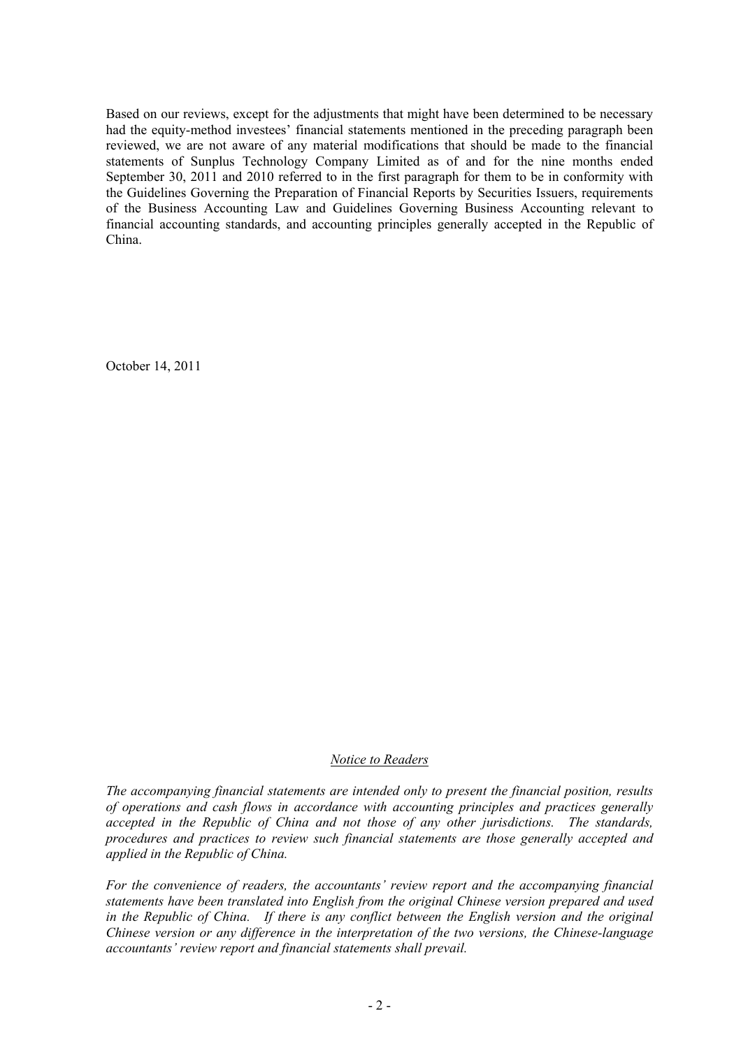Based on our reviews, except for the adjustments that might have been determined to be necessary had the equity-method investees' financial statements mentioned in the preceding paragraph been reviewed, we are not aware of any material modifications that should be made to the financial statements of Sunplus Technology Company Limited as of and for the nine months ended September 30, 2011 and 2010 referred to in the first paragraph for them to be in conformity with the Guidelines Governing the Preparation of Financial Reports by Securities Issuers, requirements of the Business Accounting Law and Guidelines Governing Business Accounting relevant to financial accounting standards, and accounting principles generally accepted in the Republic of China.

October 14, 2011

## *Notice to Readers*

*The accompanying financial statements are intended only to present the financial position, results of operations and cash flows in accordance with accounting principles and practices generally accepted in the Republic of China and not those of any other jurisdictions. The standards, procedures and practices to review such financial statements are those generally accepted and applied in the Republic of China.*

*For the convenience of readers, the accountants' review report and the accompanying financial statements have been translated into English from the original Chinese version prepared and used in the Republic of China. If there is any conflict between the English version and the original Chinese version or any difference in the interpretation of the two versions, the Chinese-language accountants' review report and financial statements shall prevail.*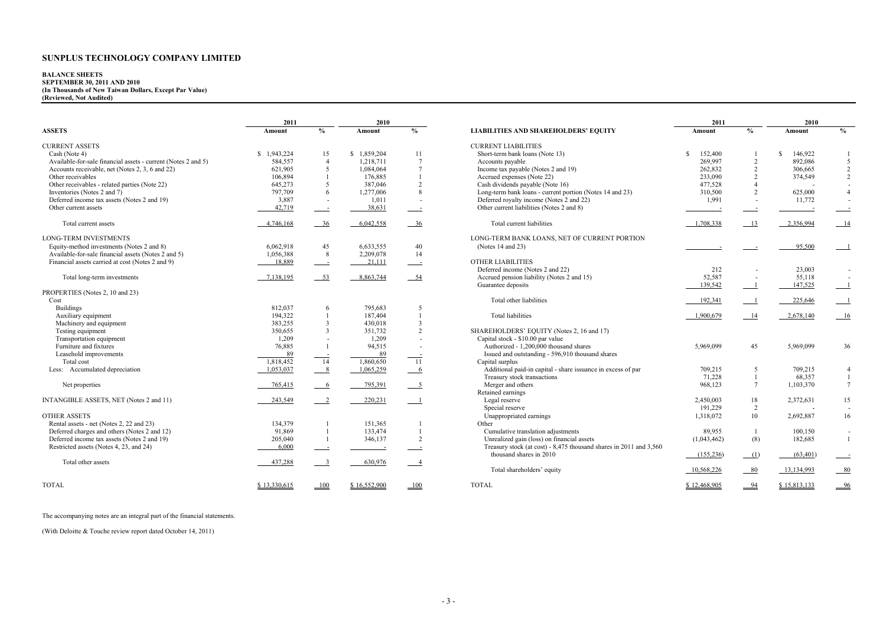# SUNPLUS TECHNOLOGY COMPANY LIMITED

**BALANCE SHEETS**
**SEPTEMBER 30, 2011 AND 2010**
**(In Thousands of New Taiwan Dollars, Except Par Value)**
**(Reviewed, Not Audited)**

| ASSETS | 2011 Amount | % | 2010 Amount | % |
|---|---|---|---|---|
| CURRENT ASSETS | | | | |
| Cash (Note 4) | $ 1,943,224 | 15 | $ 1,859,204 | 11 |
| Available-for-sale financial assets - current (Notes 2 and 5) | 584,557 | 4 | 1,218,711 | 7 |
| Accounts receivable, net (Notes 2, 3, 6 and 22) | 621,905 | 5 | 1,084,064 | 7 |
| Other receivables | 106,894 | 1 | 176,885 | 1 |
| Other receivables - related parties (Note 22) | 645,273 | 5 | 387,046 | 2 |
| Inventories (Notes 2 and 7) | 797,709 | 6 | 1,277,006 | 8 |
| Deferred income tax assets (Notes 2 and 19) | 3,887 | - | 1,011 | - |
| Other current assets | 42,719 | - | 38,631 | - |
| Total current assets | 4,746,168 | 36 | 6,042,558 | 36 |
| LONG-TERM INVESTMENTS | | | | |
| Equity-method investments (Notes 2 and 8) | 6,062,918 | 45 | 6,633,555 | 40 |
| Available-for-sale financial assets (Notes 2 and 5) | 1,056,388 | 8 | 2,209,078 | 14 |
| Financial assets carried at cost (Notes 2 and 9) | 18,889 | - | 21,111 | - |
| Total long-term investments | 7,138,195 | 53 | 8,863,744 | 54 |
| PROPERTIES (Notes 2, 10 and 23) | | | | |
| Cost | | | | |
| Buildings | 812,037 | 6 | 795,683 | 5 |
| Auxiliary equipment | 194,322 | 1 | 187,404 | 1 |
| Machinery and equipment | 383,255 | 3 | 430,018 | 3 |
| Testing equipment | 350,655 | 3 | 351,732 | 2 |
| Transportation equipment | 1,209 | - | 1,209 | - |
| Furniture and fixtures | 76,885 | 1 | 94,515 | - |
| Leasehold improvements | 89 | - | 89 | - |
| Total cost | 1,818,452 | 14 | 1,860,650 | 11 |
| Less: Accumulated depreciation | 1,053,037 | 8 | 1,065,259 | 6 |
| Net properties | 765,415 | 6 | 795,391 | 5 |
| INTANGIBLE ASSETS, NET (Notes 2 and 11) | 243,549 | 2 | 220,231 | 1 |
| OTHER ASSETS | | | | |
| Rental assets - net (Notes 2, 22 and 23) | 134,379 | 1 | 151,365 | 1 |
| Deferred charges and others (Notes 2 and 12) | 91,869 | 1 | 133,474 | 1 |
| Deferred income tax assets (Notes 2 and 19) | 205,040 | 1 | 346,137 | 2 |
| Restricted assets (Notes 4, 23, and 24) | 6,000 | - | - | - |
| Total other assets | 437,288 | 3 | 630,976 | 4 |
| TOTAL | $ 13,330,615 | 100 | $ 16,552,900 | 100 |

| LIABILITIES AND SHAREHOLDERS' EQUITY | 2011 Amount | % | 2010 Amount | % |
|---|---|---|---|---|
| CURRENT LIABILITIES | | | | |
| Short-term bank loans (Note 13) | $ 152,400 | 1 | $ 146,922 | 1 |
| Accounts payable | 269,997 | 2 | 892,086 | 5 |
| Income tax payable (Notes 2 and 19) | 262,832 | 2 | 306,665 | 2 |
| Accrued expenses (Note 22) | 233,090 | 2 | 374,549 | 2 |
| Cash dividends payable (Note 16) | 477,528 | 4 | - | - |
| Long-term bank loans - current portion (Notes 14 and 23) | 310,500 | 2 | 625,000 | 4 |
| Deferred royalty income (Notes 2 and 22) | 1,991 | - | 11,772 | - |
| Other current liabilities (Notes 2 and 8) | - | - | - | - |
| Total current liabilities | 1,708,338 | 13 | 2,356,994 | 14 |
| LONG-TERM BANK LOANS, NET OF CURRENT PORTION (Notes 14 and 23) | - | - | 95,500 | 1 |
| OTHER LIABILITIES | | | | |
| Deferred income (Notes 2 and 22) | 212 | - | 23,003 | - |
| Accrued pension liability (Notes 2 and 15) | 52,587 | - | 55,118 | - |
| Guarantee deposits | 139,542 | 1 | 147,525 | 1 |
| Total other liabilities | 192,341 | 1 | 225,646 | 1 |
| Total liabilities | 1,900,679 | 14 | 2,678,140 | 16 |
| SHAREHOLDERS' EQUITY (Notes 2, 16 and 17) | | | | |
| Capital stock - $10.00 par value | | | | |
| Authorized - 1,200,000 thousand shares<br>Issued and outstanding - 596,910 thousand shares | 5,969,099 | 45 | 5,969,099 | 36 |
| Capital surplus | | | | |
| Additional paid-in capital - share issuance in excess of par | 709,215 | 5 | 709,215 | 4 |
| Treasury stock transactions | 71,228 | 1 | 68,357 | 1 |
| Merger and others | 968,123 | 7 | 1,103,370 | 7 |
| Retained earnings | | | | |
| Legal reserve | 2,450,003 | 18 | 2,372,631 | 15 |
| Special reserve | 191,229 | 2 | - | - |
| Unappropriated earnings | 1,318,072 | 10 | 2,692,887 | 16 |
| Other | | | | |
| Cumulative translation adjustments | 89,955 | 1 | 100,150 | - |
| Unrealized gain (loss) on financial assets | (1,043,462) | (8) | 182,685 | 1 |
| Treasury stock (at cost) - 8,475 thousand shares in 2011 and 3,560 thousand shares in 2010 | (155,236) | (1) | (63,401) | - |
| Total shareholders' equity | 10,568,226 | 80 | 13,134,993 | 80 |
| TOTAL | $ 12,468,905 | 94 | $ 15,813,133 | 96 |

The accompanying notes are an integral part of the financial statements.

(With Deloitte & Touche review report dated October 14, 2011)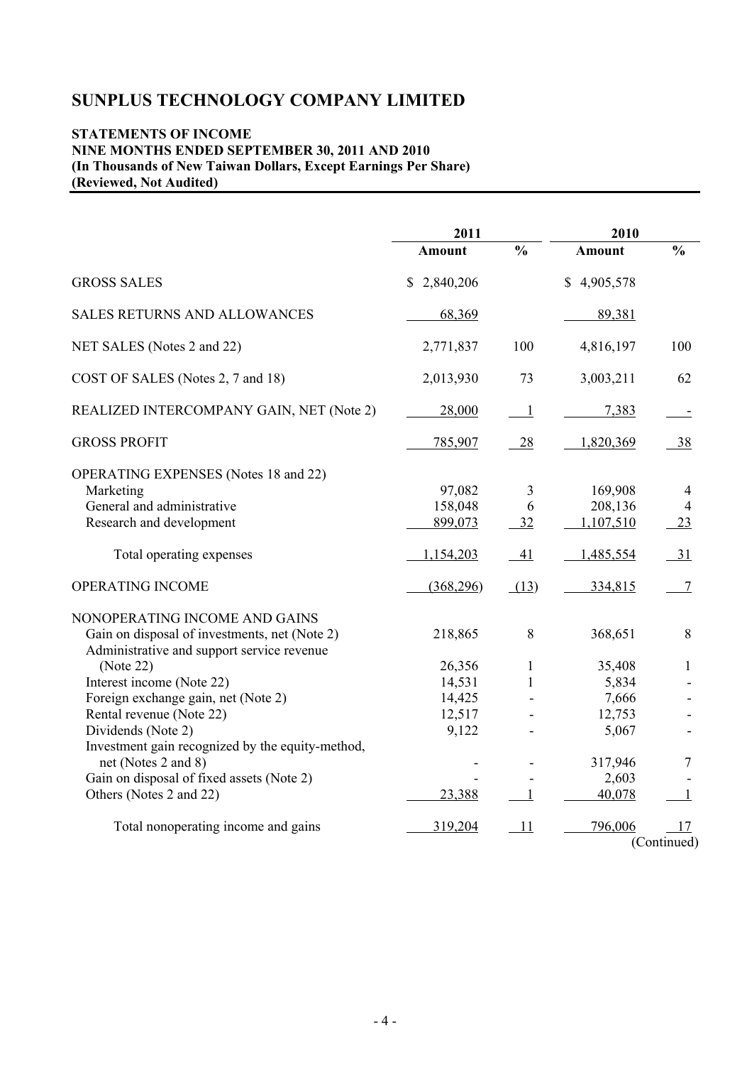# SUNPLUS TECHNOLOGY COMPANY LIMITED

**STATEMENTS OF INCOME**
**NINE MONTHS ENDED SEPTEMBER 30, 2011 AND 2010**
**(In Thousands of New Taiwan Dollars, Except Earnings Per Share)**
**(Reviewed, Not Audited)**

| | 2011 | | 2010 | |
|---|---|---|---|---|
| | **Amount** | **%** | **Amount** | **%** |
| GROSS SALES | $ 2,840,206 | | $ 4,905,578 | |
| SALES RETURNS AND ALLOWANCES | 68,369 | | 89,381 | |
| NET SALES (Notes 2 and 22) | 2,771,837 | 100 | 4,816,197 | 100 |
| COST OF SALES (Notes 2, 7 and 18) | 2,013,930 | 73 | 3,003,211 | 62 |
| REALIZED INTERCOMPANY GAIN, NET (Note 2) | 28,000 | 1 | 7,383 | - |
| GROSS PROFIT | 785,907 | 28 | 1,820,369 | 38 |
| OPERATING EXPENSES (Notes 18 and 22) | | | | |
| Marketing | 97,082 | 3 | 169,908 | 4 |
| General and administrative | 158,048 | 6 | 208,136 | 4 |
| Research and development | 899,073 | 32 | 1,107,510 | 23 |
| Total operating expenses | 1,154,203 | 41 | 1,485,554 | 31 |
| OPERATING INCOME | (368,296) | (13) | 334,815 | 7 |
| NONOPERATING INCOME AND GAINS | | | | |
| Gain on disposal of investments, net (Note 2) | 218,865 | 8 | 368,651 | 8 |
| Administrative and support service revenue (Note 22) | 26,356 | 1 | 35,408 | 1 |
| Interest income (Note 22) | 14,531 | 1 | 5,834 | - |
| Foreign exchange gain, net (Note 2) | 14,425 | - | 7,666 | - |
| Rental revenue (Note 22) | 12,517 | - | 12,753 | - |
| Dividends (Note 2) | 9,122 | - | 5,067 | - |
| Investment gain recognized by the equity-method, net (Notes 2 and 8) | - | - | 317,946 | 7 |
| Gain on disposal of fixed assets (Note 2) | - | - | 2,603 | - |
| Others (Notes 2 and 22) | 23,388 | 1 | 40,078 | 1 |
| Total nonoperating income and gains | 319,204 | 11 | 796,006 | 17 |

(Continued)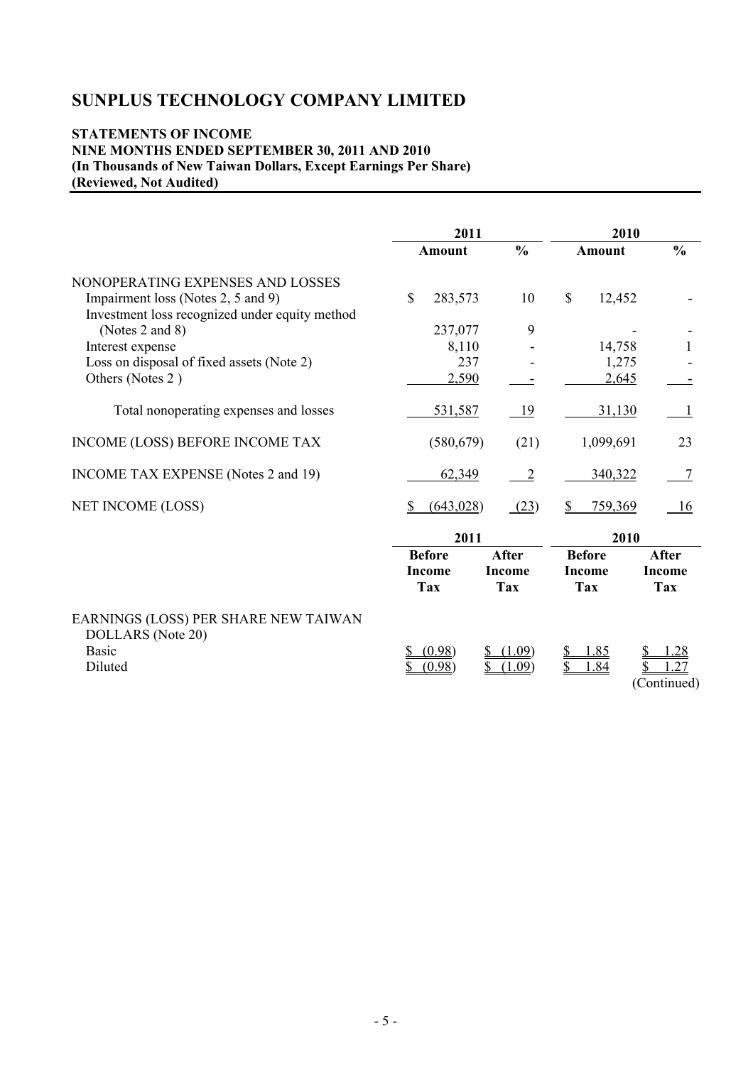# SUNPLUS TECHNOLOGY COMPANY LIMITED

**STATEMENTS OF INCOME**
**NINE MONTHS ENDED SEPTEMBER 30, 2011 AND 2010**
**(In Thousands of New Taiwan Dollars, Except Earnings Per Share)**
**(Reviewed, Not Audited)**

| | 2011 | | 2010 | |
|---|---|---|---|---|
| | **Amount** | **%** | **Amount** | **%** |
| NONOPERATING EXPENSES AND LOSSES | | | | |
| Impairment loss (Notes 2, 5 and 9) | $ 283,573 | 10 | $ 12,452 | - |
| Investment loss recognized under equity method (Notes 2 and 8) | 237,077 | 9 | - | - |
| Interest expense | 8,110 | - | 14,758 | 1 |
| Loss on disposal of fixed assets (Note 2) | 237 | - | 1,275 | - |
| Others (Notes 2 ) | 2,590 | - | 2,645 | - |
| Total nonoperating expenses and losses | 531,587 | 19 | 31,130 | 1 |
| INCOME (LOSS) BEFORE INCOME TAX | (580,679) | (21) | 1,099,691 | 23 |
| INCOME TAX EXPENSE (Notes 2 and 19) | 62,349 | 2 | 340,322 | 7 |
| NET INCOME (LOSS) | $ (643,028) | (23) | $ 759,369 | 16 |

| | 2011 | | 2010 | |
|---|---|---|---|---|
| | **Before Income Tax** | **After Income Tax** | **Before Income Tax** | **After Income Tax** |
| EARNINGS (LOSS) PER SHARE NEW TAIWAN DOLLARS (Note 20) | | | | |
| Basic | $ (0.98) | $ (1.09) | $ 1.85 | $ 1.28 |
| Diluted | $ (0.98) | $ (1.09) | $ 1.84 | $ 1.27 |

(Continued)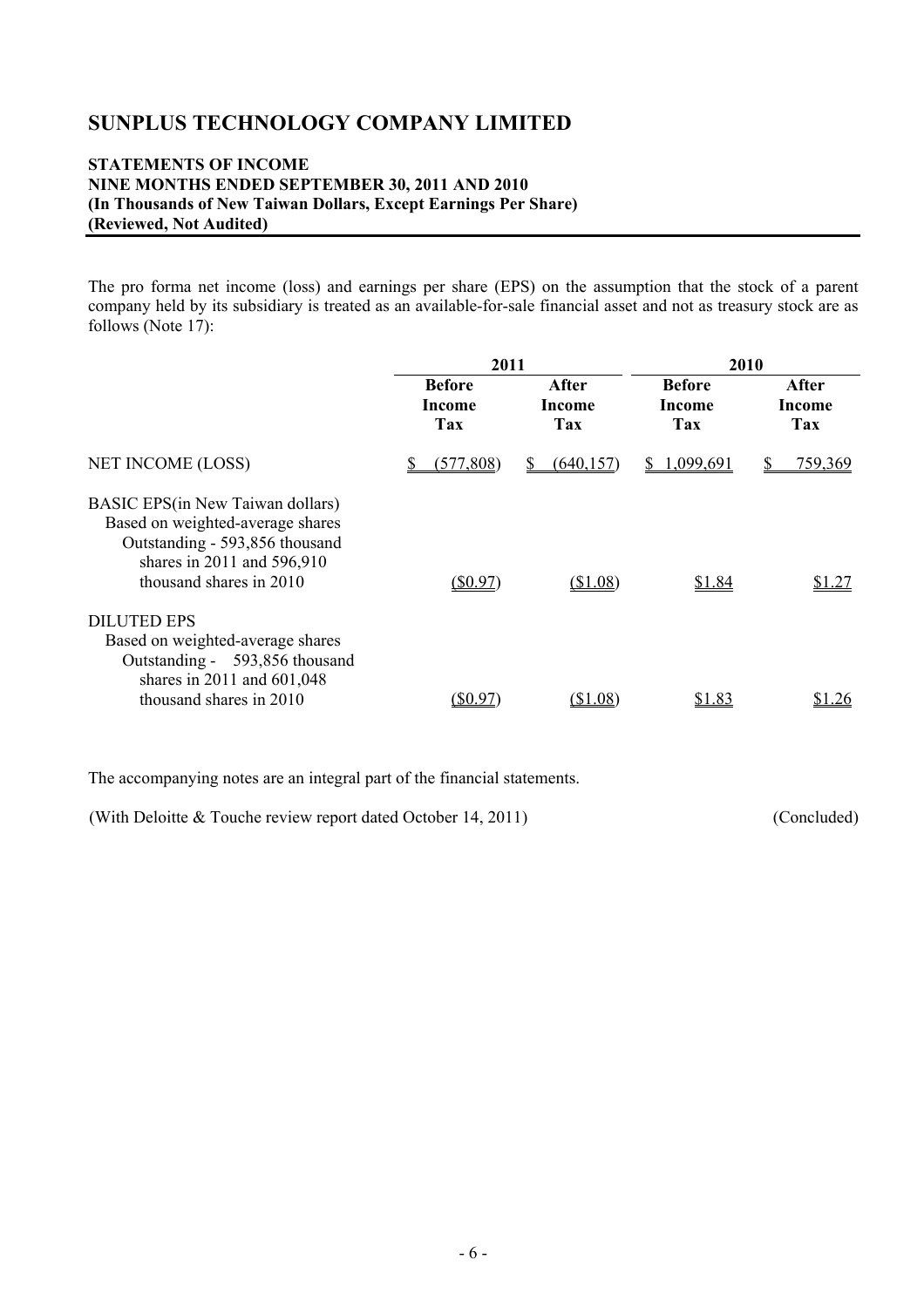# SUNPLUS TECHNOLOGY COMPANY LIMITED

**STATEMENTS OF INCOME**
**NINE MONTHS ENDED SEPTEMBER 30, 2011 AND 2010**
**(In Thousands of New Taiwan Dollars, Except Earnings Per Share)**
**(Reviewed, Not Audited)**

The pro forma net income (loss) and earnings per share (EPS) on the assumption that the stock of a parent company held by its subsidiary is treated as an available-for-sale financial asset and not as treasury stock are as follows (Note 17):

| | 2011 | | 2010 | |
|---|---|---|---|---|
| | **Before Income Tax** | **After Income Tax** | **Before Income Tax** | **After Income Tax** |
| NET INCOME (LOSS) | $ (577,808) | $ (640,157) | $ 1,099,691 | $ 759,369 |
| BASIC EPS(in New Taiwan dollars) Based on weighted-average shares Outstanding - 593,856 thousand shares in 2011 and 596,910 thousand shares in 2010 | ($0.97) | ($1.08) | $1.84 | $1.27 |
| DILUTED EPS Based on weighted-average shares Outstanding - 593,856 thousand shares in 2011 and 601,048 thousand shares in 2010 | ($0.97) | ($1.08) | $1.83 | $1.26 |

The accompanying notes are an integral part of the financial statements.

(With Deloitte & Touche review report dated October 14, 2011) (Concluded)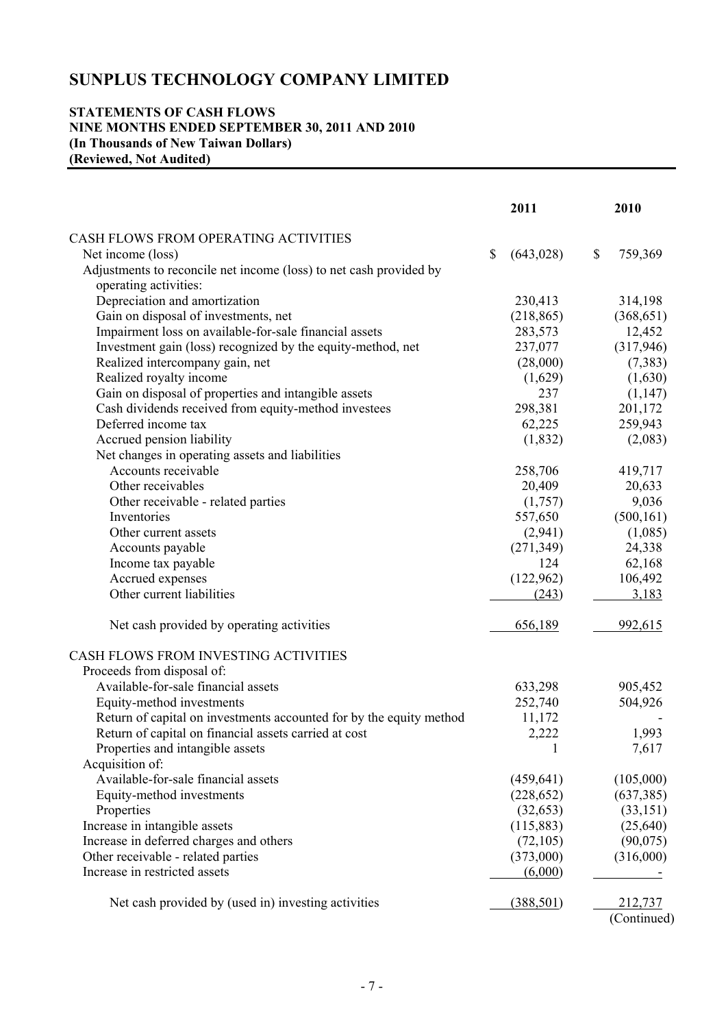# SUNPLUS TECHNOLOGY COMPANY LIMITED

**STATEMENTS OF CASH FLOWS**
**NINE MONTHS ENDED SEPTEMBER 30, 2011 AND 2010**
**(In Thousands of New Taiwan Dollars)**
**(Reviewed, Not Audited)**

| | 2011 | 2010 |
|---|---|---|
| CASH FLOWS FROM OPERATING ACTIVITIES | | |
| Net income (loss) | $ (643,028) | $ 759,369 |
| Adjustments to reconcile net income (loss) to net cash provided by operating activities: | | |
| Depreciation and amortization | 230,413 | 314,198 |
| Gain on disposal of investments, net | (218,865) | (368,651) |
| Impairment loss on available-for-sale financial assets | 283,573 | 12,452 |
| Investment gain (loss) recognized by the equity-method, net | 237,077 | (317,946) |
| Realized intercompany gain, net | (28,000) | (7,383) |
| Realized royalty income | (1,629) | (1,630) |
| Gain on disposal of properties and intangible assets | 237 | (1,147) |
| Cash dividends received from equity-method investees | 298,381 | 201,172 |
| Deferred income tax | 62,225 | 259,943 |
| Accrued pension liability | (1,832) | (2,083) |
| Net changes in operating assets and liabilities | | |
| Accounts receivable | 258,706 | 419,717 |
| Other receivables | 20,409 | 20,633 |
| Other receivable - related parties | (1,757) | 9,036 |
| Inventories | 557,650 | (500,161) |
| Other current assets | (2,941) | (1,085) |
| Accounts payable | (271,349) | 24,338 |
| Income tax payable | 124 | 62,168 |
| Accrued expenses | (122,962) | 106,492 |
| Other current liabilities | (243) | 3,183 |
| Net cash provided by operating activities | 656,189 | 992,615 |
| CASH FLOWS FROM INVESTING ACTIVITIES | | |
| Proceeds from disposal of: | | |
| Available-for-sale financial assets | 633,298 | 905,452 |
| Equity-method investments | 252,740 | 504,926 |
| Return of capital on investments accounted for by the equity method | 11,172 | - |
| Return of capital on financial assets carried at cost | 2,222 | 1,993 |
| Properties and intangible assets | 1 | 7,617 |
| Acquisition of: | | |
| Available-for-sale financial assets | (459,641) | (105,000) |
| Equity-method investments | (228,652) | (637,385) |
| Properties | (32,653) | (33,151) |
| Increase in intangible assets | (115,883) | (25,640) |
| Increase in deferred charges and others | (72,105) | (90,075) |
| Other receivable - related parties | (373,000) | (316,000) |
| Increase in restricted assets | (6,000) | - |
| Net cash provided by (used in) investing activities | (388,501) | 212,737 |

(Continued)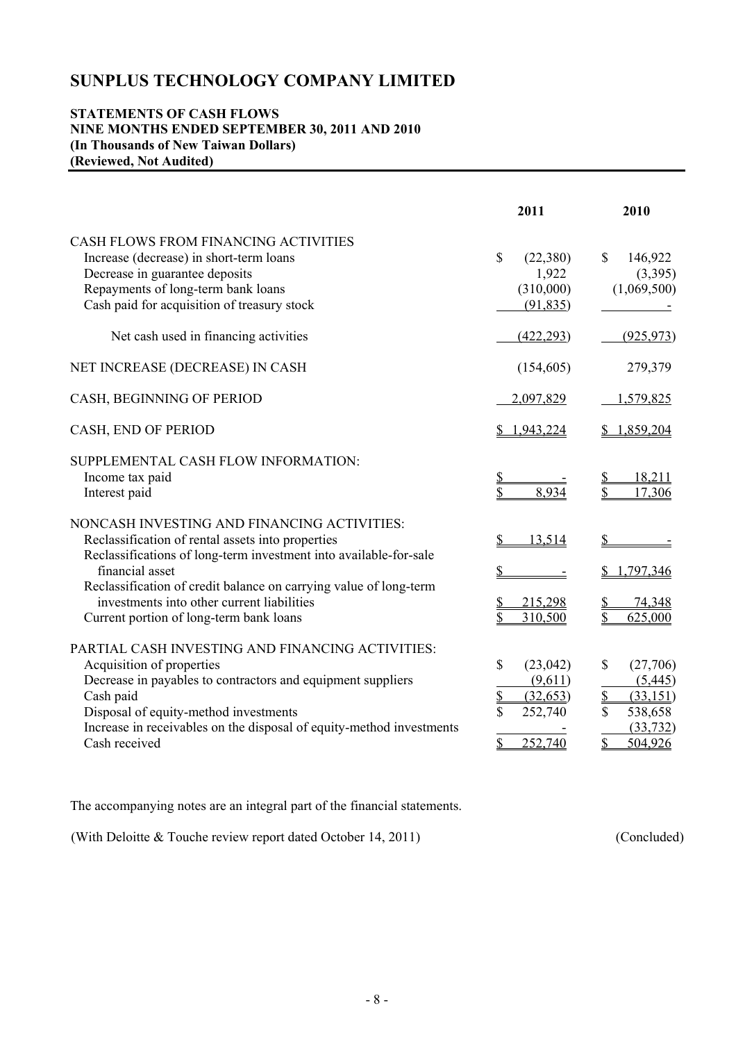# SUNPLUS TECHNOLOGY COMPANY LIMITED

**STATEMENTS OF CASH FLOWS**
**NINE MONTHS ENDED SEPTEMBER 30, 2011 AND 2010**
**(In Thousands of New Taiwan Dollars)**
**(Reviewed, Not Audited)**

| | 2011 | 2010 |
|---|---|---|
| CASH FLOWS FROM FINANCING ACTIVITIES | | |
| Increase (decrease) in short-term loans | $ (22,380) | $ 146,922 |
| Decrease in guarantee deposits | 1,922 | (3,395) |
| Repayments of long-term bank loans | (310,000) | (1,069,500) |
| Cash paid for acquisition of treasury stock | (91,835) | - |
| Net cash used in financing activities | (422,293) | (925,973) |
| NET INCREASE (DECREASE) IN CASH | (154,605) | 279,379 |
| CASH, BEGINNING OF PERIOD | 2,097,829 | 1,579,825 |
| CASH, END OF PERIOD | $ 1,943,224 | $ 1,859,204 |
| SUPPLEMENTAL CASH FLOW INFORMATION: | | |
| Income tax paid | $ - | $ 18,211 |
| Interest paid | $ 8,934 | $ 17,306 |
| NONCASH INVESTING AND FINANCING ACTIVITIES: | | |
| Reclassification of rental assets into properties | $ 13,514 | $ - |
| Reclassifications of long-term investment into available-for-sale financial asset | $ - | $ 1,797,346 |
| Reclassification of credit balance on carrying value of long-term investments into other current liabilities | $ 215,298 | $ 74,348 |
| Current portion of long-term bank loans | $ 310,500 | $ 625,000 |
| PARTIAL CASH INVESTING AND FINANCING ACTIVITIES: | | |
| Acquisition of properties | $ (23,042) | $ (27,706) |
| Decrease in payables to contractors and equipment suppliers | (9,611) | (5,445) |
| Cash paid | $ (32,653) | $ (33,151) |
| Disposal of equity-method investments | $ 252,740 | $ 538,658 |
| Increase in receivables on the disposal of equity-method investments | - | (33,732) |
| Cash received | $ 252,740 | $ 504,926 |

The accompanying notes are an integral part of the financial statements.

(With Deloitte & Touche review report dated October 14, 2011) (Concluded)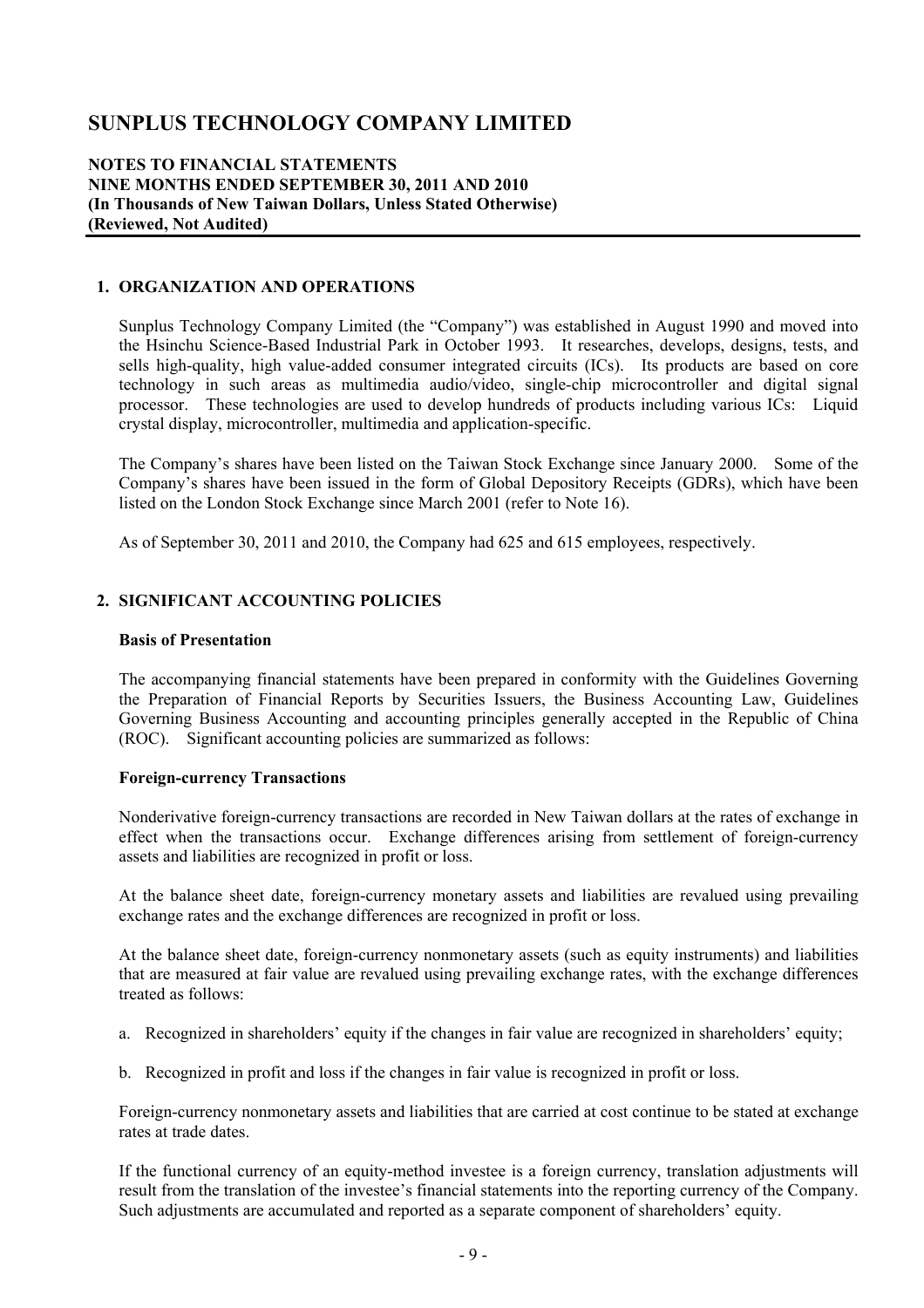# SUNPLUS TECHNOLOGY COMPANY LIMITED

**NOTES TO FINANCIAL STATEMENTS**
**NINE MONTHS ENDED SEPTEMBER 30, 2011 AND 2010**
**(In Thousands of New Taiwan Dollars, Unless Stated Otherwise)**
**(Reviewed, Not Audited)**

## 1. ORGANIZATION AND OPERATIONS

Sunplus Technology Company Limited (the "Company") was established in August 1990 and moved into the Hsinchu Science-Based Industrial Park in October 1993. It researches, develops, designs, tests, and sells high-quality, high value-added consumer integrated circuits (ICs). Its products are based on core technology in such areas as multimedia audio/video, single-chip microcontroller and digital signal processor. These technologies are used to develop hundreds of products including various ICs: Liquid crystal display, microcontroller, multimedia and application-specific.

The Company's shares have been listed on the Taiwan Stock Exchange since January 2000. Some of the Company's shares have been issued in the form of Global Depository Receipts (GDRs), which have been listed on the London Stock Exchange since March 2001 (refer to Note 16).

As of September 30, 2011 and 2010, the Company had 625 and 615 employees, respectively.

## 2. SIGNIFICANT ACCOUNTING POLICIES

### Basis of Presentation

The accompanying financial statements have been prepared in conformity with the Guidelines Governing the Preparation of Financial Reports by Securities Issuers, the Business Accounting Law, Guidelines Governing Business Accounting and accounting principles generally accepted in the Republic of China (ROC). Significant accounting policies are summarized as follows:

### Foreign-currency Transactions

Nonderivative foreign-currency transactions are recorded in New Taiwan dollars at the rates of exchange in effect when the transactions occur. Exchange differences arising from settlement of foreign-currency assets and liabilities are recognized in profit or loss.

At the balance sheet date, foreign-currency monetary assets and liabilities are revalued using prevailing exchange rates and the exchange differences are recognized in profit or loss.

At the balance sheet date, foreign-currency nonmonetary assets (such as equity instruments) and liabilities that are measured at fair value are revalued using prevailing exchange rates, with the exchange differences treated as follows:

a. Recognized in shareholders' equity if the changes in fair value are recognized in shareholders' equity;

b. Recognized in profit and loss if the changes in fair value is recognized in profit or loss.

Foreign-currency nonmonetary assets and liabilities that are carried at cost continue to be stated at exchange rates at trade dates.

If the functional currency of an equity-method investee is a foreign currency, translation adjustments will result from the translation of the investee's financial statements into the reporting currency of the Company. Such adjustments are accumulated and reported as a separate component of shareholders' equity.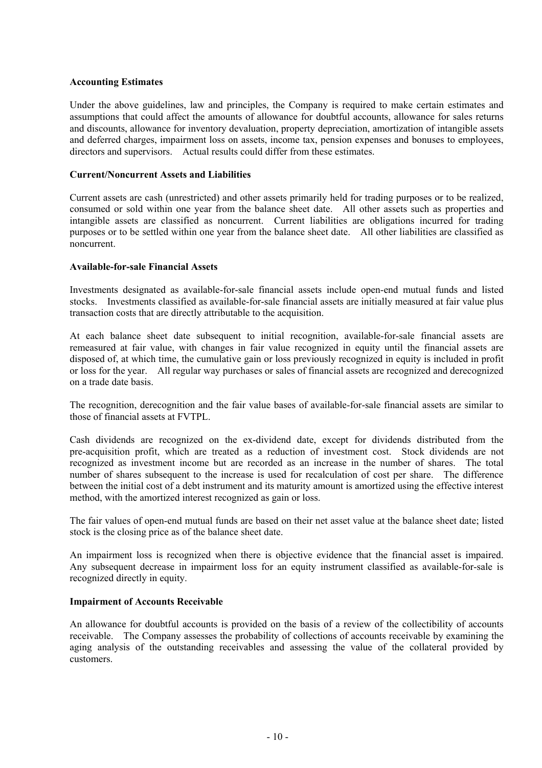**Accounting Estimates**

Under the above guidelines, law and principles, the Company is required to make certain estimates and assumptions that could affect the amounts of allowance for doubtful accounts, allowance for sales returns and discounts, allowance for inventory devaluation, property depreciation, amortization of intangible assets and deferred charges, impairment loss on assets, income tax, pension expenses and bonuses to employees, directors and supervisors. Actual results could differ from these estimates.

**Current/Noncurrent Assets and Liabilities**

Current assets are cash (unrestricted) and other assets primarily held for trading purposes or to be realized, consumed or sold within one year from the balance sheet date. All other assets such as properties and intangible assets are classified as noncurrent. Current liabilities are obligations incurred for trading purposes or to be settled within one year from the balance sheet date. All other liabilities are classified as noncurrent.

**Available-for-sale Financial Assets**

Investments designated as available-for-sale financial assets include open-end mutual funds and listed stocks. Investments classified as available-for-sale financial assets are initially measured at fair value plus transaction costs that are directly attributable to the acquisition.

At each balance sheet date subsequent to initial recognition, available-for-sale financial assets are remeasured at fair value, with changes in fair value recognized in equity until the financial assets are disposed of, at which time, the cumulative gain or loss previously recognized in equity is included in profit or loss for the year. All regular way purchases or sales of financial assets are recognized and derecognized on a trade date basis.

The recognition, derecognition and the fair value bases of available-for-sale financial assets are similar to those of financial assets at FVTPL.

Cash dividends are recognized on the ex-dividend date, except for dividends distributed from the pre-acquisition profit, which are treated as a reduction of investment cost. Stock dividends are not recognized as investment income but are recorded as an increase in the number of shares. The total number of shares subsequent to the increase is used for recalculation of cost per share. The difference between the initial cost of a debt instrument and its maturity amount is amortized using the effective interest method, with the amortized interest recognized as gain or loss.

The fair values of open-end mutual funds are based on their net asset value at the balance sheet date; listed stock is the closing price as of the balance sheet date.

An impairment loss is recognized when there is objective evidence that the financial asset is impaired. Any subsequent decrease in impairment loss for an equity instrument classified as available-for-sale is recognized directly in equity.

**Impairment of Accounts Receivable**

An allowance for doubtful accounts is provided on the basis of a review of the collectibility of accounts receivable. The Company assesses the probability of collections of accounts receivable by examining the aging analysis of the outstanding receivables and assessing the value of the collateral provided by customers.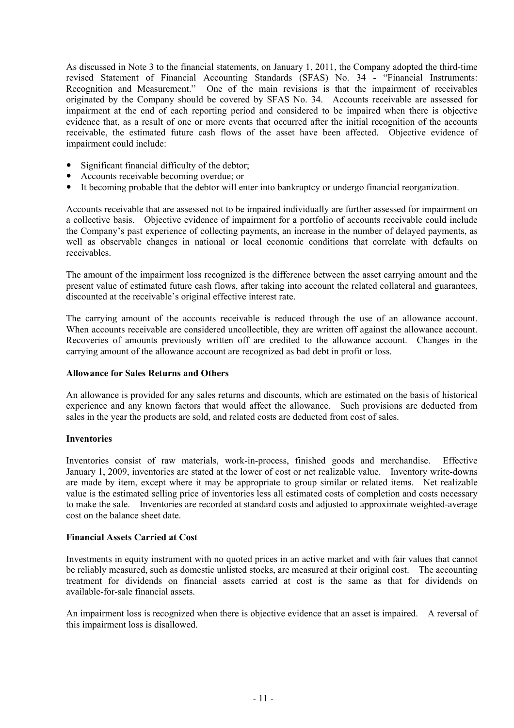As discussed in Note 3 to the financial statements, on January 1, 2011, the Company adopted the third-time revised Statement of Financial Accounting Standards (SFAS) No. 34 - "Financial Instruments: Recognition and Measurement." One of the main revisions is that the impairment of receivables originated by the Company should be covered by SFAS No. 34. Accounts receivable are assessed for impairment at the end of each reporting period and considered to be impaired when there is objective evidence that, as a result of one or more events that occurred after the initial recognition of the accounts receivable, the estimated future cash flows of the asset have been affected. Objective evidence of impairment could include:

- Significant financial difficulty of the debtor;
- Accounts receivable becoming overdue; or
- It becoming probable that the debtor will enter into bankruptcy or undergo financial reorganization.

Accounts receivable that are assessed not to be impaired individually are further assessed for impairment on a collective basis. Objective evidence of impairment for a portfolio of accounts receivable could include the Company's past experience of collecting payments, an increase in the number of delayed payments, as well as observable changes in national or local economic conditions that correlate with defaults on receivables.

The amount of the impairment loss recognized is the difference between the asset carrying amount and the present value of estimated future cash flows, after taking into account the related collateral and guarantees, discounted at the receivable's original effective interest rate.

The carrying amount of the accounts receivable is reduced through the use of an allowance account. When accounts receivable are considered uncollectible, they are written off against the allowance account. Recoveries of amounts previously written off are credited to the allowance account. Changes in the carrying amount of the allowance account are recognized as bad debt in profit or loss.

**Allowance for Sales Returns and Others**

An allowance is provided for any sales returns and discounts, which are estimated on the basis of historical experience and any known factors that would affect the allowance. Such provisions are deducted from sales in the year the products are sold, and related costs are deducted from cost of sales.

**Inventories**

Inventories consist of raw materials, work-in-process, finished goods and merchandise. Effective January 1, 2009, inventories are stated at the lower of cost or net realizable value. Inventory write-downs are made by item, except where it may be appropriate to group similar or related items. Net realizable value is the estimated selling price of inventories less all estimated costs of completion and costs necessary to make the sale. Inventories are recorded at standard costs and adjusted to approximate weighted-average cost on the balance sheet date.

**Financial Assets Carried at Cost**

Investments in equity instrument with no quoted prices in an active market and with fair values that cannot be reliably measured, such as domestic unlisted stocks, are measured at their original cost. The accounting treatment for dividends on financial assets carried at cost is the same as that for dividends on available-for-sale financial assets.

An impairment loss is recognized when there is objective evidence that an asset is impaired. A reversal of this impairment loss is disallowed.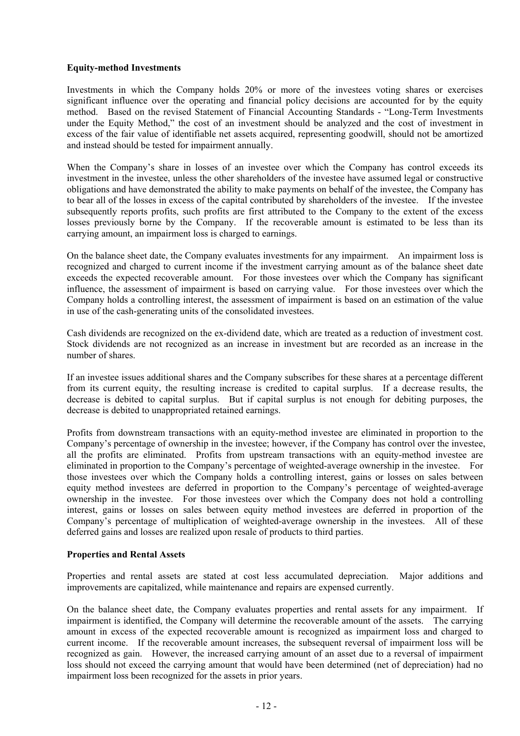**Equity-method Investments**

Investments in which the Company holds 20% or more of the investees voting shares or exercises significant influence over the operating and financial policy decisions are accounted for by the equity method. Based on the revised Statement of Financial Accounting Standards - "Long-Term Investments under the Equity Method," the cost of an investment should be analyzed and the cost of investment in excess of the fair value of identifiable net assets acquired, representing goodwill, should not be amortized and instead should be tested for impairment annually.

When the Company's share in losses of an investee over which the Company has control exceeds its investment in the investee, unless the other shareholders of the investee have assumed legal or constructive obligations and have demonstrated the ability to make payments on behalf of the investee, the Company has to bear all of the losses in excess of the capital contributed by shareholders of the investee. If the investee subsequently reports profits, such profits are first attributed to the Company to the extent of the excess losses previously borne by the Company. If the recoverable amount is estimated to be less than its carrying amount, an impairment loss is charged to earnings.

On the balance sheet date, the Company evaluates investments for any impairment. An impairment loss is recognized and charged to current income if the investment carrying amount as of the balance sheet date exceeds the expected recoverable amount. For those investees over which the Company has significant influence, the assessment of impairment is based on carrying value. For those investees over which the Company holds a controlling interest, the assessment of impairment is based on an estimation of the value in use of the cash-generating units of the consolidated investees.

Cash dividends are recognized on the ex-dividend date, which are treated as a reduction of investment cost. Stock dividends are not recognized as an increase in investment but are recorded as an increase in the number of shares.

If an investee issues additional shares and the Company subscribes for these shares at a percentage different from its current equity, the resulting increase is credited to capital surplus. If a decrease results, the decrease is debited to capital surplus. But if capital surplus is not enough for debiting purposes, the decrease is debited to unappropriated retained earnings.

Profits from downstream transactions with an equity-method investee are eliminated in proportion to the Company's percentage of ownership in the investee; however, if the Company has control over the investee, all the profits are eliminated. Profits from upstream transactions with an equity-method investee are eliminated in proportion to the Company's percentage of weighted-average ownership in the investee. For those investees over which the Company holds a controlling interest, gains or losses on sales between equity method investees are deferred in proportion to the Company's percentage of weighted-average ownership in the investee. For those investees over which the Company does not hold a controlling interest, gains or losses on sales between equity method investees are deferred in proportion of the Company's percentage of multiplication of weighted-average ownership in the investees. All of these deferred gains and losses are realized upon resale of products to third parties.

**Properties and Rental Assets**

Properties and rental assets are stated at cost less accumulated depreciation. Major additions and improvements are capitalized, while maintenance and repairs are expensed currently.

On the balance sheet date, the Company evaluates properties and rental assets for any impairment. If impairment is identified, the Company will determine the recoverable amount of the assets. The carrying amount in excess of the expected recoverable amount is recognized as impairment loss and charged to current income. If the recoverable amount increases, the subsequent reversal of impairment loss will be recognized as gain. However, the increased carrying amount of an asset due to a reversal of impairment loss should not exceed the carrying amount that would have been determined (net of depreciation) had no impairment loss been recognized for the assets in prior years.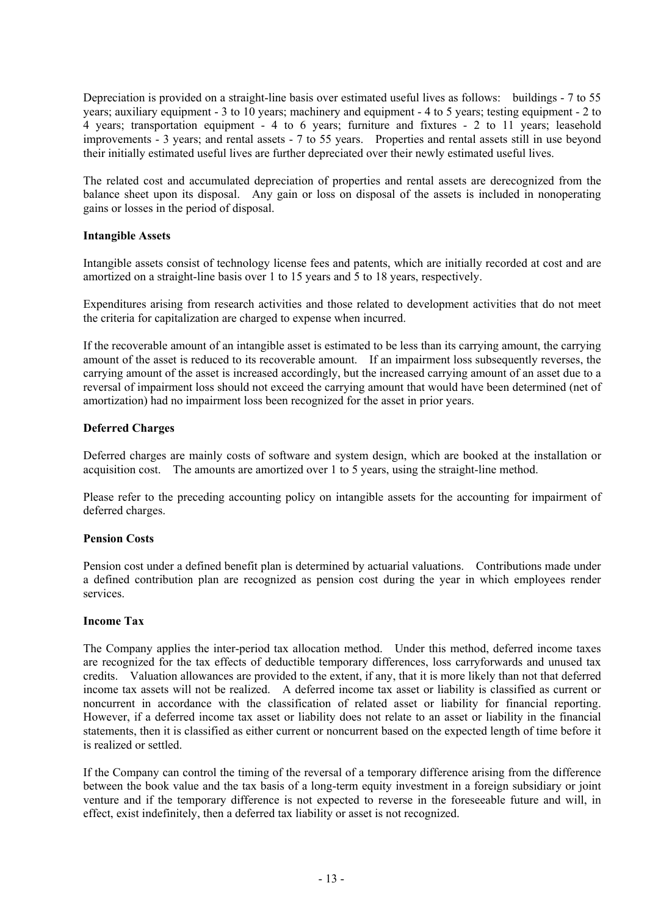Depreciation is provided on a straight-line basis over estimated useful lives as follows: buildings - 7 to 55 years; auxiliary equipment - 3 to 10 years; machinery and equipment - 4 to 5 years; testing equipment - 2 to 4 years; transportation equipment - 4 to 6 years; furniture and fixtures - 2 to 11 years; leasehold improvements - 3 years; and rental assets - 7 to 55 years. Properties and rental assets still in use beyond their initially estimated useful lives are further depreciated over their newly estimated useful lives.

The related cost and accumulated depreciation of properties and rental assets are derecognized from the balance sheet upon its disposal. Any gain or loss on disposal of the assets is included in nonoperating gains or losses in the period of disposal.

**Intangible Assets**

Intangible assets consist of technology license fees and patents, which are initially recorded at cost and are amortized on a straight-line basis over 1 to 15 years and 5 to 18 years, respectively.

Expenditures arising from research activities and those related to development activities that do not meet the criteria for capitalization are charged to expense when incurred.

If the recoverable amount of an intangible asset is estimated to be less than its carrying amount, the carrying amount of the asset is reduced to its recoverable amount. If an impairment loss subsequently reverses, the carrying amount of the asset is increased accordingly, but the increased carrying amount of an asset due to a reversal of impairment loss should not exceed the carrying amount that would have been determined (net of amortization) had no impairment loss been recognized for the asset in prior years.

**Deferred Charges**

Deferred charges are mainly costs of software and system design, which are booked at the installation or acquisition cost. The amounts are amortized over 1 to 5 years, using the straight-line method.

Please refer to the preceding accounting policy on intangible assets for the accounting for impairment of deferred charges.

**Pension Costs**

Pension cost under a defined benefit plan is determined by actuarial valuations. Contributions made under a defined contribution plan are recognized as pension cost during the year in which employees render services.

**Income Tax**

The Company applies the inter-period tax allocation method. Under this method, deferred income taxes are recognized for the tax effects of deductible temporary differences, loss carryforwards and unused tax credits. Valuation allowances are provided to the extent, if any, that it is more likely than not that deferred income tax assets will not be realized. A deferred income tax asset or liability is classified as current or noncurrent in accordance with the classification of related asset or liability for financial reporting. However, if a deferred income tax asset or liability does not relate to an asset or liability in the financial statements, then it is classified as either current or noncurrent based on the expected length of time before it is realized or settled.

If the Company can control the timing of the reversal of a temporary difference arising from the difference between the book value and the tax basis of a long-term equity investment in a foreign subsidiary or joint venture and if the temporary difference is not expected to reverse in the foreseeable future and will, in effect, exist indefinitely, then a deferred tax liability or asset is not recognized.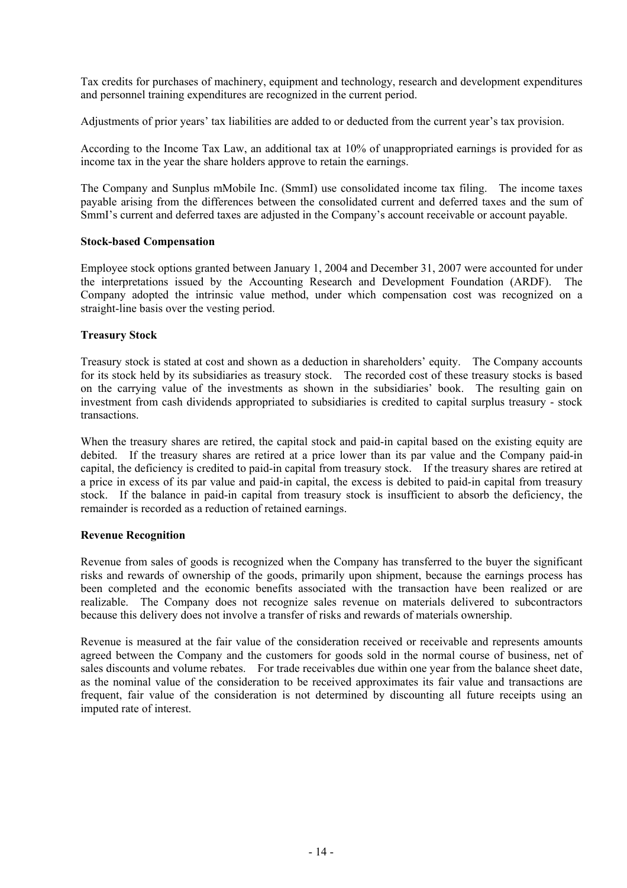Tax credits for purchases of machinery, equipment and technology, research and development expenditures and personnel training expenditures are recognized in the current period.

Adjustments of prior years' tax liabilities are added to or deducted from the current year's tax provision.

According to the Income Tax Law, an additional tax at 10% of unappropriated earnings is provided for as income tax in the year the share holders approve to retain the earnings.

The Company and Sunplus mMobile Inc. (SmmI) use consolidated income tax filing. The income taxes payable arising from the differences between the consolidated current and deferred taxes and the sum of SmmI's current and deferred taxes are adjusted in the Company's account receivable or account payable.

**Stock-based Compensation**

Employee stock options granted between January 1, 2004 and December 31, 2007 were accounted for under the interpretations issued by the Accounting Research and Development Foundation (ARDF). The Company adopted the intrinsic value method, under which compensation cost was recognized on a straight-line basis over the vesting period.

**Treasury Stock**

Treasury stock is stated at cost and shown as a deduction in shareholders' equity. The Company accounts for its stock held by its subsidiaries as treasury stock. The recorded cost of these treasury stocks is based on the carrying value of the investments as shown in the subsidiaries' book. The resulting gain on investment from cash dividends appropriated to subsidiaries is credited to capital surplus treasury - stock transactions.

When the treasury shares are retired, the capital stock and paid-in capital based on the existing equity are debited. If the treasury shares are retired at a price lower than its par value and the Company paid-in capital, the deficiency is credited to paid-in capital from treasury stock. If the treasury shares are retired at a price in excess of its par value and paid-in capital, the excess is debited to paid-in capital from treasury stock. If the balance in paid-in capital from treasury stock is insufficient to absorb the deficiency, the remainder is recorded as a reduction of retained earnings.

**Revenue Recognition**

Revenue from sales of goods is recognized when the Company has transferred to the buyer the significant risks and rewards of ownership of the goods, primarily upon shipment, because the earnings process has been completed and the economic benefits associated with the transaction have been realized or are realizable. The Company does not recognize sales revenue on materials delivered to subcontractors because this delivery does not involve a transfer of risks and rewards of materials ownership.

Revenue is measured at the fair value of the consideration received or receivable and represents amounts agreed between the Company and the customers for goods sold in the normal course of business, net of sales discounts and volume rebates. For trade receivables due within one year from the balance sheet date, as the nominal value of the consideration to be received approximates its fair value and transactions are frequent, fair value of the consideration is not determined by discounting all future receipts using an imputed rate of interest.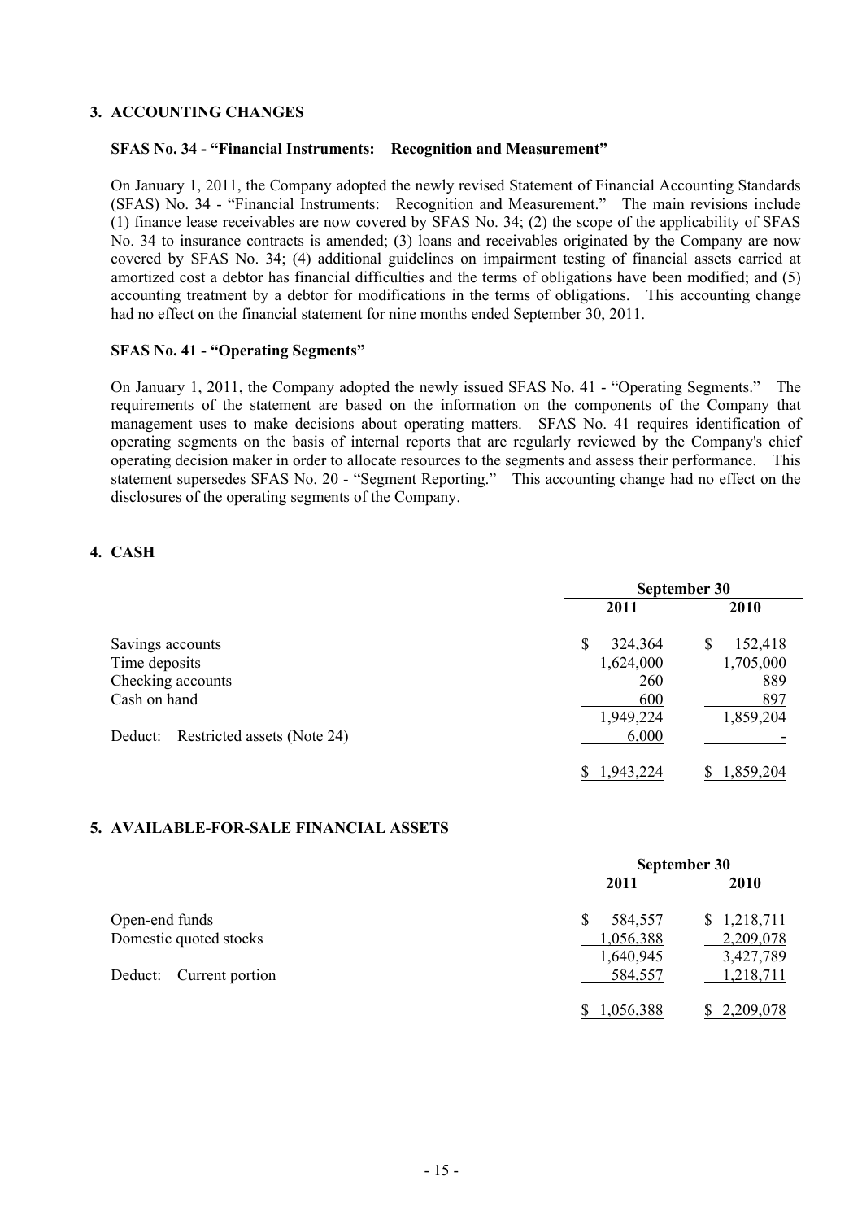## 3. ACCOUNTING CHANGES

### SFAS No. 34 - "Financial Instruments: Recognition and Measurement"

On January 1, 2011, the Company adopted the newly revised Statement of Financial Accounting Standards (SFAS) No. 34 - "Financial Instruments: Recognition and Measurement." The main revisions include (1) finance lease receivables are now covered by SFAS No. 34; (2) the scope of the applicability of SFAS No. 34 to insurance contracts is amended; (3) loans and receivables originated by the Company are now covered by SFAS No. 34; (4) additional guidelines on impairment testing of financial assets carried at amortized cost a debtor has financial difficulties and the terms of obligations have been modified; and (5) accounting treatment by a debtor for modifications in the terms of obligations. This accounting change had no effect on the financial statement for nine months ended September 30, 2011.

### SFAS No. 41 - "Operating Segments"

On January 1, 2011, the Company adopted the newly issued SFAS No. 41 - "Operating Segments." The requirements of the statement are based on the information on the components of the Company that management uses to make decisions about operating matters. SFAS No. 41 requires identification of operating segments on the basis of internal reports that are regularly reviewed by the Company's chief operating decision maker in order to allocate resources to the segments and assess their performance. This statement supersedes SFAS No. 20 - "Segment Reporting." This accounting change had no effect on the disclosures of the operating segments of the Company.

## 4. CASH

| | September 30 | |
|---|---|---|
| | 2011 | 2010 |
| Savings accounts | $ 324,364 | $ 152,418 |
| Time deposits | 1,624,000 | 1,705,000 |
| Checking accounts | 260 | 889 |
| Cash on hand | 600 | 897 |
| | 1,949,224 | 1,859,204 |
| Deduct: Restricted assets (Note 24) | 6,000 | - |
| | $ 1,943,224 | $ 1,859,204 |

## 5. AVAILABLE-FOR-SALE FINANCIAL ASSETS

| | September 30 | |
|---|---|---|
| | 2011 | 2010 |
| Open-end funds | $ 584,557 | $ 1,218,711 |
| Domestic quoted stocks | 1,056,388 | 2,209,078 |
| | 1,640,945 | 3,427,789 |
| Deduct: Current portion | 584,557 | 1,218,711 |
| | $ 1,056,388 | $ 2,209,078 |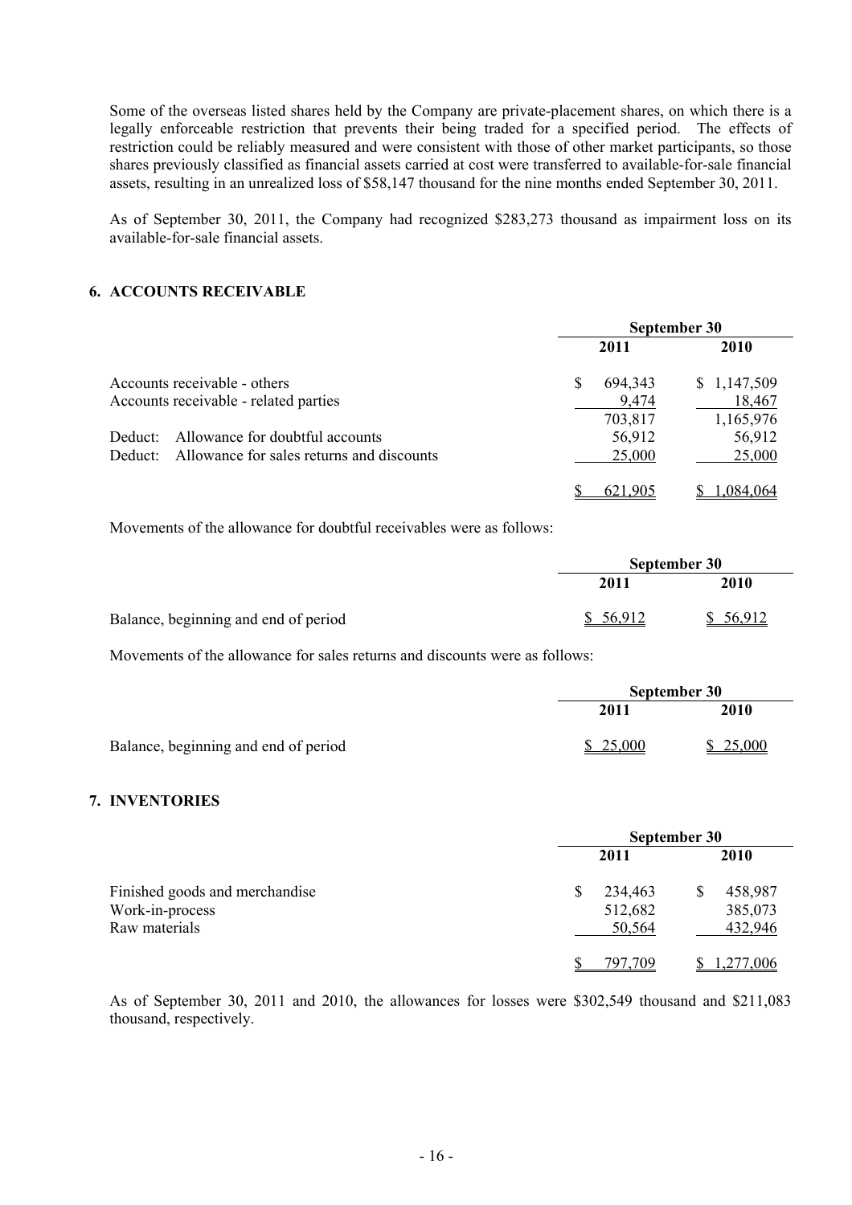Some of the overseas listed shares held by the Company are private-placement shares, on which there is a legally enforceable restriction that prevents their being traded for a specified period. The effects of restriction could be reliably measured and were consistent with those of other market participants, so those shares previously classified as financial assets carried at cost were transferred to available-for-sale financial assets, resulting in an unrealized loss of $58,147 thousand for the nine months ended September 30, 2011.

As of September 30, 2011, the Company had recognized $283,273 thousand as impairment loss on its available-for-sale financial assets.

## 6. ACCOUNTS RECEIVABLE

| | September 30 | |
|---|---|---|
| | **2011** | **2010** |
| Accounts receivable - others | $ 694,343 | $ 1,147,509 |
| Accounts receivable - related parties | 9,474 | 18,467 |
| | 703,817 | 1,165,976 |
| Deduct: Allowance for doubtful accounts | 56,912 | 56,912 |
| Deduct: Allowance for sales returns and discounts | 25,000 | 25,000 |
| | $ 621,905 | $ 1,084,064 |

Movements of the allowance for doubtful receivables were as follows:

| | September 30 | |
|---|---|---|
| | **2011** | **2010** |
| Balance, beginning and end of period | $ 56,912 | $ 56,912 |

Movements of the allowance for sales returns and discounts were as follows:

| | September 30 | |
|---|---|---|
| | **2011** | **2010** |
| Balance, beginning and end of period | $ 25,000 | $ 25,000 |

## 7. INVENTORIES

| | September 30 | |
|---|---|---|
| | **2011** | **2010** |
| Finished goods and merchandise | $ 234,463 | $ 458,987 |
| Work-in-process | 512,682 | 385,073 |
| Raw materials | 50,564 | 432,946 |
| | $ 797,709 | $ 1,277,006 |

As of September 30, 2011 and 2010, the allowances for losses were $302,549 thousand and $211,083 thousand, respectively.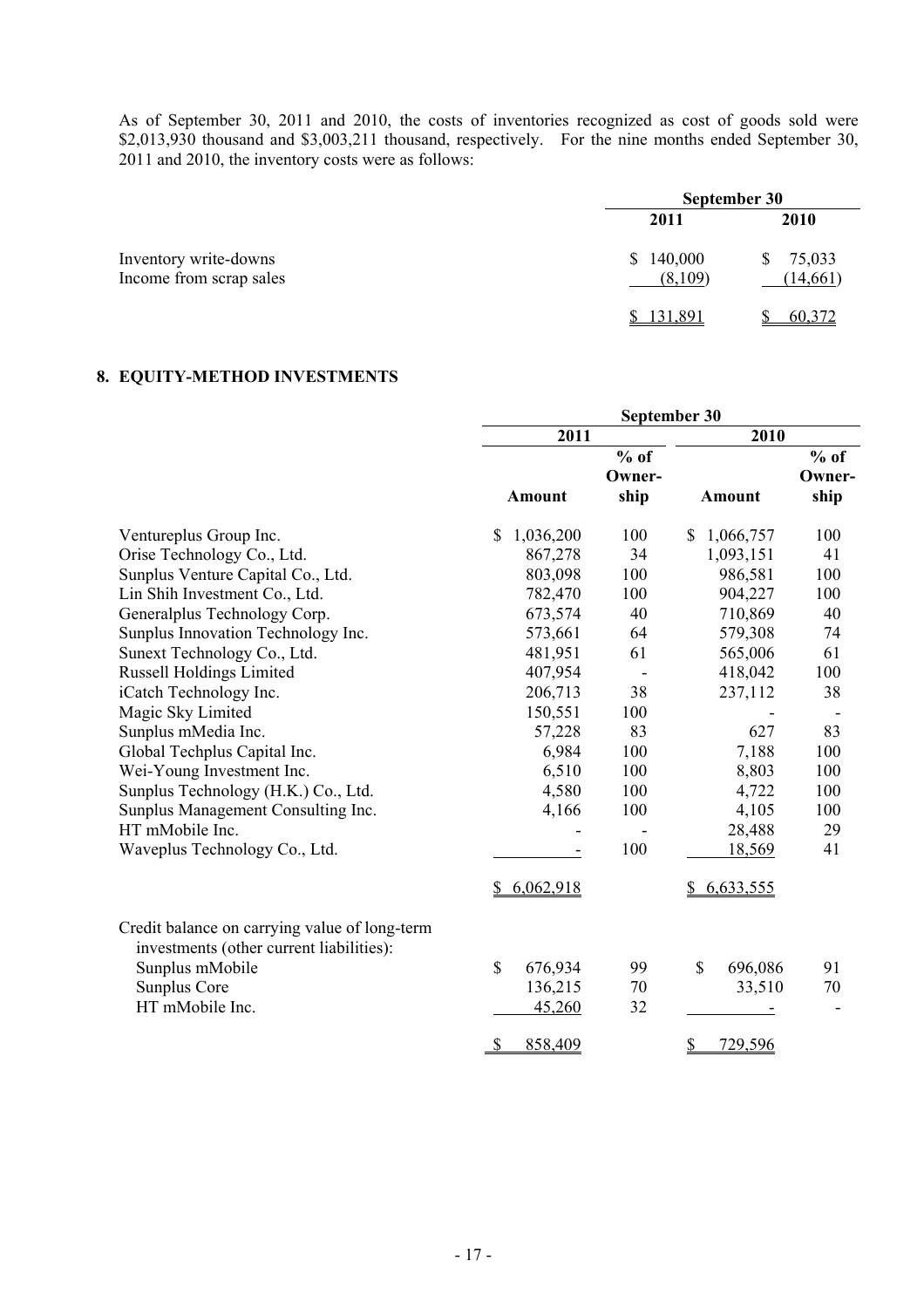As of September 30, 2011 and 2010, the costs of inventories recognized as cost of goods sold were $2,013,930 thousand and $3,003,211 thousand, respectively. For the nine months ended September 30, 2011 and 2010, the inventory costs were as follows:

| | September 30 | |
|---|---|---|
| | 2011 | 2010 |
| Inventory write-downs | $ 140,000 | $ 75,033 |
| Income from scrap sales | (8,109) | (14,661) |
| | $ 131,891 | $ 60,372 |

## 8. EQUITY-METHOD INVESTMENTS

| | September 30 | | | |
|---|---|---|---|---|
| | 2011 | | 2010 | |
| | Amount | % of Owner-ship | Amount | % of Owner-ship |
| Ventureplus Group Inc. | $ 1,036,200 | 100 | $ 1,066,757 | 100 |
| Orise Technology Co., Ltd. | 867,278 | 34 | 1,093,151 | 41 |
| Sunplus Venture Capital Co., Ltd. | 803,098 | 100 | 986,581 | 100 |
| Lin Shih Investment Co., Ltd. | 782,470 | 100 | 904,227 | 100 |
| Generalplus Technology Corp. | 673,574 | 40 | 710,869 | 40 |
| Sunplus Innovation Technology Inc. | 573,661 | 64 | 579,308 | 74 |
| Sunext Technology Co., Ltd. | 481,951 | 61 | 565,006 | 61 |
| Russell Holdings Limited | 407,954 | - | 418,042 | 100 |
| iCatch Technology Inc. | 206,713 | 38 | 237,112 | 38 |
| Magic Sky Limited | 150,551 | 100 | - | - |
| Sunplus mMedia Inc. | 57,228 | 83 | 627 | 83 |
| Global Techplus Capital Inc. | 6,984 | 100 | 7,188 | 100 |
| Wei-Young Investment Inc. | 6,510 | 100 | 8,803 | 100 |
| Sunplus Technology (H.K.) Co., Ltd. | 4,580 | 100 | 4,722 | 100 |
| Sunplus Management Consulting Inc. | 4,166 | 100 | 4,105 | 100 |
| HT mMobile Inc. | - | - | 28,488 | 29 |
| Waveplus Technology Co., Ltd. | - | 100 | 18,569 | 41 |
| | $ 6,062,918 | | $ 6,633,555 | |
| Credit balance on carrying value of long-term investments (other current liabilities): | | | | |
| Sunplus mMobile | $ 676,934 | 99 | $ 696,086 | 91 |
| Sunplus Core | 136,215 | 70 | 33,510 | 70 |
| HT mMobile Inc. | 45,260 | 32 | - | - |
| | $ 858,409 | | $ 729,596 | |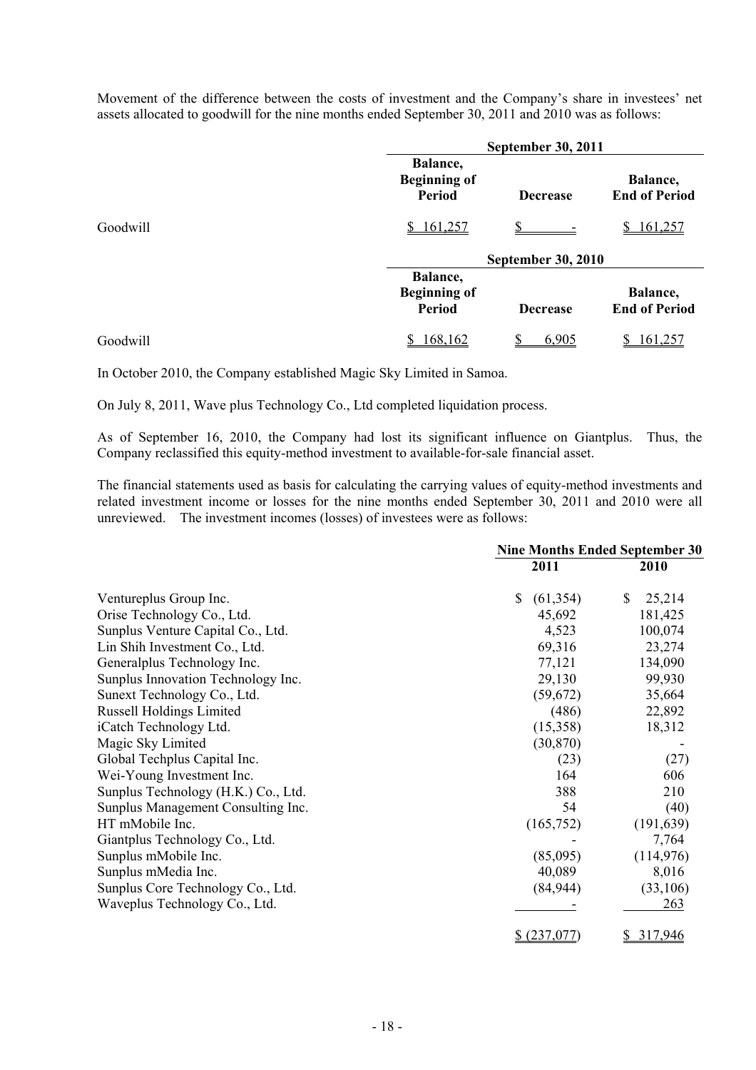Movement of the difference between the costs of investment and the Company's share in investees' net assets allocated to goodwill for the nine months ended September 30, 2011 and 2010 was as follows:

| | September 30, 2011 | | |
|---|---|---|---|
| | Balance, Beginning of Period | Decrease | Balance, End of Period |
| Goodwill | $ 161,257 | $ - | $ 161,257 |

| | September 30, 2010 | | |
|---|---|---|---|
| | Balance, Beginning of Period | Decrease | Balance, End of Period |
| Goodwill | $ 168,162 | $ 6,905 | $ 161,257 |

In October 2010, the Company established Magic Sky Limited in Samoa.

On July 8, 2011, Wave plus Technology Co., Ltd completed liquidation process.

As of September 16, 2010, the Company had lost its significant influence on Giantplus. Thus, the Company reclassified this equity-method investment to available-for-sale financial asset.

The financial statements used as basis for calculating the carrying values of equity-method investments and related investment income or losses for the nine months ended September 30, 2011 and 2010 were all unreviewed. The investment incomes (losses) of investees were as follows:

| | Nine Months Ended September 30 | |
|---|---|---|
| | 2011 | 2010 |
| Ventureplus Group Inc. | $ (61,354) | $ 25,214 |
| Orise Technology Co., Ltd. | 45,692 | 181,425 |
| Sunplus Venture Capital Co., Ltd. | 4,523 | 100,074 |
| Lin Shih Investment Co., Ltd. | 69,316 | 23,274 |
| Generalplus Technology Inc. | 77,121 | 134,090 |
| Sunplus Innovation Technology Inc. | 29,130 | 99,930 |
| Sunext Technology Co., Ltd. | (59,672) | 35,664 |
| Russell Holdings Limited | (486) | 22,892 |
| iCatch Technology Ltd. | (15,358) | 18,312 |
| Magic Sky Limited | (30,870) | - |
| Global Techplus Capital Inc. | (23) | (27) |
| Wei-Young Investment Inc. | 164 | 606 |
| Sunplus Technology (H.K.) Co., Ltd. | 388 | 210 |
| Sunplus Management Consulting Inc. | 54 | (40) |
| HT mMobile Inc. | (165,752) | (191,639) |
| Giantplus Technology Co., Ltd. | - | 7,764 |
| Sunplus mMobile Inc. | (85,095) | (114,976) |
| Sunplus mMedia Inc. | 40,089 | 8,016 |
| Sunplus Core Technology Co., Ltd. | (84,944) | (33,106) |
| Waveplus Technology Co., Ltd. | - | 263 |
| | $ (237,077) | $ 317,946 |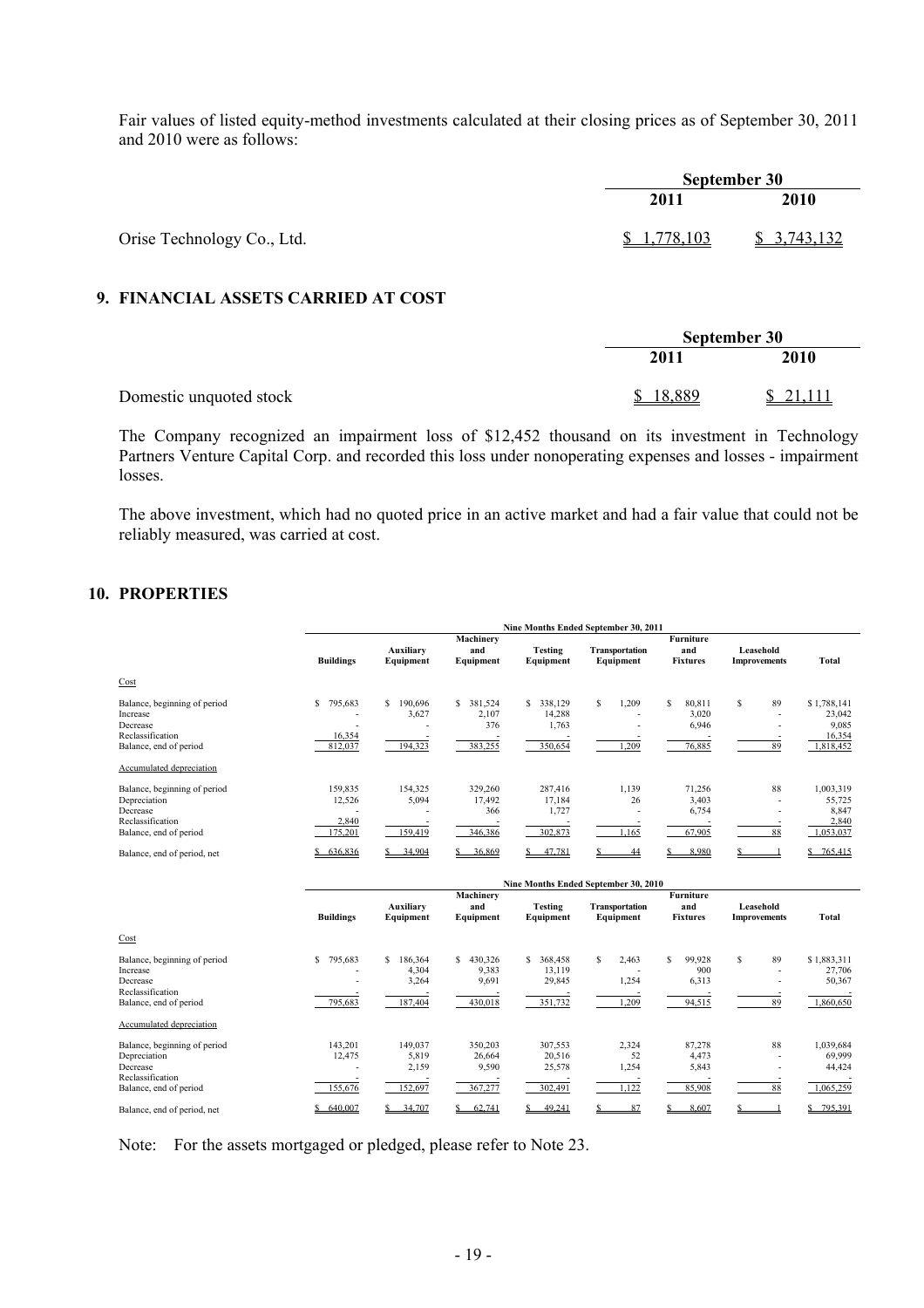Fair values of listed equity-method investments calculated at their closing prices as of September 30, 2011 and 2010 were as follows:

| | September 30 | |
|---|---|---|
| | 2011 | 2010 |
| Orise Technology Co., Ltd. | $ 1,778,103 | $ 3,743,132 |

## 9. FINANCIAL ASSETS CARRIED AT COST

| | September 30 | |
|---|---|---|
| | 2011 | 2010 |
| Domestic unquoted stock | $ 18,889 | $ 21,111 |

The Company recognized an impairment loss of $12,452 thousand on its investment in Technology Partners Venture Capital Corp. and recorded this loss under nonoperating expenses and losses - impairment losses.

The above investment, which had no quoted price in an active market and had a fair value that could not be reliably measured, was carried at cost.

## 10. PROPERTIES

| | Nine Months Ended September 30, 2011 | | | | | | | |
|---|---|---|---|---|---|---|---|---|
| | Buildings | Auxiliary Equipment | Machinery and Equipment | Testing Equipment | Transportation Equipment | Furniture and Fixtures | Leasehold Improvements | Total |
| Cost | | | | | | | | |
| Balance, beginning of period | $ 795,683 | $ 190,696 | $ 381,524 | $ 338,129 | $ 1,209 | $ 80,811 | $ 89 | $ 1,788,141 |
| Increase | - | 3,627 | 2,107 | 14,288 | - | 3,020 | - | 23,042 |
| Decrease | - | - | 376 | 1,763 | - | 6,946 | - | 9,085 |
| Reclassification | 16,354 | - | - | - | - | - | - | 16,354 |
| Balance, end of period | 812,037 | 194,323 | 383,255 | 350,654 | 1,209 | 76,885 | 89 | 1,818,452 |
| Accumulated depreciation | | | | | | | | |
| Balance, beginning of period | 159,835 | 154,325 | 329,260 | 287,416 | 1,139 | 71,256 | 88 | 1,003,319 |
| Depreciation | 12,526 | 5,094 | 17,492 | 17,184 | 26 | 3,403 | - | 55,725 |
| Decrease | - | - | 366 | 1,727 | - | 6,754 | - | 8,847 |
| Reclassification | 2,840 | - | - | - | - | - | - | 2,840 |
| Balance, end of period | 175,201 | 159,419 | 346,386 | 302,873 | 1,165 | 67,905 | 88 | 1,053,037 |
| Balance, end of period, net | $ 636,836 | $ 34,904 | $ 36,869 | $ 47,781 | $ 44 | $ 8,980 | $ 1 | $ 765,415 |

| | Nine Months Ended September 30, 2010 | | | | | | | |
|---|---|---|---|---|---|---|---|---|
| | Buildings | Auxiliary Equipment | Machinery and Equipment | Testing Equipment | Transportation Equipment | Furniture and Fixtures | Leasehold Improvements | Total |
| Cost | | | | | | | | |
| Balance, beginning of period | $ 795,683 | $ 186,364 | $ 430,326 | $ 368,458 | $ 2,463 | $ 99,928 | $ 89 | $ 1,883,311 |
| Increase | - | 4,304 | 9,383 | 13,119 | - | 900 | - | 27,706 |
| Decrease | - | 3,264 | 9,691 | 29,845 | 1,254 | 6,313 | - | 50,367 |
| Reclassification | - | - | - | - | - | - | - | - |
| Balance, end of period | 795,683 | 187,404 | 430,018 | 351,732 | 1,209 | 94,515 | 89 | 1,860,650 |
| Accumulated depreciation | | | | | | | | |
| Balance, beginning of period | 143,201 | 149,037 | 350,203 | 307,553 | 2,324 | 87,278 | 88 | 1,039,684 |
| Depreciation | 12,475 | 5,819 | 26,664 | 20,516 | 52 | 4,473 | - | 69,999 |
| Decrease | - | 2,159 | 9,590 | 25,578 | 1,254 | 5,843 | - | 44,424 |
| Reclassification | - | - | - | - | - | - | - | - |
| Balance, end of period | 155,676 | 152,697 | 367,277 | 302,491 | 1,122 | 85,908 | 88 | 1,065,259 |
| Balance, end of period, net | $ 640,007 | $ 34,707 | $ 62,741 | $ 49,241 | $ 87 | $ 8,607 | $ 1 | $ 795,391 |

Note: For the assets mortgaged or pledged, please refer to Note 23.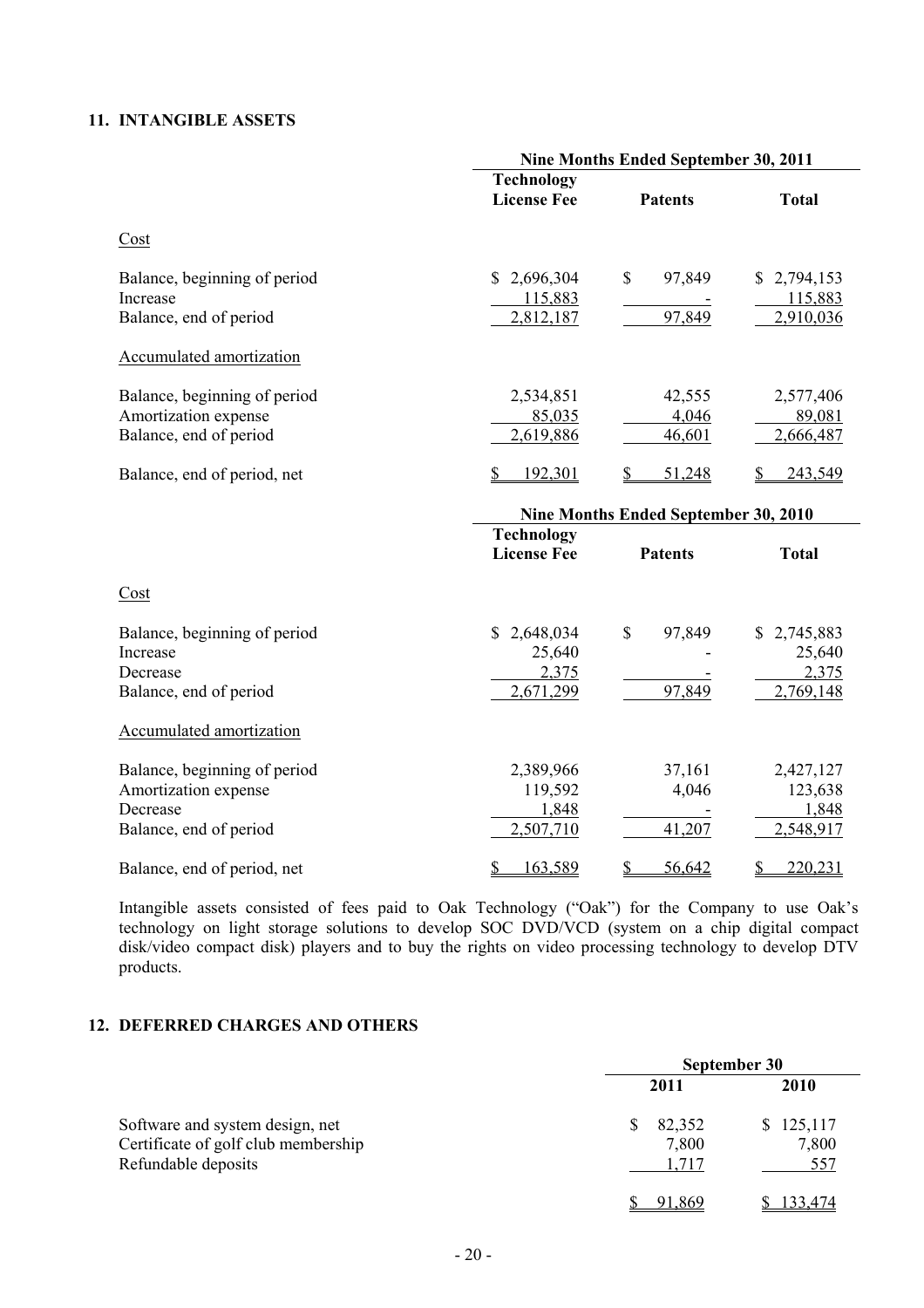## 11. INTANGIBLE ASSETS

| | Nine Months Ended September 30, 2011 | | |
|---|---|---|---|
| | Technology License Fee | Patents | Total |
| Cost | | | |
| Balance, beginning of period | $ 2,696,304 | $ 97,849 | $ 2,794,153 |
| Increase | 115,883 | - | 115,883 |
| Balance, end of period | 2,812,187 | 97,849 | 2,910,036 |
| Accumulated amortization | | | |
| Balance, beginning of period | 2,534,851 | 42,555 | 2,577,406 |
| Amortization expense | 85,035 | 4,046 | 89,081 |
| Balance, end of period | 2,619,886 | 46,601 | 2,666,487 |
| Balance, end of period, net | $ 192,301 | $ 51,248 | $ 243,549 |

| | Nine Months Ended September 30, 2010 | | |
|---|---|---|---|
| | Technology License Fee | Patents | Total |
| Cost | | | |
| Balance, beginning of period | $ 2,648,034 | $ 97,849 | $ 2,745,883 |
| Increase | 25,640 | - | 25,640 |
| Decrease | 2,375 | - | 2,375 |
| Balance, end of period | 2,671,299 | 97,849 | 2,769,148 |
| Accumulated amortization | | | |
| Balance, beginning of period | 2,389,966 | 37,161 | 2,427,127 |
| Amortization expense | 119,592 | 4,046 | 123,638 |
| Decrease | 1,848 | - | 1,848 |
| Balance, end of period | 2,507,710 | 41,207 | 2,548,917 |
| Balance, end of period, net | $ 163,589 | $ 56,642 | $ 220,231 |

Intangible assets consisted of fees paid to Oak Technology ("Oak") for the Company to use Oak's technology on light storage solutions to develop SOC DVD/VCD (system on a chip digital compact disk/video compact disk) players and to buy the rights on video processing technology to develop DTV products.

## 12. DEFERRED CHARGES AND OTHERS

| | September 30 | |
|---|---|---|
| | 2011 | 2010 |
| Software and system design, net | $ 82,352 | $ 125,117 |
| Certificate of golf club membership | 7,800 | 7,800 |
| Refundable deposits | 1,717 | 557 |
| | $ 91,869 | $ 133,474 |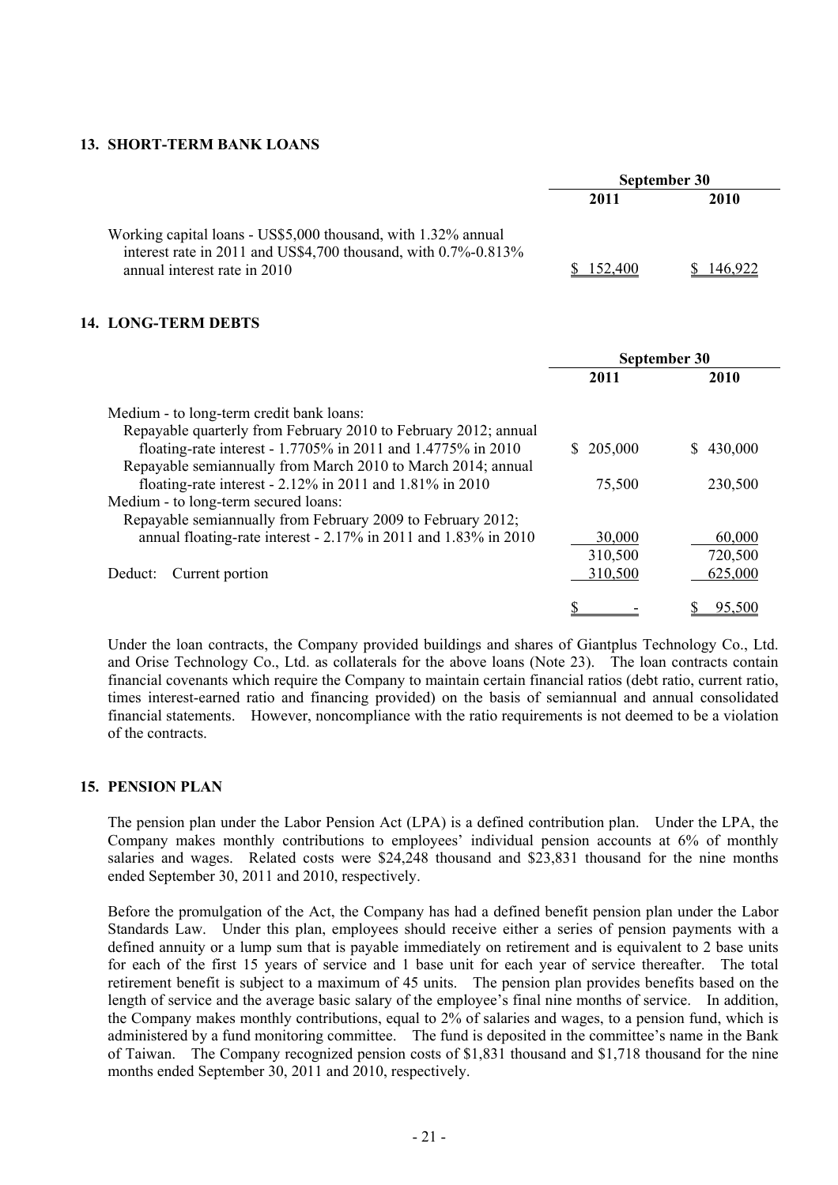## 13. SHORT-TERM BANK LOANS

| | September 30 | |
|---|---|---|
| | 2011 | 2010 |
| Working capital loans - US$5,000 thousand, with 1.32% annual interest rate in 2011 and US$4,700 thousand, with 0.7%-0.813% annual interest rate in 2010 | $ 152,400 | $ 146,922 |

## 14. LONG-TERM DEBTS

| | September 30 | |
|---|---|---|
| | 2011 | 2010 |
| Medium - to long-term credit bank loans: | | |
| Repayable quarterly from February 2010 to February 2012; annual floating-rate interest - 1.7705% in 2011 and 1.4775% in 2010 | $ 205,000 | $ 430,000 |
| Repayable semiannually from March 2010 to March 2014; annual floating-rate interest - 2.12% in 2011 and 1.81% in 2010 | 75,500 | 230,500 |
| Medium - to long-term secured loans: | | |
| Repayable semiannually from February 2009 to February 2012; annual floating-rate interest - 2.17% in 2011 and 1.83% in 2010 | 30,000 | 60,000 |
| | 310,500 | 720,500 |
| Deduct: Current portion | 310,500 | 625,000 |
| | $ - | $ 95,500 |

Under the loan contracts, the Company provided buildings and shares of Giantplus Technology Co., Ltd. and Orise Technology Co., Ltd. as collaterals for the above loans (Note 23). The loan contracts contain financial covenants which require the Company to maintain certain financial ratios (debt ratio, current ratio, times interest-earned ratio and financing provided) on the basis of semiannual and annual consolidated financial statements. However, noncompliance with the ratio requirements is not deemed to be a violation of the contracts.

## 15. PENSION PLAN

The pension plan under the Labor Pension Act (LPA) is a defined contribution plan. Under the LPA, the Company makes monthly contributions to employees' individual pension accounts at 6% of monthly salaries and wages. Related costs were $24,248 thousand and $23,831 thousand for the nine months ended September 30, 2011 and 2010, respectively.

Before the promulgation of the Act, the Company has had a defined benefit pension plan under the Labor Standards Law. Under this plan, employees should receive either a series of pension payments with a defined annuity or a lump sum that is payable immediately on retirement and is equivalent to 2 base units for each of the first 15 years of service and 1 base unit for each year of service thereafter. The total retirement benefit is subject to a maximum of 45 units. The pension plan provides benefits based on the length of service and the average basic salary of the employee's final nine months of service. In addition, the Company makes monthly contributions, equal to 2% of salaries and wages, to a pension fund, which is administered by a fund monitoring committee. The fund is deposited in the committee's name in the Bank of Taiwan. The Company recognized pension costs of $1,831 thousand and $1,718 thousand for the nine months ended September 30, 2011 and 2010, respectively.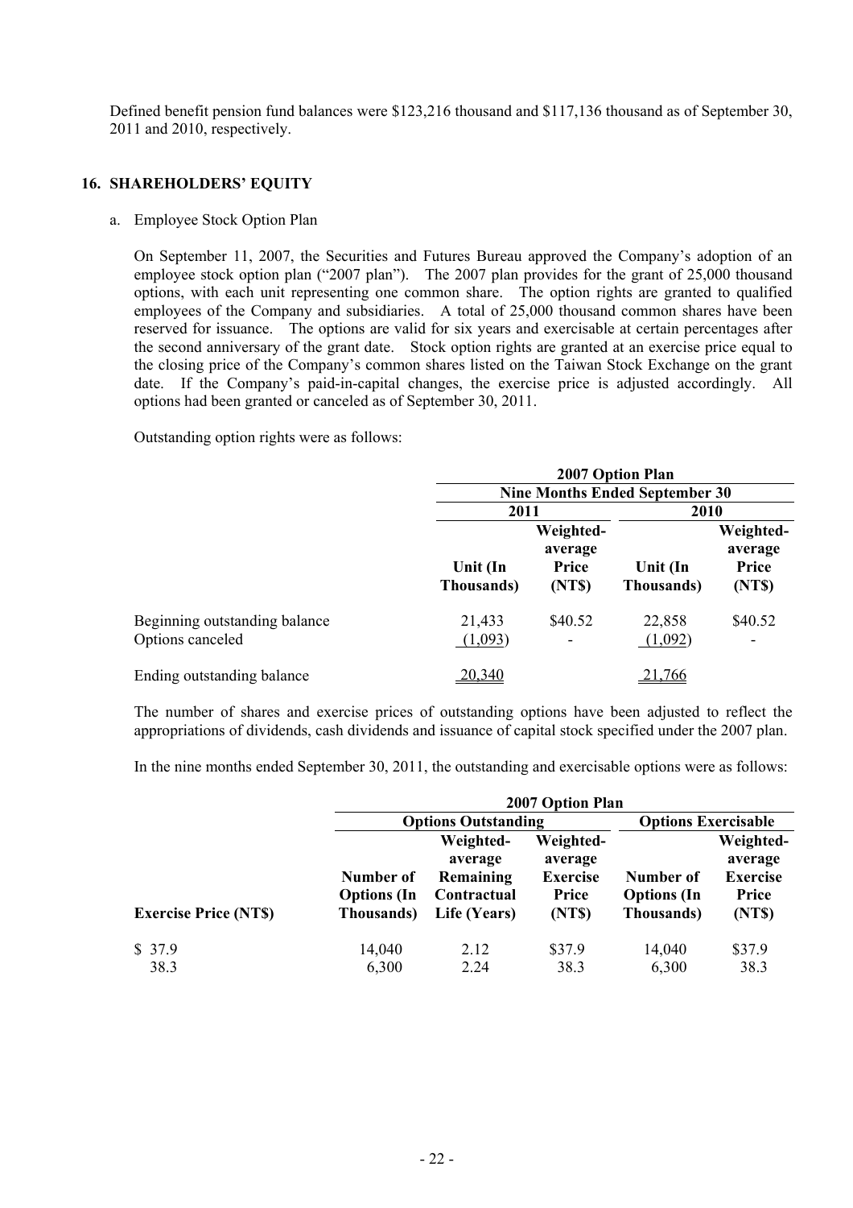Defined benefit pension fund balances were $123,216 thousand and $117,136 thousand as of September 30, 2011 and 2010, respectively.

## 16. SHAREHOLDERS' EQUITY

a. Employee Stock Option Plan

On September 11, 2007, the Securities and Futures Bureau approved the Company's adoption of an employee stock option plan ("2007 plan"). The 2007 plan provides for the grant of 25,000 thousand options, with each unit representing one common share. The option rights are granted to qualified employees of the Company and subsidiaries. A total of 25,000 thousand common shares have been reserved for issuance. The options are valid for six years and exercisable at certain percentages after the second anniversary of the grant date. Stock option rights are granted at an exercise price equal to the closing price of the Company's common shares listed on the Taiwan Stock Exchange on the grant date. If the Company's paid-in-capital changes, the exercise price is adjusted accordingly. All options had been granted or canceled as of September 30, 2011.

Outstanding option rights were as follows:

| | 2007 Option Plan | | | |
|---|---|---|---|---|
| | Nine Months Ended September 30 | | | |
| | 2011 | | 2010 | |
| | Unit (In Thousands) | Weighted-average Price (NT$) | Unit (In Thousands) | Weighted-average Price (NT$) |
| Beginning outstanding balance | 21,433 | $40.52 | 22,858 | $40.52 |
| Options canceled | (1,093) | - | (1,092) | - |
| Ending outstanding balance | 20,340 | | 21,766 | |

The number of shares and exercise prices of outstanding options have been adjusted to reflect the appropriations of dividends, cash dividends and issuance of capital stock specified under the 2007 plan.

In the nine months ended September 30, 2011, the outstanding and exercisable options were as follows:

| | 2007 Option Plan | | | | |
|---|---|---|---|---|---|
| | Options Outstanding | | | Options Exercisable | |
| Exercise Price (NT$) | Number of Options (In Thousands) | Weighted-average Remaining Contractual Life (Years) | Weighted-average Exercise Price (NT$) | Number of Options (In Thousands) | Weighted-average Exercise Price (NT$) |
| $ 37.9 | 14,040 | 2.12 | $37.9 | 14,040 | $37.9 |
| 38.3 | 6,300 | 2.24 | 38.3 | 6,300 | 38.3 |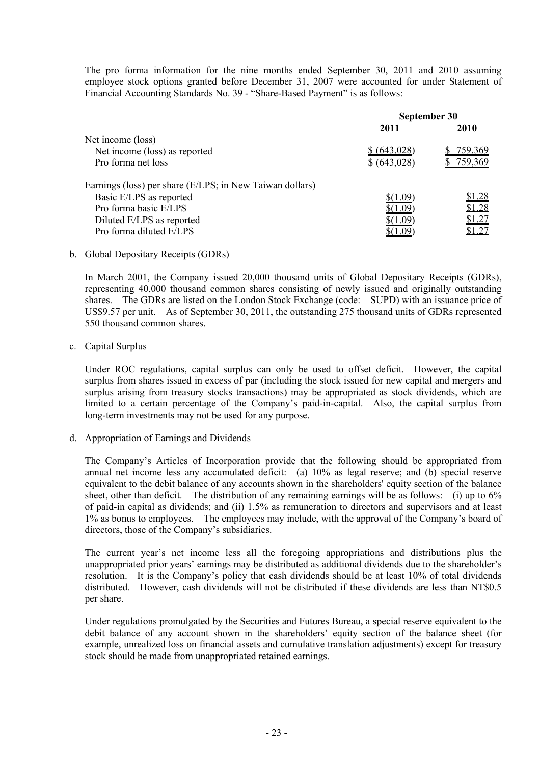The pro forma information for the nine months ended September 30, 2011 and 2010 assuming employee stock options granted before December 31, 2007 were accounted for under Statement of Financial Accounting Standards No. 39 - "Share-Based Payment" is as follows:

| | September 30 | |
|---|---|---|
| | 2011 | 2010 |
| Net income (loss) | | |
| Net income (loss) as reported | $ (643,028) | $ 759,369 |
| Pro forma net loss | $ (643,028) | $ 759,369 |
| Earnings (loss) per share (E/LPS; in New Taiwan dollars) | | |
| Basic E/LPS as reported | $(1.09) | $1.28 |
| Pro forma basic E/LPS | $(1.09) | $1.28 |
| Diluted E/LPS as reported | $(1.09) | $1.27 |
| Pro forma diluted E/LPS | $(1.09) | $1.27 |

b. Global Depositary Receipts (GDRs)

In March 2001, the Company issued 20,000 thousand units of Global Depositary Receipts (GDRs), representing 40,000 thousand common shares consisting of newly issued and originally outstanding shares. The GDRs are listed on the London Stock Exchange (code: SUPD) with an issuance price of US$9.57 per unit. As of September 30, 2011, the outstanding 275 thousand units of GDRs represented 550 thousand common shares.

c. Capital Surplus

Under ROC regulations, capital surplus can only be used to offset deficit. However, the capital surplus from shares issued in excess of par (including the stock issued for new capital and mergers and surplus arising from treasury stocks transactions) may be appropriated as stock dividends, which are limited to a certain percentage of the Company's paid-in-capital. Also, the capital surplus from long-term investments may not be used for any purpose.

d. Appropriation of Earnings and Dividends

The Company's Articles of Incorporation provide that the following should be appropriated from annual net income less any accumulated deficit: (a) 10% as legal reserve; and (b) special reserve equivalent to the debit balance of any accounts shown in the shareholders' equity section of the balance sheet, other than deficit. The distribution of any remaining earnings will be as follows: (i) up to 6% of paid-in capital as dividends; and (ii) 1.5% as remuneration to directors and supervisors and at least 1% as bonus to employees. The employees may include, with the approval of the Company's board of directors, those of the Company's subsidiaries.

The current year's net income less all the foregoing appropriations and distributions plus the unappropriated prior years' earnings may be distributed as additional dividends due to the shareholder's resolution. It is the Company's policy that cash dividends should be at least 10% of total dividends distributed. However, cash dividends will not be distributed if these dividends are less than NT$0.5 per share.

Under regulations promulgated by the Securities and Futures Bureau, a special reserve equivalent to the debit balance of any account shown in the shareholders' equity section of the balance sheet (for example, unrealized loss on financial assets and cumulative translation adjustments) except for treasury stock should be made from unappropriated retained earnings.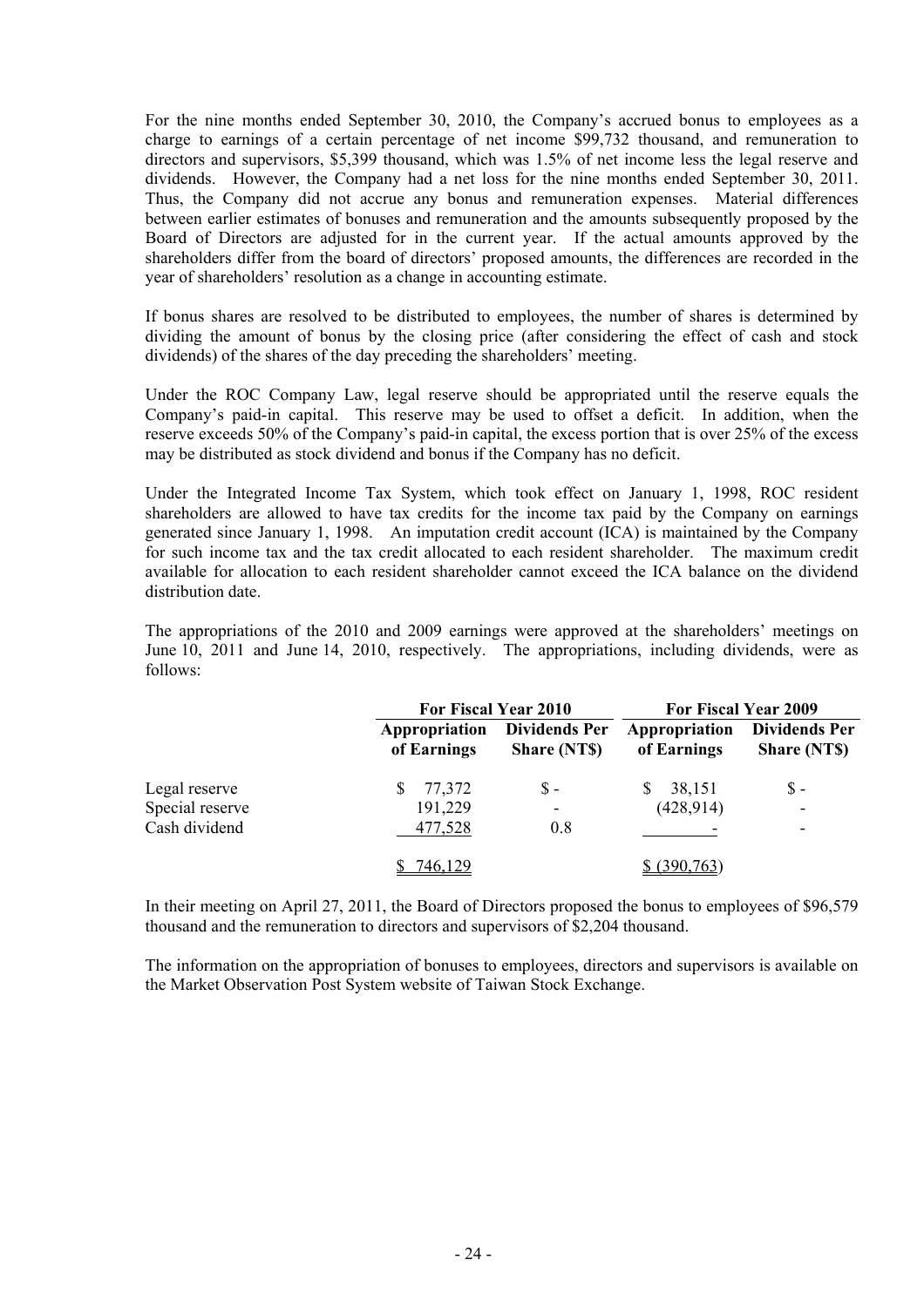For the nine months ended September 30, 2010, the Company's accrued bonus to employees as a charge to earnings of a certain percentage of net income $99,732 thousand, and remuneration to directors and supervisors, $5,399 thousand, which was 1.5% of net income less the legal reserve and dividends. However, the Company had a net loss for the nine months ended September 30, 2011. Thus, the Company did not accrue any bonus and remuneration expenses. Material differences between earlier estimates of bonuses and remuneration and the amounts subsequently proposed by the Board of Directors are adjusted for in the current year. If the actual amounts approved by the shareholders differ from the board of directors' proposed amounts, the differences are recorded in the year of shareholders' resolution as a change in accounting estimate.

If bonus shares are resolved to be distributed to employees, the number of shares is determined by dividing the amount of bonus by the closing price (after considering the effect of cash and stock dividends) of the shares of the day preceding the shareholders' meeting.

Under the ROC Company Law, legal reserve should be appropriated until the reserve equals the Company's paid-in capital. This reserve may be used to offset a deficit. In addition, when the reserve exceeds 50% of the Company's paid-in capital, the excess portion that is over 25% of the excess may be distributed as stock dividend and bonus if the Company has no deficit.

Under the Integrated Income Tax System, which took effect on January 1, 1998, ROC resident shareholders are allowed to have tax credits for the income tax paid by the Company on earnings generated since January 1, 1998. An imputation credit account (ICA) is maintained by the Company for such income tax and the tax credit allocated to each resident shareholder. The maximum credit available for allocation to each resident shareholder cannot exceed the ICA balance on the dividend distribution date.

The appropriations of the 2010 and 2009 earnings were approved at the shareholders' meetings on June 10, 2011 and June 14, 2010, respectively. The appropriations, including dividends, were as follows:

| | For Fiscal Year 2010 | | For Fiscal Year 2009 | |
|---|---|---|---|---|
| | **Appropriation of Earnings** | **Dividends Per Share (NT$)** | **Appropriation of Earnings** | **Dividends Per Share (NT$)** |
| Legal reserve | $ 77,372 | $ - | $ 38,151 | $ - |
| Special reserve | 191,229 | - | (428,914) | - |
| Cash dividend | 477,528 | 0.8 | - | - |
| | $ 746,129 | | $ (390,763) | |

In their meeting on April 27, 2011, the Board of Directors proposed the bonus to employees of $96,579 thousand and the remuneration to directors and supervisors of $2,204 thousand.

The information on the appropriation of bonuses to employees, directors and supervisors is available on the Market Observation Post System website of Taiwan Stock Exchange.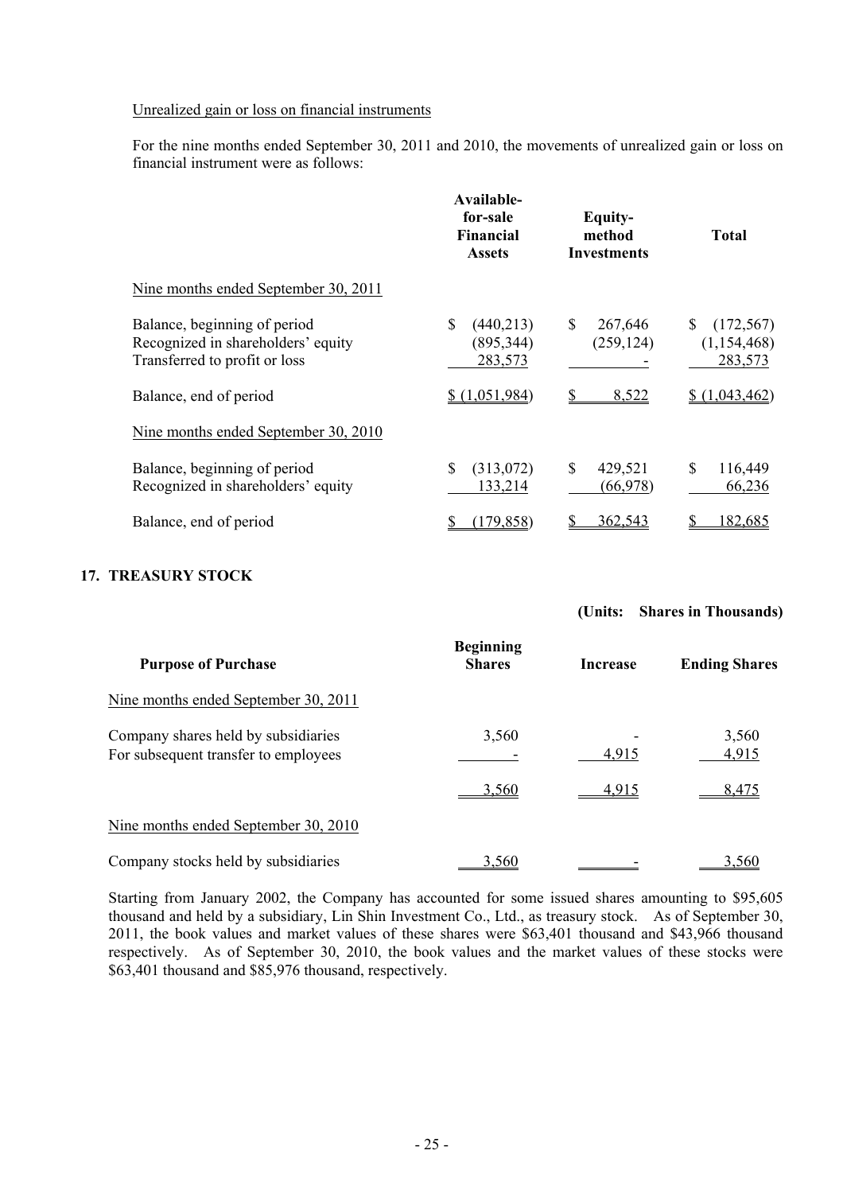Unrealized gain or loss on financial instruments

For the nine months ended September 30, 2011 and 2010, the movements of unrealized gain or loss on financial instrument were as follows:

| | Available-for-sale Financial Assets | Equity-method Investments | Total |
|---|---|---|---|
| Nine months ended September 30, 2011 | | | |
| Balance, beginning of period | $ (440,213) | $ 267,646 | $ (172,567) |
| Recognized in shareholders' equity | (895,344) | (259,124) | (1,154,468) |
| Transferred to profit or loss | 283,573 | - | 283,573 |
| Balance, end of period | $ (1,051,984) | $ 8,522 | $ (1,043,462) |
| Nine months ended September 30, 2010 | | | |
| Balance, beginning of period | $ (313,072) | $ 429,521 | $ 116,449 |
| Recognized in shareholders' equity | 133,214 | (66,978) | 66,236 |
| Balance, end of period | $ (179,858) | $ 362,543 | $ 182,685 |

## 17. TREASURY STOCK

(Units: Shares in Thousands)

| Purpose of Purchase | Beginning Shares | Increase | Ending Shares |
|---|---|---|---|
| Nine months ended September 30, 2011 | | | |
| Company shares held by subsidiaries | 3,560 | - | 3,560 |
| For subsequent transfer to employees | - | 4,915 | 4,915 |
| | 3,560 | 4,915 | 8,475 |
| Nine months ended September 30, 2010 | | | |
| Company stocks held by subsidiaries | 3,560 | - | 3,560 |

Starting from January 2002, the Company has accounted for some issued shares amounting to $95,605 thousand and held by a subsidiary, Lin Shin Investment Co., Ltd., as treasury stock. As of September 30, 2011, the book values and market values of these shares were $63,401 thousand and $43,966 thousand respectively. As of September 30, 2010, the book values and the market values of these stocks were $63,401 thousand and $85,976 thousand, respectively.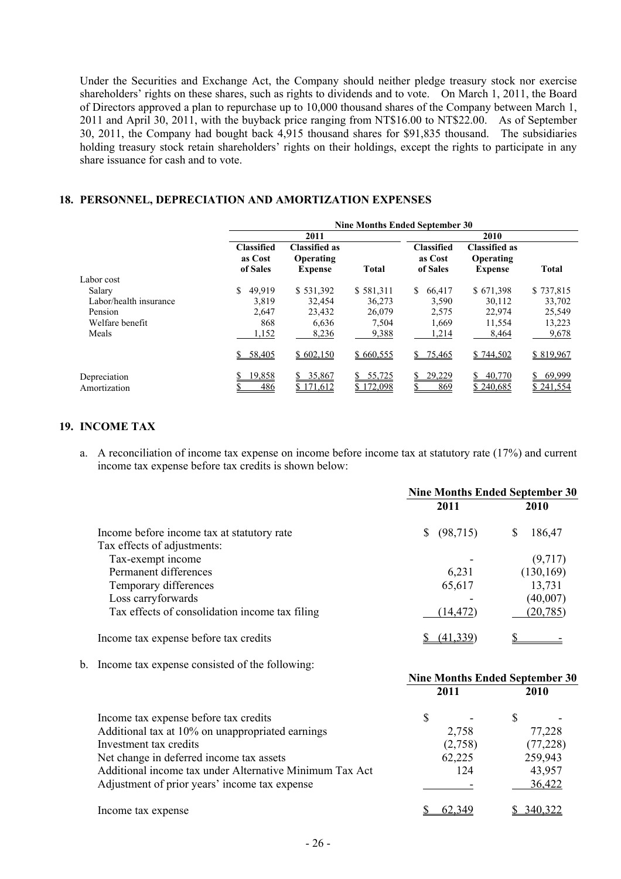Under the Securities and Exchange Act, the Company should neither pledge treasury stock nor exercise shareholders' rights on these shares, such as rights to dividends and to vote. On March 1, 2011, the Board of Directors approved a plan to repurchase up to 10,000 thousand shares of the Company between March 1, 2011 and April 30, 2011, with the buyback price ranging from NT$16.00 to NT$22.00. As of September 30, 2011, the Company had bought back 4,915 thousand shares for $91,835 thousand. The subsidiaries holding treasury stock retain shareholders' rights on their holdings, except the rights to participate in any share issuance for cash and to vote.

## 18. PERSONNEL, DEPRECIATION AND AMORTIZATION EXPENSES

| | Nine Months Ended September 30 | | | | | |
|---|---|---|---|---|---|---|
| | 2011 | | | 2010 | | |
| | Classified as Cost of Sales | Classified as Operating Expense | Total | Classified as Cost of Sales | Classified as Operating Expense | Total |
| Labor cost | | | | | | |
| Salary | $ 49,919 | $ 531,392 | $ 581,311 | $ 66,417 | $ 671,398 | $ 737,815 |
| Labor/health insurance | 3,819 | 32,454 | 36,273 | 3,590 | 30,112 | 33,702 |
| Pension | 2,647 | 23,432 | 26,079 | 2,575 | 22,974 | 25,549 |
| Welfare benefit | 868 | 6,636 | 7,504 | 1,669 | 11,554 | 13,223 |
| Meals | 1,152 | 8,236 | 9,388 | 1,214 | 8,464 | 9,678 |
| | $ 58,405 | $ 602,150 | $ 660,555 | $ 75,465 | $ 744,502 | $ 819,967 |
| Depreciation | $ 19,858 | $ 35,867 | $ 55,725 | $ 29,229 | $ 40,770 | $ 69,999 |
| Amortization | $ 486 | $ 171,612 | $ 172,098 | $ 869 | $ 240,685 | $ 241,554 |

## 19. INCOME TAX

a. A reconciliation of income tax expense on income before income tax at statutory rate (17%) and current income tax expense before tax credits is shown below:

| | Nine Months Ended September 30 | |
|---|---|---|
| | 2011 | 2010 |
| Income before income tax at statutory rate | $ (98,715) | $ 186,47 |
| Tax effects of adjustments: | | |
| Tax-exempt income | - | (9,717) |
| Permanent differences | 6,231 | (130,169) |
| Temporary differences | 65,617 | 13,731 |
| Loss carryforwards | - | (40,007) |
| Tax effects of consolidation income tax filing | (14,472) | (20,785) |
| Income tax expense before tax credits | $ (41,339) | $ - |

b. Income tax expense consisted of the following:

| | Nine Months Ended September 30 | |
|---|---|---|
| | 2011 | 2010 |
| Income tax expense before tax credits | $ - | $ - |
| Additional tax at 10% on unappropriated earnings | 2,758 | 77,228 |
| Investment tax credits | (2,758) | (77,228) |
| Net change in deferred income tax assets | 62,225 | 259,943 |
| Additional income tax under Alternative Minimum Tax Act | 124 | 43,957 |
| Adjustment of prior years' income tax expense | - | 36,422 |
| Income tax expense | $ 62,349 | $ 340,322 |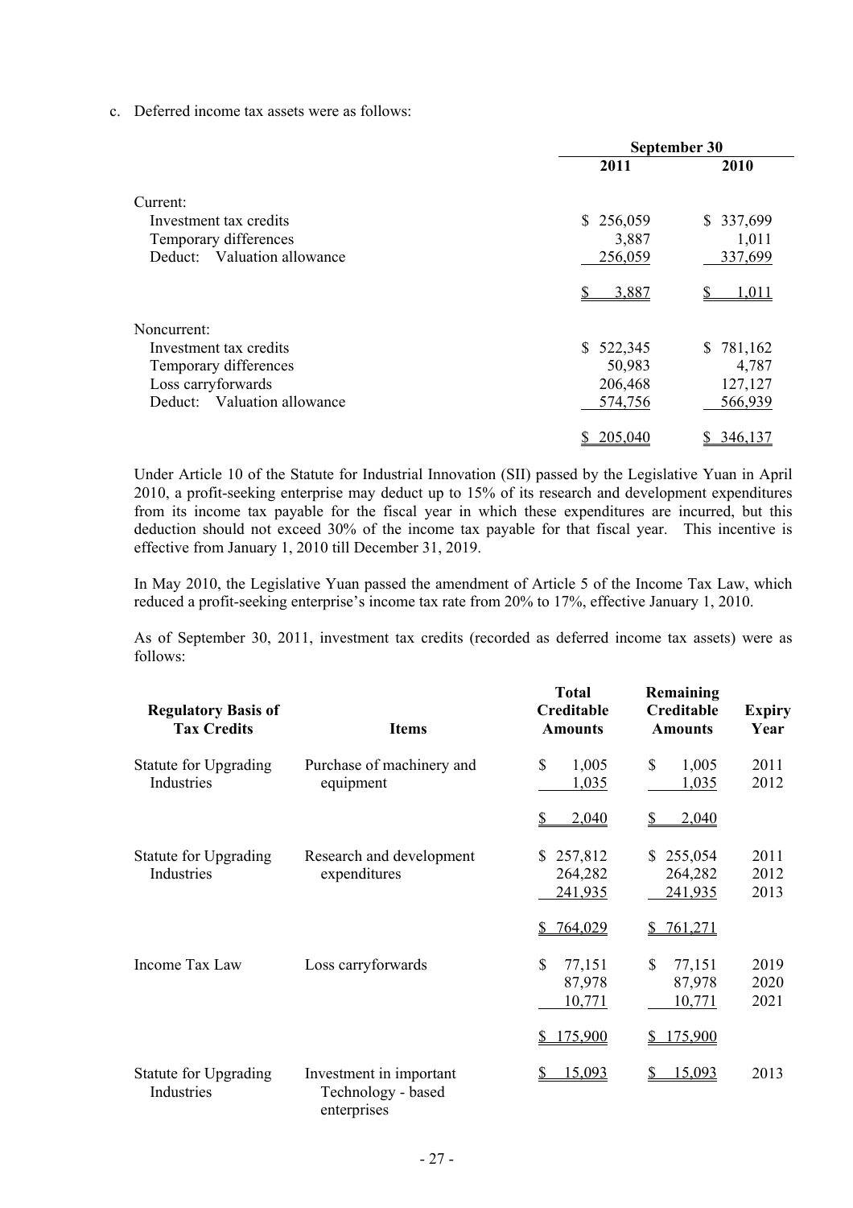c. Deferred income tax assets were as follows:

| | September 30 | |
|---|---|---|
| | **2011** | **2010** |
| Current: | | |
| Investment tax credits | $ 256,059 | $ 337,699 |
| Temporary differences | 3,887 | 1,011 |
| Deduct: Valuation allowance | 256,059 | 337,699 |
| | $ 3,887 | $ 1,011 |
| Noncurrent: | | |
| Investment tax credits | $ 522,345 | $ 781,162 |
| Temporary differences | 50,983 | 4,787 |
| Loss carryforwards | 206,468 | 127,127 |
| Deduct: Valuation allowance | 574,756 | 566,939 |
| | $ 205,040 | $ 346,137 |

Under Article 10 of the Statute for Industrial Innovation (SII) passed by the Legislative Yuan in April 2010, a profit-seeking enterprise may deduct up to 15% of its research and development expenditures from its income tax payable for the fiscal year in which these expenditures are incurred, but this deduction should not exceed 30% of the income tax payable for that fiscal year. This incentive is effective from January 1, 2010 till December 31, 2019.

In May 2010, the Legislative Yuan passed the amendment of Article 5 of the Income Tax Law, which reduced a profit-seeking enterprise's income tax rate from 20% to 17%, effective January 1, 2010.

As of September 30, 2011, investment tax credits (recorded as deferred income tax assets) were as follows:

| Regulatory Basis of Tax Credits | Items | Total Creditable Amounts | Remaining Creditable Amounts | Expiry Year |
|---|---|---|---|---|
| Statute for Upgrading Industries | Purchase of machinery and equipment | $ 1,005 | $ 1,005 | 2011 |
| | | 1,035 | 1,035 | 2012 |
| | | $ 2,040 | $ 2,040 | |
| Statute for Upgrading Industries | Research and development expenditures | $ 257,812 | $ 255,054 | 2011 |
| | | 264,282 | 264,282 | 2012 |
| | | 241,935 | 241,935 | 2013 |
| | | $ 764,029 | $ 761,271 | |
| Income Tax Law | Loss carryforwards | $ 77,151 | $ 77,151 | 2019 |
| | | 87,978 | 87,978 | 2020 |
| | | 10,771 | 10,771 | 2021 |
| | | $ 175,900 | $ 175,900 | |
| Statute for Upgrading Industries | Investment in important Technology - based enterprises | $ 15,093 | $ 15,093 | 2013 |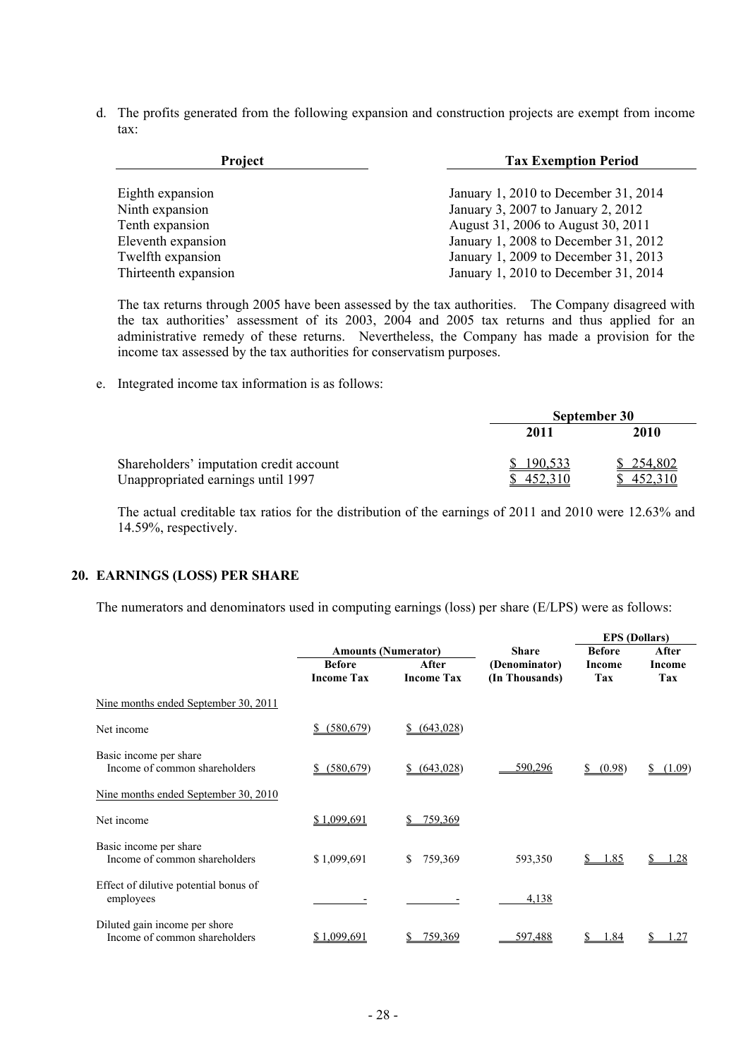d. The profits generated from the following expansion and construction projects are exempt from income tax:

| Project | Tax Exemption Period |
|---|---|
| Eighth expansion | January 1, 2010 to December 31, 2014 |
| Ninth expansion | January 3, 2007 to January 2, 2012 |
| Tenth expansion | August 31, 2006 to August 30, 2011 |
| Eleventh expansion | January 1, 2008 to December 31, 2012 |
| Twelfth expansion | January 1, 2009 to December 31, 2013 |
| Thirteenth expansion | January 1, 2010 to December 31, 2014 |

The tax returns through 2005 have been assessed by the tax authorities. The Company disagreed with the tax authorities' assessment of its 2003, 2004 and 2005 tax returns and thus applied for an administrative remedy of these returns. Nevertheless, the Company has made a provision for the income tax assessed by the tax authorities for conservatism purposes.

e. Integrated income tax information is as follows:

| | September 30 | |
|---|---|---|
| | 2011 | 2010 |
| Shareholders' imputation credit account | $ 190,533 | $ 254,802 |
| Unappropriated earnings until 1997 | $ 452,310 | $ 452,310 |

The actual creditable tax ratios for the distribution of the earnings of 2011 and 2010 were 12.63% and 14.59%, respectively.

## 20. EARNINGS (LOSS) PER SHARE

The numerators and denominators used in computing earnings (loss) per share (E/LPS) were as follows:

| | Amounts (Numerator) | | Share | EPS (Dollars) | |
|---|---|---|---|---|---|
| | Before Income Tax | After Income Tax | (Denominator) (In Thousands) | Before Income Tax | After Income Tax |
| Nine months ended September 30, 2011 | | | | | |
| Net income | $ (580,679) | $ (643,028) | | | |
| Basic income per share<br>Income of common shareholders | $ (580,679) | $ (643,028) | 590,296 | $ (0.98) | $ (1.09) |
| Nine months ended September 30, 2010 | | | | | |
| Net income | $ 1,099,691 | $ 759,369 | | | |
| Basic income per share<br>Income of common shareholders | $ 1,099,691 | $ 759,369 | 593,350 | $ 1.85 | $ 1.28 |
| Effect of dilutive potential bonus of employees | - | - | 4,138 | | |
| Diluted gain income per shore<br>Income of common shareholders | $ 1,099,691 | $ 759,369 | 597,488 | $ 1.84 | $ 1.27 |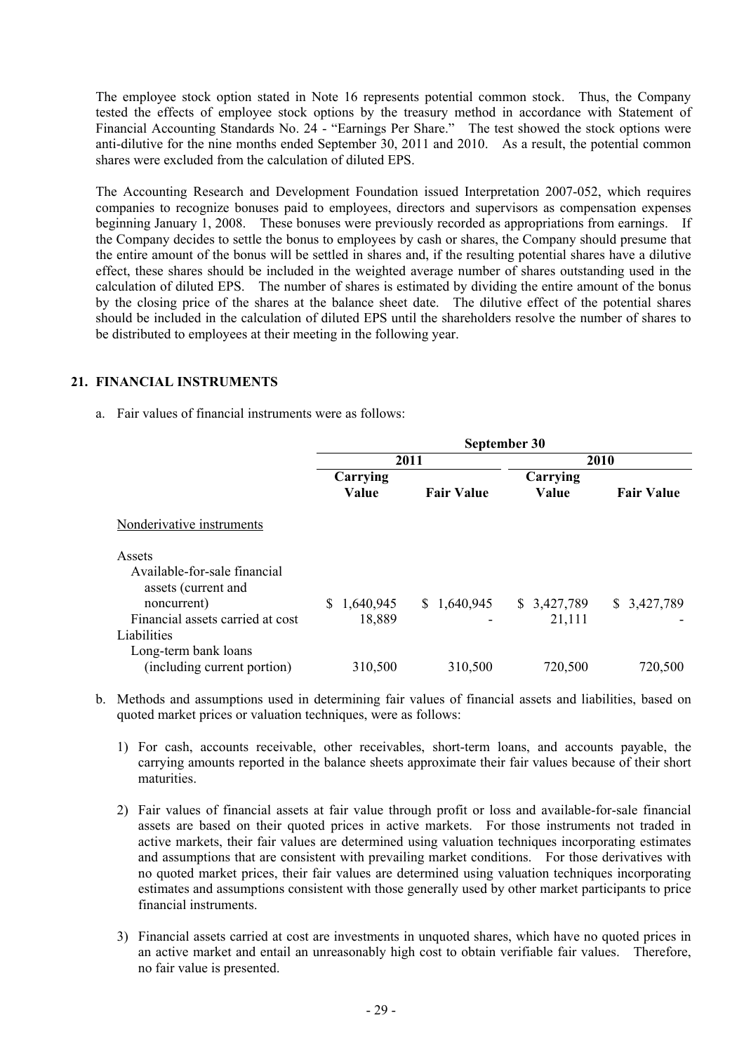The employee stock option stated in Note 16 represents potential common stock. Thus, the Company tested the effects of employee stock options by the treasury method in accordance with Statement of Financial Accounting Standards No. 24 - "Earnings Per Share." The test showed the stock options were anti-dilutive for the nine months ended September 30, 2011 and 2010. As a result, the potential common shares were excluded from the calculation of diluted EPS.

The Accounting Research and Development Foundation issued Interpretation 2007-052, which requires companies to recognize bonuses paid to employees, directors and supervisors as compensation expenses beginning January 1, 2008. These bonuses were previously recorded as appropriations from earnings. If the Company decides to settle the bonus to employees by cash or shares, the Company should presume that the entire amount of the bonus will be settled in shares and, if the resulting potential shares have a dilutive effect, these shares should be included in the weighted average number of shares outstanding used in the calculation of diluted EPS. The number of shares is estimated by dividing the entire amount of the bonus by the closing price of the shares at the balance sheet date. The dilutive effect of the potential shares should be included in the calculation of diluted EPS until the shareholders resolve the number of shares to be distributed to employees at their meeting in the following year.

## 21. FINANCIAL INSTRUMENTS

a. Fair values of financial instruments were as follows:

| | September 30 | | | |
|---|---|---|---|---|
| | 2011 | | 2010 | |
| | Carrying Value | Fair Value | Carrying Value | Fair Value |
| Nonderivative instruments | | | | |
| Assets | | | | |
| Available-for-sale financial assets (current and noncurrent) | $ 1,640,945 | $ 1,640,945 | $ 3,427,789 | $ 3,427,789 |
| Financial assets carried at cost | 18,889 | - | 21,111 | - |
| Liabilities | | | | |
| Long-term bank loans (including current portion) | 310,500 | 310,500 | 720,500 | 720,500 |

b. Methods and assumptions used in determining fair values of financial assets and liabilities, based on quoted market prices or valuation techniques, were as follows:

1) For cash, accounts receivable, other receivables, short-term loans, and accounts payable, the carrying amounts reported in the balance sheets approximate their fair values because of their short maturities.

2) Fair values of financial assets at fair value through profit or loss and available-for-sale financial assets are based on their quoted prices in active markets. For those instruments not traded in active markets, their fair values are determined using valuation techniques incorporating estimates and assumptions that are consistent with prevailing market conditions. For those derivatives with no quoted market prices, their fair values are determined using valuation techniques incorporating estimates and assumptions consistent with those generally used by other market participants to price financial instruments.

3) Financial assets carried at cost are investments in unquoted shares, which have no quoted prices in an active market and entail an unreasonably high cost to obtain verifiable fair values. Therefore, no fair value is presented.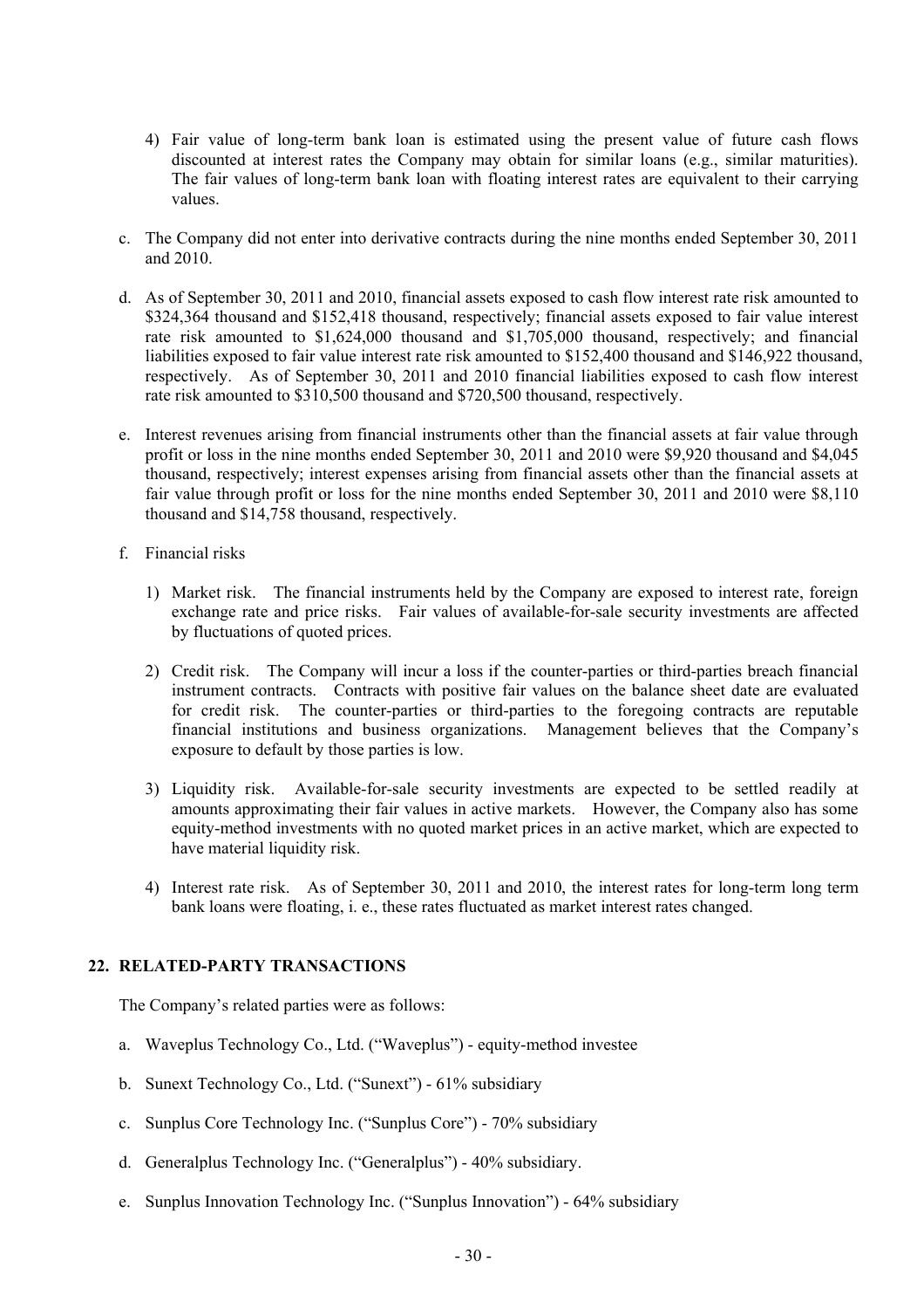4) Fair value of long-term bank loan is estimated using the present value of future cash flows discounted at interest rates the Company may obtain for similar loans (e.g., similar maturities). The fair values of long-term bank loan with floating interest rates are equivalent to their carrying values.

c. The Company did not enter into derivative contracts during the nine months ended September 30, 2011 and 2010.

d. As of September 30, 2011 and 2010, financial assets exposed to cash flow interest rate risk amounted to $324,364 thousand and $152,418 thousand, respectively; financial assets exposed to fair value interest rate risk amounted to $1,624,000 thousand and $1,705,000 thousand, respectively; and financial liabilities exposed to fair value interest rate risk amounted to $152,400 thousand and $146,922 thousand, respectively. As of September 30, 2011 and 2010 financial liabilities exposed to cash flow interest rate risk amounted to $310,500 thousand and $720,500 thousand, respectively.

e. Interest revenues arising from financial instruments other than the financial assets at fair value through profit or loss in the nine months ended September 30, 2011 and 2010 were $9,920 thousand and $4,045 thousand, respectively; interest expenses arising from financial assets other than the financial assets at fair value through profit or loss for the nine months ended September 30, 2011 and 2010 were $8,110 thousand and $14,758 thousand, respectively.

f. Financial risks

1) Market risk. The financial instruments held by the Company are exposed to interest rate, foreign exchange rate and price risks. Fair values of available-for-sale security investments are affected by fluctuations of quoted prices.

2) Credit risk. The Company will incur a loss if the counter-parties or third-parties breach financial instrument contracts. Contracts with positive fair values on the balance sheet date are evaluated for credit risk. The counter-parties or third-parties to the foregoing contracts are reputable financial institutions and business organizations. Management believes that the Company's exposure to default by those parties is low.

3) Liquidity risk. Available-for-sale security investments are expected to be settled readily at amounts approximating their fair values in active markets. However, the Company also has some equity-method investments with no quoted market prices in an active market, which are expected to have material liquidity risk.

4) Interest rate risk. As of September 30, 2011 and 2010, the interest rates for long-term long term bank loans were floating, i. e., these rates fluctuated as market interest rates changed.

## 22. RELATED-PARTY TRANSACTIONS

The Company's related parties were as follows:

a. Waveplus Technology Co., Ltd. ("Waveplus") - equity-method investee

b. Sunext Technology Co., Ltd. ("Sunext") - 61% subsidiary

c. Sunplus Core Technology Inc. ("Sunplus Core") - 70% subsidiary

d. Generalplus Technology Inc. ("Generalplus") - 40% subsidiary.

e. Sunplus Innovation Technology Inc. ("Sunplus Innovation") - 64% subsidiary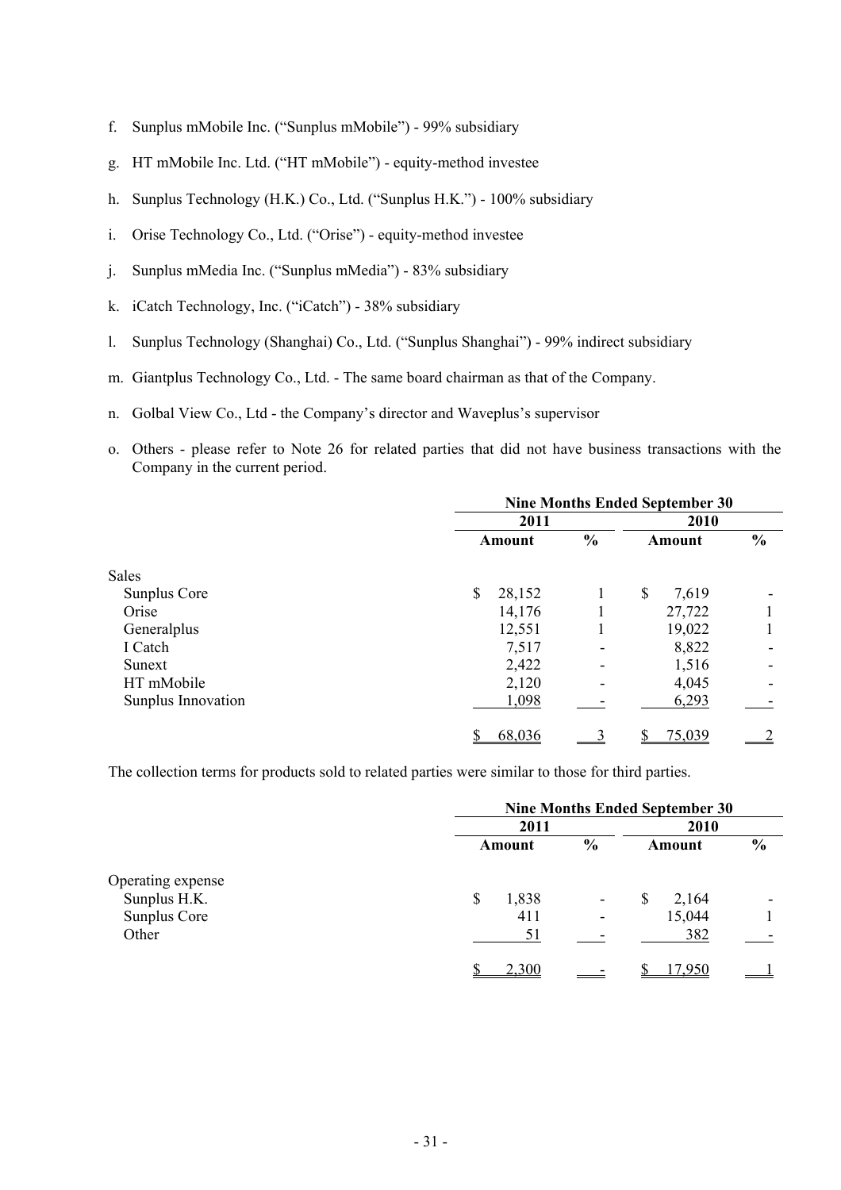f. Sunplus mMobile Inc. ("Sunplus mMobile") - 99% subsidiary

g. HT mMobile Inc. Ltd. ("HT mMobile") - equity-method investee

h. Sunplus Technology (H.K.) Co., Ltd. ("Sunplus H.K.") - 100% subsidiary

i. Orise Technology Co., Ltd. ("Orise") - equity-method investee

j. Sunplus mMedia Inc. ("Sunplus mMedia") - 83% subsidiary

k. iCatch Technology, Inc. ("iCatch") - 38% subsidiary

l. Sunplus Technology (Shanghai) Co., Ltd. ("Sunplus Shanghai") - 99% indirect subsidiary

m. Giantplus Technology Co., Ltd. - The same board chairman as that of the Company.

n. Golbal View Co., Ltd - the Company's director and Waveplus's supervisor

o. Others - please refer to Note 26 for related parties that did not have business transactions with the Company in the current period.

| | Nine Months Ended September 30 | | | |
|---|---|---|---|---|
| | 2011 | | 2010 | |
| | Amount | % | Amount | % |
| Sales | | | | |
| Sunplus Core | $ 28,152 | 1 | $ 7,619 | - |
| Orise | 14,176 | 1 | 27,722 | 1 |
| Generalplus | 12,551 | 1 | 19,022 | 1 |
| I Catch | 7,517 | - | 8,822 | - |
| Sunext | 2,422 | - | 1,516 | - |
| HT mMobile | 2,120 | - | 4,045 | - |
| Sunplus Innovation | 1,098 | - | 6,293 | - |
| | $ 68,036 | 3 | $ 75,039 | 2 |

The collection terms for products sold to related parties were similar to those for third parties.

| | Nine Months Ended September 30 | | | |
|---|---|---|---|---|
| | 2011 | | 2010 | |
| | Amount | % | Amount | % |
| Operating expense | | | | |
| Sunplus H.K. | $ 1,838 | - | $ 2,164 | - |
| Sunplus Core | 411 | - | 15,044 | 1 |
| Other | 51 | - | 382 | - |
| | $ 2,300 | - | $ 17,950 | 1 |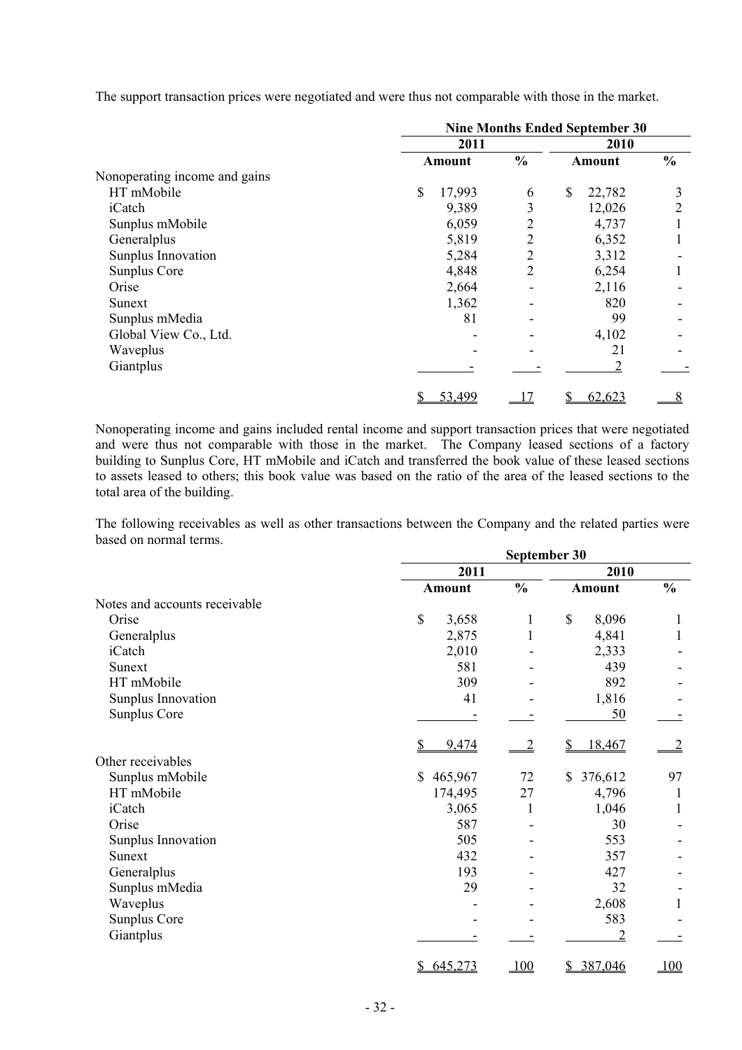The support transaction prices were negotiated and were thus not comparable with those in the market.

| | Nine Months Ended September 30 | | | |
|---|---|---|---|---|
| | 2011 | | 2010 | |
| | Amount | % | Amount | % |
| Nonoperating income and gains | | | | |
| HT mMobile | $ 17,993 | 6 | $ 22,782 | 3 |
| iCatch | 9,389 | 3 | 12,026 | 2 |
| Sunplus mMobile | 6,059 | 2 | 4,737 | 1 |
| Generalplus | 5,819 | 2 | 6,352 | 1 |
| Sunplus Innovation | 5,284 | 2 | 3,312 | - |
| Sunplus Core | 4,848 | 2 | 6,254 | 1 |
| Orise | 2,664 | - | 2,116 | - |
| Sunext | 1,362 | - | 820 | - |
| Sunplus mMedia | 81 | - | 99 | - |
| Global View Co., Ltd. | - | - | 4,102 | - |
| Waveplus | - | - | 21 | - |
| Giantplus | - | - | 2 | - |
| | $ 53,499 | 17 | $ 62,623 | 8 |

Nonoperating income and gains included rental income and support transaction prices that were negotiated and were thus not comparable with those in the market. The Company leased sections of a factory building to Sunplus Core, HT mMobile and iCatch and transferred the book value of these leased sections to assets leased to others; this book value was based on the ratio of the area of the leased sections to the total area of the building.

The following receivables as well as other transactions between the Company and the related parties were based on normal terms.

| | September 30 | | | |
|---|---|---|---|---|
| | 2011 | | 2010 | |
| | Amount | % | Amount | % |
| Notes and accounts receivable | | | | |
| Orise | $ 3,658 | 1 | $ 8,096 | 1 |
| Generalplus | 2,875 | 1 | 4,841 | 1 |
| iCatch | 2,010 | - | 2,333 | - |
| Sunext | 581 | - | 439 | - |
| HT mMobile | 309 | - | 892 | - |
| Sunplus Innovation | 41 | - | 1,816 | - |
| Sunplus Core | - | - | 50 | - |
| | $ 9,474 | 2 | $ 18,467 | 2 |
| Other receivables | | | | |
| Sunplus mMobile | $ 465,967 | 72 | $ 376,612 | 97 |
| HT mMobile | 174,495 | 27 | 4,796 | 1 |
| iCatch | 3,065 | 1 | 1,046 | 1 |
| Orise | 587 | - | 30 | - |
| Sunplus Innovation | 505 | - | 553 | - |
| Sunext | 432 | - | 357 | - |
| Generalplus | 193 | - | 427 | - |
| Sunplus mMedia | 29 | - | 32 | - |
| Waveplus | - | - | 2,608 | 1 |
| Sunplus Core | - | - | 583 | - |
| Giantplus | - | - | 2 | - |
| | $ 645,273 | 100 | $ 387,046 | 100 |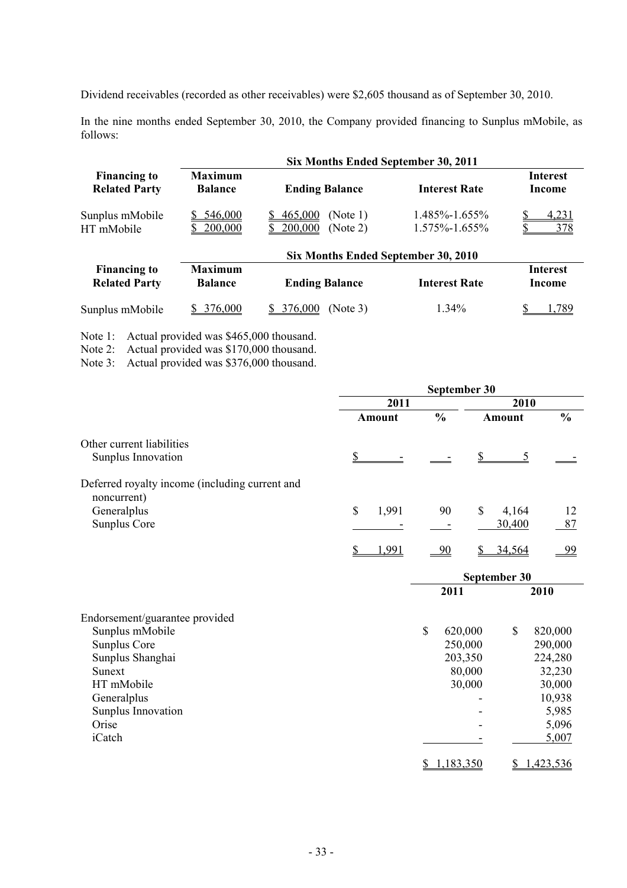Dividend receivables (recorded as other receivables) were $2,605 thousand as of September 30, 2010.

In the nine months ended September 30, 2010, the Company provided financing to Sunplus mMobile, as follows:

| Financing to Related Party | Six Months Ended September 30, 2011 | | | |
|---|---|---|---|---|
| | Maximum Balance | Ending Balance | Interest Rate | Interest Income |
| Sunplus mMobile | $ 546,000 | $ 465,000 (Note 1) | 1.485%-1.655% | $ 4,231 |
| HT mMobile | $ 200,000 | $ 200,000 (Note 2) | 1.575%-1.655% | $ 378 |

| Financing to Related Party | Six Months Ended September 30, 2010 | | | |
|---|---|---|---|---|
| | Maximum Balance | Ending Balance | Interest Rate | Interest Income |
| Sunplus mMobile | $ 376,000 | $ 376,000 (Note 3) | 1.34% | $ 1,789 |

Note 1: Actual provided was $465,000 thousand.
Note 2: Actual provided was $170,000 thousand.
Note 3: Actual provided was $376,000 thousand.

| | September 30 | | | |
|---|---|---|---|---|
| | 2011 | | 2010 | |
| | Amount | % | Amount | % |
| Other current liabilities | | | | |
| Sunplus Innovation | $ - | - | $ 5 | - |
| Deferred royalty income (including current and noncurrent) | | | | |
| Generalplus | $ 1,991 | 90 | $ 4,164 | 12 |
| Sunplus Core | - | - | 30,400 | 87 |
| | $ 1,991 | 90 | $ 34,564 | 99 |

| | September 30 | |
|---|---|---|
| | 2011 | 2010 |
| Endorsement/guarantee provided | | |
| Sunplus mMobile | $ 620,000 | $ 820,000 |
| Sunplus Core | 250,000 | 290,000 |
| Sunplus Shanghai | 203,350 | 224,280 |
| Sunext | 80,000 | 32,230 |
| HT mMobile | 30,000 | 30,000 |
| Generalplus | - | 10,938 |
| Sunplus Innovation | - | 5,985 |
| Orise | - | 5,096 |
| iCatch | - | 5,007 |
| | $ 1,183,350 | $ 1,423,536 |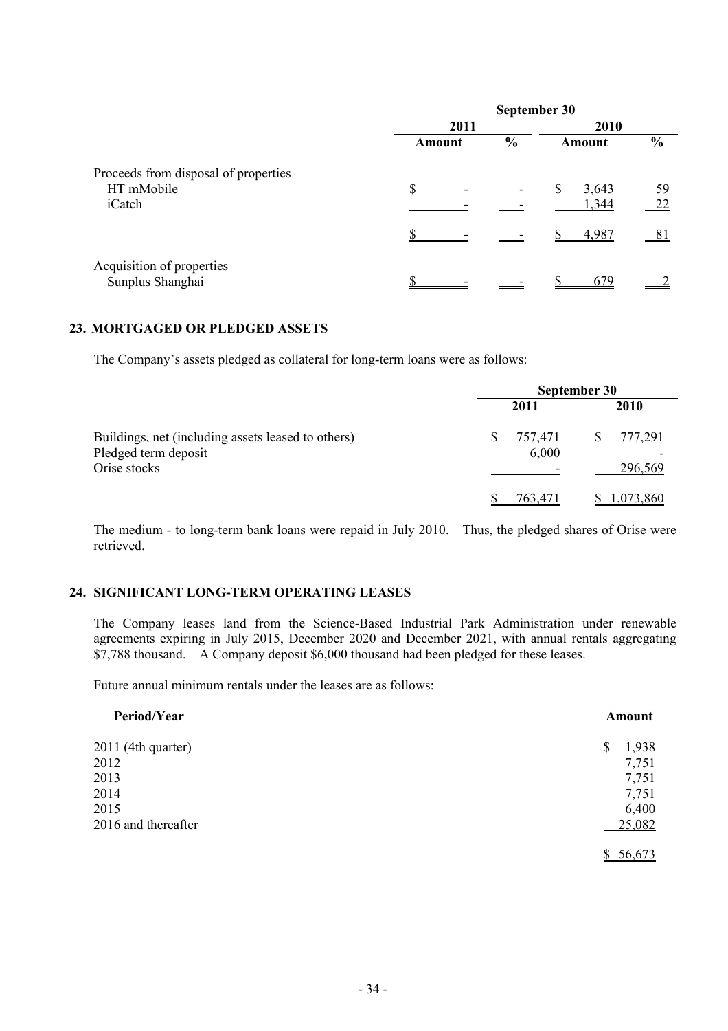| | September 30 | | | |
|---|---|---|---|---|
| | 2011 | | 2010 | |
| | Amount | % | Amount | % |
| Proceeds from disposal of properties | | | | |
| HT mMobile | $ - | - | $ 3,643 | 59 |
| iCatch | - | - | 1,344 | 22 |
| | $ - | - | $ 4,987 | 81 |
| Acquisition of properties | | | | |
| Sunplus Shanghai | $ - | - | $ 679 | 2 |

## 23. MORTGAGED OR PLEDGED ASSETS

The Company's assets pledged as collateral for long-term loans were as follows:

| | September 30 | |
|---|---|---|
| | 2011 | 2010 |
| Buildings, net (including assets leased to others) | $ 757,471 | $ 777,291 |
| Pledged term deposit | 6,000 | - |
| Orise stocks | - | 296,569 |
| | $ 763,471 | $ 1,073,860 |

The medium - to long-term bank loans were repaid in July 2010. Thus, the pledged shares of Orise were retrieved.

## 24. SIGNIFICANT LONG-TERM OPERATING LEASES

The Company leases land from the Science-Based Industrial Park Administration under renewable agreements expiring in July 2015, December 2020 and December 2021, with annual rentals aggregating $7,788 thousand. A Company deposit $6,000 thousand had been pledged for these leases.

Future annual minimum rentals under the leases are as follows:

| Period/Year | Amount |
|---|---|
| 2011 (4th quarter) | $ 1,938 |
| 2012 | 7,751 |
| 2013 | 7,751 |
| 2014 | 7,751 |
| 2015 | 6,400 |
| 2016 and thereafter | 25,082 |
| | $ 56,673 |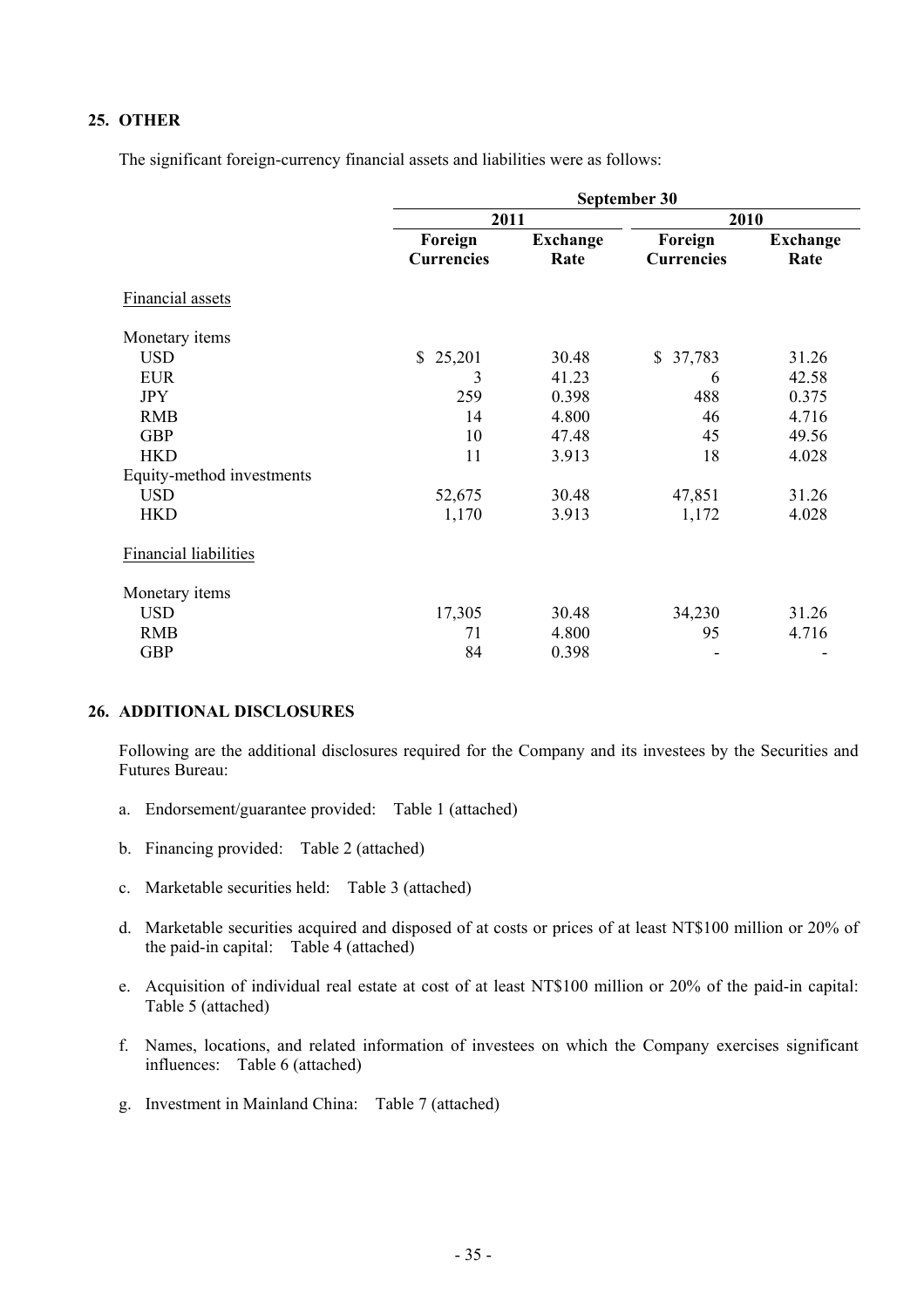## 25. OTHER

The significant foreign-currency financial assets and liabilities were as follows:

| | September 30 | | | |
|---|---|---|---|---|
| | 2011 | | 2010 | |
| | Foreign Currencies | Exchange Rate | Foreign Currencies | Exchange Rate |
| Financial assets | | | | |
| Monetary items | | | | |
| USD | $ 25,201 | 30.48 | $ 37,783 | 31.26 |
| EUR | 3 | 41.23 | 6 | 42.58 |
| JPY | 259 | 0.398 | 488 | 0.375 |
| RMB | 14 | 4.800 | 46 | 4.716 |
| GBP | 10 | 47.48 | 45 | 49.56 |
| HKD | 11 | 3.913 | 18 | 4.028 |
| Equity-method investments | | | | |
| USD | 52,675 | 30.48 | 47,851 | 31.26 |
| HKD | 1,170 | 3.913 | 1,172 | 4.028 |
| Financial liabilities | | | | |
| Monetary items | | | | |
| USD | 17,305 | 30.48 | 34,230 | 31.26 |
| RMB | 71 | 4.800 | 95 | 4.716 |
| GBP | 84 | 0.398 | - | - |

## 26. ADDITIONAL DISCLOSURES

Following are the additional disclosures required for the Company and its investees by the Securities and Futures Bureau:

a. Endorsement/guarantee provided: Table 1 (attached)

b. Financing provided: Table 2 (attached)

c. Marketable securities held: Table 3 (attached)

d. Marketable securities acquired and disposed of at costs or prices of at least NT$100 million or 20% of the paid-in capital: Table 4 (attached)

e. Acquisition of individual real estate at cost of at least NT$100 million or 20% of the paid-in capital: Table 5 (attached)

f. Names, locations, and related information of investees on which the Company exercises significant influences: Table 6 (attached)

g. Investment in Mainland China: Table 7 (attached)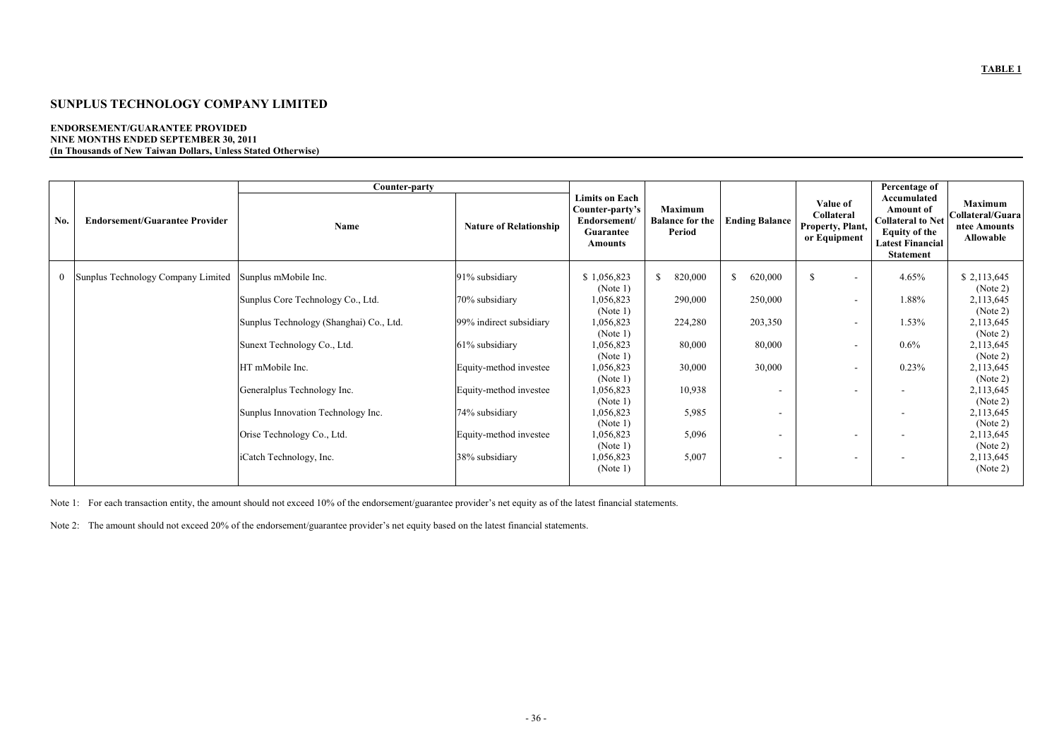**TABLE 1**

# SUNPLUS TECHNOLOGY COMPANY LIMITED

**ENDORSEMENT/GUARANTEE PROVIDED**
**NINE MONTHS ENDED SEPTEMBER 30, 2011**
**(In Thousands of New Taiwan Dollars, Unless Stated Otherwise)**

| No. | Endorsement/Guarantee Provider | Counter-party | | Limits on Each Counter-party's Endorsement/ Guarantee Amounts | Maximum Balance for the Period | Ending Balance | Value of Collateral Property, Plant, or Equipment | Percentage of Accumulated Amount of Collateral to Net Equity of the Latest Financial Statement | Maximum Collateral/Guarantee Amounts Allowable |
|---|---|---|---|---|---|---|---|---|---|
| | | Name | Nature of Relationship | | | | | | |
| 0 | Sunplus Technology Company Limited | Sunplus mMobile Inc. | 91% subsidiary | $ 1,056,823 (Note 1) | $ 820,000 | $ 620,000 | $ - | 4.65% | $ 2,113,645 (Note 2) |
| | | Sunplus Core Technology Co., Ltd. | 70% subsidiary | 1,056,823 (Note 1) | 290,000 | 250,000 | - | 1.88% | 2,113,645 (Note 2) |
| | | Sunplus Technology (Shanghai) Co., Ltd. | 99% indirect subsidiary | 1,056,823 (Note 1) | 224,280 | 203,350 | - | 1.53% | 2,113,645 (Note 2) |
| | | Sunext Technology Co., Ltd. | 61% subsidiary | 1,056,823 (Note 1) | 80,000 | 80,000 | - | 0.6% | 2,113,645 (Note 2) |
| | | HT mMobile Inc. | Equity-method investee | 1,056,823 (Note 1) | 30,000 | 30,000 | - | 0.23% | 2,113,645 (Note 2) |
| | | Generalplus Technology Inc. | Equity-method investee | 1,056,823 (Note 1) | 10,938 | - | - | - | 2,113,645 (Note 2) |
| | | Sunplus Innovation Technology Inc. | 74% subsidiary | 1,056,823 (Note 1) | 5,985 | - | | - | 2,113,645 (Note 2) |
| | | Orise Technology Co., Ltd. | Equity-method investee | 1,056,823 (Note 1) | 5,096 | - | - | - | 2,113,645 (Note 2) |
| | | iCatch Technology, Inc. | 38% subsidiary | 1,056,823 (Note 1) | 5,007 | - | - | - | 2,113,645 (Note 2) |

Note 1: For each transaction entity, the amount should not exceed 10% of the endorsement/guarantee provider's net equity as of the latest financial statements.

Note 2: The amount should not exceed 20% of the endorsement/guarantee provider's net equity based on the latest financial statements.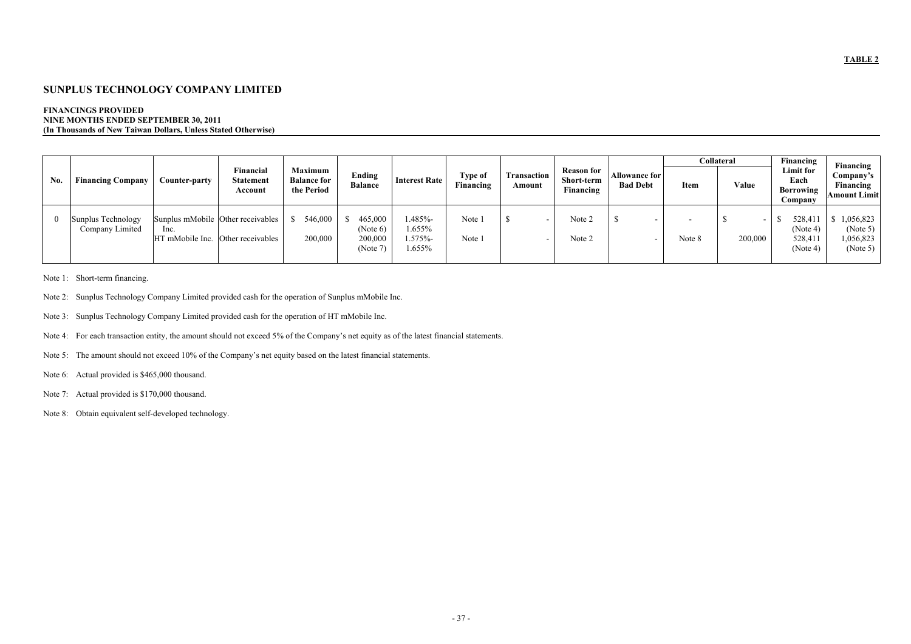**TABLE 2**

# SUNPLUS TECHNOLOGY COMPANY LIMITED

**FINANCINGS PROVIDED**
**NINE MONTHS ENDED SEPTEMBER 30, 2011**
**(In Thousands of New Taiwan Dollars, Unless Stated Otherwise)**

| No. | Financing Company | Counter-party | Financial Statement Account | Maximum Balance for the Period | Ending Balance | Interest Rate | Type of Financing | Transaction Amount | Reason for Short-term Financing | Allowance for Bad Debt | Collateral | | Financing Limit for Each Borrowing Company | Financing Company's Financing Amount Limit |
|---|---|---|---|---|---|---|---|---|---|---|---|---|---|---|
| | | | | | | | | | | | Item | Value | | |
| 0 | Sunplus Technology Company Limited | Sunplus mMobile Inc. | Other receivables | $ 546,000 | $ 465,000 (Note 6) | 1.485%-1.655% | Note 1 | $ - | Note 2 | $ - | - | $ - | $ 528,411 (Note 4) | $ 1,056,823 (Note 5) |
| | | HT mMobile Inc. | Other receivables | 200,000 | 200,000 (Note 7) | 1.575%-1.655% | Note 1 | - | Note 2 | - | Note 8 | 200,000 | 528,411 (Note 4) | 1,056,823 (Note 5) |

Note 1: Short-term financing.

Note 2: Sunplus Technology Company Limited provided cash for the operation of Sunplus mMobile Inc.

Note 3: Sunplus Technology Company Limited provided cash for the operation of HT mMobile Inc.

Note 4: For each transaction entity, the amount should not exceed 5% of the Company's net equity as of the latest financial statements.

Note 5: The amount should not exceed 10% of the Company's net equity based on the latest financial statements.

Note 6: Actual provided is $465,000 thousand.

Note 7: Actual provided is $170,000 thousand.

Note 8: Obtain equivalent self-developed technology.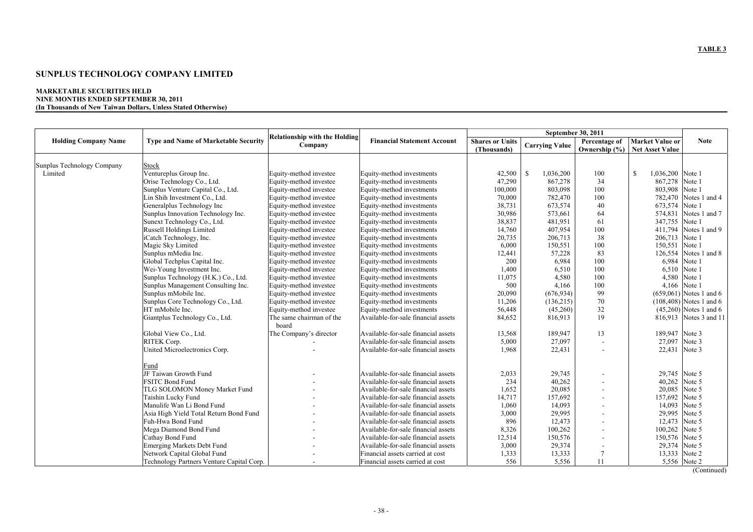**TABLE 3**

# SUNPLUS TECHNOLOGY COMPANY LIMITED

**MARKETABLE SECURITIES HELD**
**NINE MONTHS ENDED SEPTEMBER 30, 2011**
**(In Thousands of New Taiwan Dollars, Unless Stated Otherwise)**

| Holding Company Name | Type and Name of Marketable Security | Relationship with the Holding Company | Financial Statement Account | September 30, 2011 | | | | Note |
|---|---|---|---|---|---|---|---|---|
| | | | | Shares or Units (Thousands) | Carrying Value | Percentage of Ownership (%) | Market Value or Net Asset Value | |
| Sunplus Technology Company Limited | Stock | | | | | | | |
| | Ventureplus Group Inc. | Equity-method investee | Equity-method investments | 42,500 | $ 1,036,200 | 100 | $ 1,036,200 | Note 1 |
| | Orise Technology Co., Ltd. | Equity-method investee | Equity-method investments | 47,290 | 867,278 | 34 | 867,278 | Note 1 |
| | Sunplus Venture Capital Co., Ltd. | Equity-method investee | Equity-method investments | 100,000 | 803,098 | 100 | 803,908 | Note 1 |
| | Lin Shih Investment Co., Ltd. | Equity-method investee | Equity-method investments | 70,000 | 782,470 | 100 | 782,470 | Notes 1 and 4 |
| | Generalplus Technology Inc | Equity-method investee | Equity-method investments | 38,731 | 673,574 | 40 | 673,574 | Note 1 |
| | Sunplus Innovation Technology Inc. | Equity-method investee | Equity-method investments | 30,986 | 573,661 | 64 | 574,831 | Notes 1 and 7 |
| | Sunext Technology Co., Ltd. | Equity-method investee | Equity-method investments | 38,837 | 481,951 | 61 | 347,755 | Note 1 |
| | Russell Holdings Limited | Equity-method investee | Equity-method investments | 14,760 | 407,954 | 100 | 411,794 | Notes 1 and 9 |
| | iCatch Technology, Inc. | Equity-method investee | Equity-method investments | 20,735 | 206,713 | 38 | 206,713 | Note 1 |
| | Magic Sky Limited | Equity-method investee | Equity-method investments | 6,000 | 150,551 | 100 | 150,551 | Note 1 |
| | Sunplus mMedia Inc. | Equity-method investee | Equity-method investments | 12,441 | 57,228 | 83 | 126,554 | Notes 1 and 8 |
| | Global Techplus Capital Inc. | Equity-method investee | Equity-method investments | 200 | 6,984 | 100 | 6,984 | Note 1 |
| | Wei-Young Investment Inc. | Equity-method investee | Equity-method investments | 1,400 | 6,510 | 100 | 6,510 | Note 1 |
| | Sunplus Technology (H.K.) Co., Ltd. | Equity-method investee | Equity-method investments | 11,075 | 4,580 | 100 | 4,580 | Note 1 |
| | Sunplus Management Consulting Inc. | Equity-method investee | Equity-method investments | 500 | 4,166 | 100 | 4,166 | Note 1 |
| | Sunplus mMobile Inc. | Equity-method investee | Equity-method investments | 20,090 | (676,934) | 99 | (659,061) | Notes 1 and 6 |
| | Sunplus Core Technology Co., Ltd. | Equity-method investee | Equity-method investments | 11,206 | (136,215) | 70 | (108,408) | Notes 1 and 6 |
| | HT mMobile Inc. | Equity-method investee | Equity-method investments | 56,448 | (45,260) | 32 | (45,260) | Notes 1 and 6 |
| | Giantplus Technology Co., Ltd. | The same chairman of the board | Available-for-sale financial assets | 84,652 | 816,913 | 19 | 816,913 | Notes 3 and 11 |
| | Global View Co., Ltd. | The Company's director | Available-for-sale financial assets | 13,568 | 189,947 | 13 | 189,947 | Note 3 |
| | RITEK Corp. | - | Available-for-sale financial assets | 5,000 | 27,097 | - | 27,097 | Note 3 |
| | United Microelectronics Corp. | - | Available-for-sale financial assets | 1,968 | 22,431 | - | 22,431 | Note 3 |
| | Fund | | | | | | | |
| | JF Taiwan Growth Fund | - | Available-for-sale financial assets | 2,033 | 29,745 | - | 29,745 | Note 5 |
| | FSITC Bond Fund | - | Available-for-sale financial assets | 234 | 40,262 | - | 40,262 | Note 5 |
| | TLG SOLOMON Money Market Fund | - | Available-for-sale financial assets | 1,652 | 20,085 | - | 20,085 | Note 5 |
| | Taishin Lucky Fund | - | Available-for-sale financial assets | 14,717 | 157,692 | - | 157,692 | Note 5 |
| | Manulife Wan Li Bond Fund | - | Available-for-sale financial assets | 1,060 | 14,093 | - | 14,093 | Note 5 |
| | Asia High Yield Total Return Bond Fund | - | Available-for-sale financial assets | 3,000 | 29,995 | - | 29,995 | Note 5 |
| | Fuh-Hwa Bond Fund | - | Available-for-sale financial assets | 896 | 12,473 | - | 12,473 | Note 5 |
| | Mega Diamond Bond Fund | - | Available-for-sale financial assets | 8,326 | 100,262 | - | 100,262 | Note 5 |
| | Cathay Bond Fund | - | Available-for-sale financial assets | 12,514 | 150,576 | - | 150,576 | Note 5 |
| | Emerging Markets Debt Fund | - | Available-for-sale financial assets | 3,000 | 29,374 | - | 29,374 | Note 5 |
| | Network Capital Global Fund | - | Financial assets carried at cost | 1,333 | 13,333 | 7 | 13,333 | Note 2 |
| | Technology Partners Venture Capital Corp. | - | Financial assets carried at cost | 556 | 5,556 | 11 | 5,556 | Note 2 |

(Continued)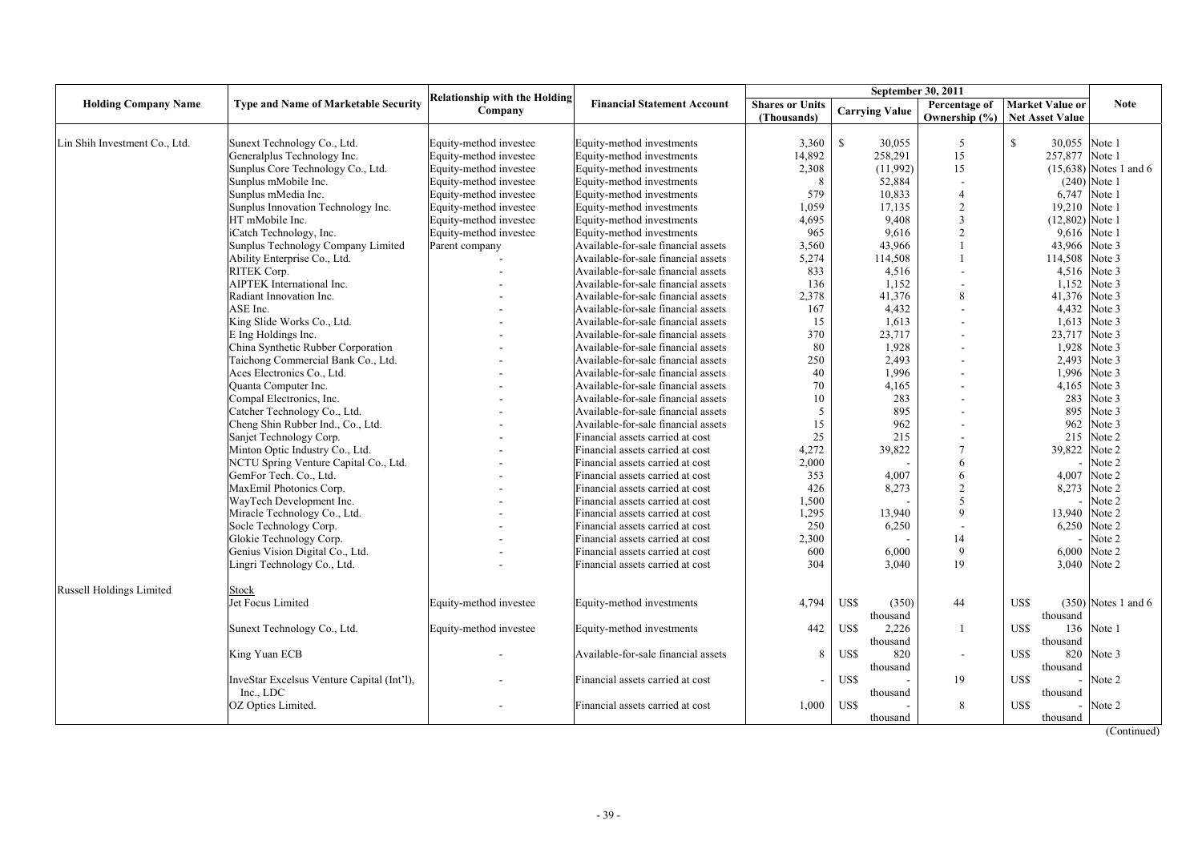| Holding Company Name | Type and Name of Marketable Security | Relationship with the Holding Company | Financial Statement Account | September 30, 2011 | | | | Note |
|---|---|---|---|---|---|---|---|---|
| | | | | Shares or Units (Thousands) | Carrying Value | Percentage of Ownership (%) | Market Value or Net Asset Value | |
| Lin Shih Investment Co., Ltd. | Sunext Technology Co., Ltd. | Equity-method investee | Equity-method investments | 3,360 | $ 30,055 | 5 | $ 30,055 | Note 1 |
| | Generalplus Technology Inc. | Equity-method investee | Equity-method investments | 14,892 | 258,291 | 15 | 257,877 | Note 1 |
| | Sunplus Core Technology Co., Ltd. | Equity-method investee | Equity-method investments | 2,308 | (11,992) | 15 | (15,638) | Notes 1 and 6 |
| | Sunplus mMobile Inc. | Equity-method investee | Equity-method investments | 8 | 52,884 | - | (240) | Note 1 |
| | Sunplus mMedia Inc. | Equity-method investee | Equity-method investments | 579 | 10,833 | 4 | 6,747 | Note 1 |
| | Sunplus Innovation Technology Inc. | Equity-method investee | Equity-method investments | 1,059 | 17,135 | 2 | 19,210 | Note 1 |
| | HT mMobile Inc. | Equity-method investee | Equity-method investments | 4,695 | 9,408 | 3 | (12,802) | Note 1 |
| | iCatch Technology, Inc. | Equity-method investee | Equity-method investments | 965 | 9,616 | 2 | 9,616 | Note 1 |
| | Sunplus Technology Company Limited | Parent company | Available-for-sale financial assets | 3,560 | 43,966 | 1 | 43,966 | Note 3 |
| | Ability Enterprise Co., Ltd. | - | Available-for-sale financial assets | 5,274 | 114,508 | 1 | 114,508 | Note 3 |
| | RITEK Corp. | - | Available-for-sale financial assets | 833 | 4,516 | - | 4,516 | Note 3 |
| | AIPTEK International Inc. | - | Available-for-sale financial assets | 136 | 1,152 | - | 1,152 | Note 3 |
| | Radiant Innovation Inc. | - | Available-for-sale financial assets | 2,378 | 41,376 | 8 | 41,376 | Note 3 |
| | ASE Inc. | - | Available-for-sale financial assets | 167 | 4,432 | - | 4,432 | Note 3 |
| | King Slide Works Co., Ltd. | - | Available-for-sale financial assets | 15 | 1,613 | - | 1,613 | Note 3 |
| | E Ing Holdings Inc. | - | Available-for-sale financial assets | 370 | 23,717 | - | 23,717 | Note 3 |
| | China Synthetic Rubber Corporation | - | Available-for-sale financial assets | 80 | 1,928 | - | 1,928 | Note 3 |
| | Taichong Commercial Bank Co., Ltd. | - | Available-for-sale financial assets | 250 | 2,493 | - | 2,493 | Note 3 |
| | Aces Electronics Co., Ltd. | - | Available-for-sale financial assets | 40 | 1,996 | - | 1,996 | Note 3 |
| | Quanta Computer Inc. | - | Available-for-sale financial assets | 70 | 4,165 | - | 4,165 | Note 3 |
| | Compal Electronics, Inc. | - | Available-for-sale financial assets | 10 | 283 | - | 283 | Note 3 |
| | Catcher Technology Co., Ltd. | - | Available-for-sale financial assets | 5 | 895 | - | 895 | Note 3 |
| | Cheng Shin Rubber Ind., Co., Ltd. | - | Available-for-sale financial assets | 15 | 962 | - | 962 | Note 3 |
| | Sanjet Technology Corp. | - | Financial assets carried at cost | 25 | 215 | - | 215 | Note 2 |
| | Minton Optic Industry Co., Ltd. | - | Financial assets carried at cost | 4,272 | 39,822 | 7 | 39,822 | Note 2 |
| | NCTU Spring Venture Capital Co., Ltd. | - | Financial assets carried at cost | 2,000 | - | 6 | - | Note 2 |
| | GemFor Tech. Co., Ltd. | - | Financial assets carried at cost | 353 | 4,007 | 6 | 4,007 | Note 2 |
| | MaxEmil Photonics Corp. | - | Financial assets carried at cost | 426 | 8,273 | 2 | 8,273 | Note 2 |
| | WayTech Development Inc. | - | Financial assets carried at cost | 1,500 | - | 5 | - | Note 2 |
| | Miracle Technology Co., Ltd. | - | Financial assets carried at cost | 1,295 | 13,940 | 9 | 13,940 | Note 2 |
| | Socle Technology Corp. | - | Financial assets carried at cost | 250 | 6,250 | - | 6,250 | Note 2 |
| | Glokie Technology Corp. | - | Financial assets carried at cost | 2,300 | - | 14 | - | Note 2 |
| | Genius Vision Digital Co., Ltd. | - | Financial assets carried at cost | 600 | 6,000 | 9 | 6,000 | Note 2 |
| | Lingri Technology Co., Ltd. | - | Financial assets carried at cost | 304 | 3,040 | 19 | 3,040 | Note 2 |
| Russell Holdings Limited | Stock | | | | | | | |
| | Jet Focus Limited | Equity-method investee | Equity-method investments | 4,794 | US$ (350) thousand | 44 | US$ (350) thousand | Notes 1 and 6 |
| | Sunext Technology Co., Ltd. | Equity-method investee | Equity-method investments | 442 | US$ 2,226 thousand | 1 | US$ 136 thousand | Note 1 |
| | King Yuan ECB | - | Available-for-sale financial assets | 8 | US$ 820 thousand | - | US$ 820 thousand | Note 3 |
| | InveStar Excelsus Venture Capital (Int'l), Inc., LDC | - | Financial assets carried at cost | - | US$ - thousand | 19 | US$ - thousand | Note 2 |
| | OZ Optics Limited. | - | Financial assets carried at cost | 1,000 | US$ - thousand | 8 | US$ - thousand | Note 2 |

(Continued)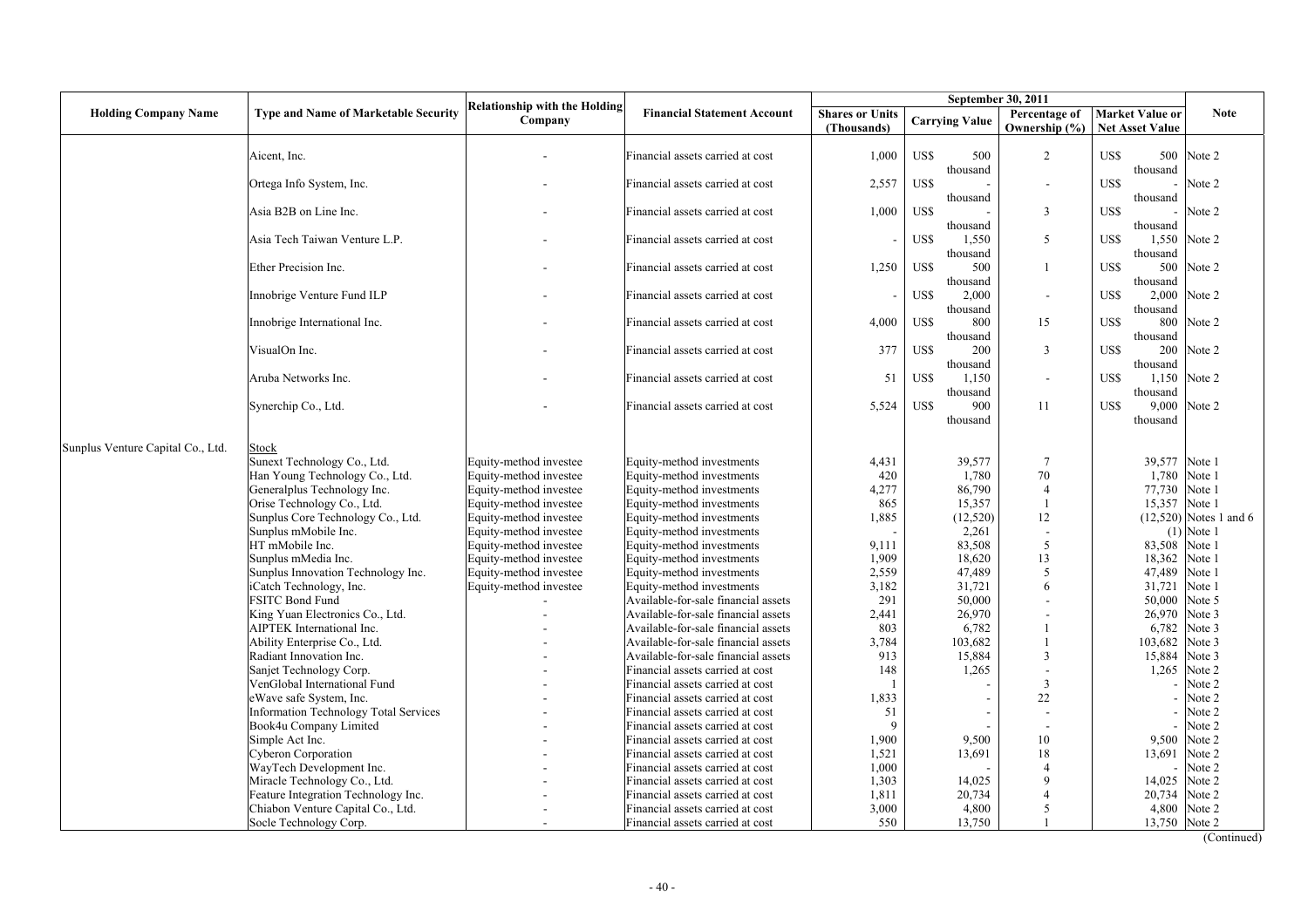| Holding Company Name | Type and Name of Marketable Security | Relationship with the Holding Company | Financial Statement Account | September 30, 2011 | | | | Note |
|---|---|---|---|---|---|---|---|---|
| | | | | Shares or Units (Thousands) | Carrying Value | Percentage of Ownership (%) | Market Value or Net Asset Value | |
| | Aicent, Inc. | - | Financial assets carried at cost | 1,000 | US$ 500 thousand | 2 | US$ 500 thousand | Note 2 |
| | Ortega Info System, Inc. | - | Financial assets carried at cost | 2,557 | US$ - thousand | - | US$ - thousand | Note 2 |
| | Asia B2B on Line Inc. | - | Financial assets carried at cost | 1,000 | US$ - thousand | 3 | US$ - thousand | Note 2 |
| | Asia Tech Taiwan Venture L.P. | - | Financial assets carried at cost | - | US$ 1,550 thousand | 5 | US$ 1,550 thousand | Note 2 |
| | Ether Precision Inc. | - | Financial assets carried at cost | 1,250 | US$ 500 thousand | 1 | US$ 500 thousand | Note 2 |
| | Innobrige Venture Fund ILP | - | Financial assets carried at cost | - | US$ 2,000 thousand | - | US$ 2,000 thousand | Note 2 |
| | Innobrige International Inc. | - | Financial assets carried at cost | 4,000 | US$ 800 thousand | 15 | US$ 800 thousand | Note 2 |
| | VisualOn Inc. | - | Financial assets carried at cost | 377 | US$ 200 thousand | 3 | US$ 200 thousand | Note 2 |
| | Aruba Networks Inc. | - | Financial assets carried at cost | 51 | US$ 1,150 thousand | - | US$ 1,150 thousand | Note 2 |
| | Synerchip Co., Ltd. | - | Financial assets carried at cost | 5,524 | US$ 900 thousand | 11 | US$ 9,000 thousand | Note 2 |
| Sunplus Venture Capital Co., Ltd. | Stock | | | | | | | |
| | Sunext Technology Co., Ltd. | Equity-method investee | Equity-method investments | 4,431 | 39,577 | 7 | 39,577 | Note 1 |
| | Han Young Technology Co., Ltd. | Equity-method investee | Equity-method investments | 420 | 1,780 | 70 | 1,780 | Note 1 |
| | Generalplus Technology Inc. | Equity-method investee | Equity-method investments | 4,277 | 86,790 | 4 | 77,730 | Note 1 |
| | Orise Technology Co., Ltd. | Equity-method investee | Equity-method investments | 865 | 15,357 | 1 | 15,357 | Note 1 |
| | Sunplus Core Technology Co., Ltd. | Equity-method investee | Equity-method investments | 1,885 | (12,520) | 12 | (12,520) | Notes 1 and 6 |
| | Sunplus mMobile Inc. | Equity-method investee | Equity-method investments | - | 2,261 | - | (1) | Note 1 |
| | HT mMobile Inc. | Equity-method investee | Equity-method investments | 9,111 | 83,508 | 5 | 83,508 | Note 1 |
| | Sunplus mMedia Inc. | Equity-method investee | Equity-method investments | 1,909 | 18,620 | 13 | 18,362 | Note 1 |
| | Sunplus Innovation Technology Inc. | Equity-method investee | Equity-method investments | 2,559 | 47,489 | 5 | 47,489 | Note 1 |
| | iCatch Technology, Inc. | Equity-method investee | Equity-method investments | 3,182 | 31,721 | 6 | 31,721 | Note 1 |
| | FSITC Bond Fund | - | Available-for-sale financial assets | 291 | 50,000 | - | 50,000 | Note 5 |
| | King Yuan Electronics Co., Ltd. | - | Available-for-sale financial assets | 2,441 | 26,970 | - | 26,970 | Note 3 |
| | AIPTEK International Inc. | - | Available-for-sale financial assets | 803 | 6,782 | 1 | 6,782 | Note 3 |
| | Ability Enterprise Co., Ltd. | - | Available-for-sale financial assets | 3,784 | 103,682 | 1 | 103,682 | Note 3 |
| | Radiant Innovation Inc. | - | Available-for-sale financial assets | 913 | 15,884 | 3 | 15,884 | Note 3 |
| | Sanjet Technology Corp. | - | Financial assets carried at cost | 148 | 1,265 | - | 1,265 | Note 2 |
| | VenGlobal International Fund | - | Financial assets carried at cost | 1 | - | 3 | - | Note 2 |
| | eWave safe System, Inc. | - | Financial assets carried at cost | 1,833 | - | 22 | - | Note 2 |
| | Information Technology Total Services | - | Financial assets carried at cost | 51 | - | - | - | Note 2 |
| | Book4u Company Limited | - | Financial assets carried at cost | 9 | - | - | - | Note 2 |
| | Simple Act Inc. | - | Financial assets carried at cost | 1,900 | 9,500 | 10 | 9,500 | Note 2 |
| | Cyberon Corporation | - | Financial assets carried at cost | 1,521 | 13,691 | 18 | 13,691 | Note 2 |
| | WayTech Development Inc. | - | Financial assets carried at cost | 1,000 | - | 4 | - | Note 2 |
| | Miracle Technology Co., Ltd. | - | Financial assets carried at cost | 1,303 | 14,025 | 9 | 14,025 | Note 2 |
| | Feature Integration Technology Inc. | - | Financial assets carried at cost | 1,811 | 20,734 | 4 | 20,734 | Note 2 |
| | Chiabon Venture Capital Co., Ltd. | - | Financial assets carried at cost | 3,000 | 4,800 | 5 | 4,800 | Note 2 |
| | Socle Technology Corp. | - | Financial assets carried at cost | 550 | 13,750 | 1 | 13,750 | Note 2 |

(Continued)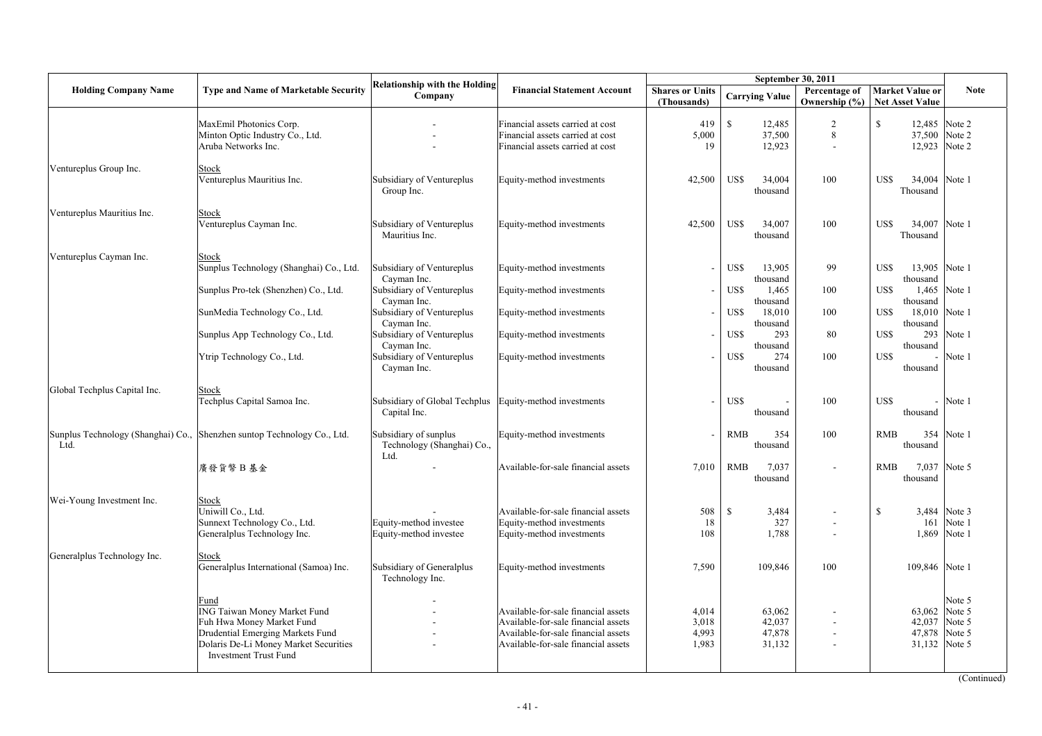| Holding Company Name | Type and Name of Marketable Security | Relationship with the Holding Company | Financial Statement Account | September 30, 2011 | | | | Note |
|---|---|---|---|---|---|---|---|---|
| | | | | Shares or Units (Thousands) | Carrying Value | Percentage of Ownership (%) | Market Value or Net Asset Value | |
| | MaxEmil Photonics Corp. | - | Financial assets carried at cost | 419 | $ 12,485 | 2 | $ 12,485 | Note 2 |
| | Minton Optic Industry Co., Ltd. | - | Financial assets carried at cost | 5,000 | 37,500 | 8 | 37,500 | Note 2 |
| | Aruba Networks Inc. | - | Financial assets carried at cost | 19 | 12,923 | - | 12,923 | Note 2 |
| Ventureplus Group Inc. | Stock | | | | | | | |
| | Ventureplus Mauritius Inc. | Subsidiary of Ventureplus Group Inc. | Equity-method investments | 42,500 | US$ 34,004 thousand | 100 | US$ 34,004 Thousand | Note 1 |
| Ventureplus Mauritius Inc. | Stock | | | | | | | |
| | Ventureplus Cayman Inc. | Subsidiary of Ventureplus Mauritius Inc. | Equity-method investments | 42,500 | US$ 34,007 thousand | 100 | US$ 34,007 Thousand | Note 1 |
| Ventureplus Cayman Inc. | Stock | | | | | | | |
| | Sunplus Technology (Shanghai) Co., Ltd. | Subsidiary of Ventureplus Cayman Inc. | Equity-method investments | - | US$ 13,905 thousand | 99 | US$ 13,905 thousand | Note 1 |
| | Sunplus Pro-tek (Shenzhen) Co., Ltd. | Subsidiary of Ventureplus Cayman Inc. | Equity-method investments | - | US$ 1,465 thousand | 100 | US$ 1,465 thousand | Note 1 |
| | SunMedia Technology Co., Ltd. | Subsidiary of Ventureplus Cayman Inc. | Equity-method investments | - | US$ 18,010 thousand | 100 | US$ 18,010 thousand | Note 1 |
| | Sunplus App Technology Co., Ltd. | Subsidiary of Ventureplus Cayman Inc. | Equity-method investments | - | US$ 293 thousand | 80 | US$ 293 thousand | Note 1 |
| | Ytrip Technology Co., Ltd. | Subsidiary of Ventureplus Cayman Inc. | Equity-method investments | - | US$ 274 thousand | 100 | US$ - thousand | Note 1 |
| Global Techplus Capital Inc. | Stock | | | | | | | |
| | Techplus Capital Samoa Inc. | Subsidiary of Global Techplus Capital Inc. | Equity-method investments | - | US$ - thousand | 100 | US$ - thousand | Note 1 |
| Sunplus Technology (Shanghai) Co., Ltd. | Shenzhen suntop Technology Co., Ltd. | Subsidiary of sunplus Technology (Shanghai) Co., Ltd. | Equity-method investments | - | RMB 354 thousand | 100 | RMB 354 thousand | Note 1 |
| | 廣發貨幣B基金 | - | Available-for-sale financial assets | 7,010 | RMB 7,037 thousand | - | RMB 7,037 thousand | Note 5 |
| Wei-Young Investment Inc. | Stock | | | | | | | |
| | Uniwill Co., Ltd. | - | Available-for-sale financial assets | 508 | $ 3,484 | - | $ 3,484 | Note 3 |
| | Sunnext Technology Co., Ltd. | Equity-method investee | Equity-method investments | 18 | 327 | - | 161 | Note 1 |
| | Generalplus Technology Inc. | Equity-method investee | Equity-method investments | 108 | 1,788 | - | 1,869 | Note 1 |
| Generalplus Technology Inc. | Stock | | | | | | | |
| | Generalplus International (Samoa) Inc. | Subsidiary of Generalplus Technology Inc. | Equity-method investments | 7,590 | 109,846 | 100 | 109,846 | Note 1 |
| | Fund | - | | | | | | Note 5 |
| | ING Taiwan Money Market Fund | - | Available-for-sale financial assets | 4,014 | 63,062 | - | 63,062 | Note 5 |
| | Fuh Hwa Money Market Fund | - | Available-for-sale financial assets | 3,018 | 42,037 | - | 42,037 | Note 5 |
| | Drudential Emerging Markets Fund | - | Available-for-sale financial assets | 4,993 | 47,878 | - | 47,878 | Note 5 |
| | Dolaris De-Li Money Market Securities Investment Trust Fund | - | Available-for-sale financial assets | 1,983 | 31,132 | - | 31,132 | Note 5 |

(Continued)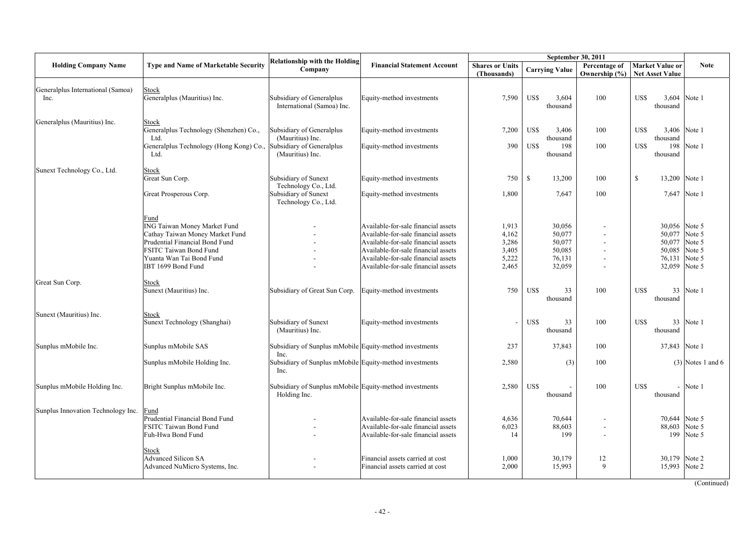| Holding Company Name | Type and Name of Marketable Security | Relationship with the Holding Company | Financial Statement Account | September 30, 2011 | | | | Note |
|---|---|---|---|---|---|---|---|---|
| | | | | Shares or Units (Thousands) | Carrying Value | Percentage of Ownership (%) | Market Value or Net Asset Value | |
| Generalplus International (Samoa) Inc. | Stock | | | | | | | |
| | Generalplus (Mauritius) Inc. | Subsidiary of Generalplus International (Samoa) Inc. | Equity-method investments | 7,590 | US$ 3,604 thousand | 100 | US$ 3,604 thousand | Note 1 |
| Generalplus (Mauritius) Inc. | Stock | | | | | | | |
| | Generalplus Technology (Shenzhen) Co., Ltd. | Subsidiary of Generalplus (Mauritius) Inc. | Equity-method investments | 7,200 | US$ 3,406 thousand | 100 | US$ 3,406 thousand | Note 1 |
| | Generalplus Technology (Hong Kong) Co., Ltd. | Subsidiary of Generalplus (Mauritius) Inc. | Equity-method investments | 390 | US$ 198 thousand | 100 | US$ 198 thousand | Note 1 |
| Sunext Technology Co., Ltd. | Stock | | | | | | | |
| | Great Sun Corp. | Subsidiary of Sunext Technology Co., Ltd. | Equity-method investments | 750 | $ 13,200 | 100 | $ 13,200 | Note 1 |
| | Great Prosperous Corp. | Subsidiary of Sunext Technology Co., Ltd. | Equity-method investments | 1,800 | 7,647 | 100 | 7,647 | Note 1 |
| | Fund | | | | | | | |
| | ING Taiwan Money Market Fund | - | Available-for-sale financial assets | 1,913 | 30,056 | - | 30,056 | Note 5 |
| | Cathay Taiwan Money Market Fund | - | Available-for-sale financial assets | 4,162 | 50,077 | - | 50,077 | Note 5 |
| | Prudential Financial Bond Fund | - | Available-for-sale financial assets | 3,286 | 50,077 | - | 50,077 | Note 5 |
| | FSITC Taiwan Bond Fund | - | Available-for-sale financial assets | 3,405 | 50,085 | - | 50,085 | Note 5 |
| | Yuanta Wan Tai Bond Fund | - | Available-for-sale financial assets | 5,222 | 76,131 | - | 76,131 | Note 5 |
| | IBT 1699 Bond Fund | - | Available-for-sale financial assets | 2,465 | 32,059 | - | 32,059 | Note 5 |
| Great Sun Corp. | Stock | | | | | | | |
| | Sunext (Mauritius) Inc. | Subsidiary of Great Sun Corp. | Equity-method investments | 750 | US$ 33 thousand | 100 | US$ 33 thousand | Note 1 |
| Sunext (Mauritius) Inc. | Stock | | | | | | | |
| | Sunext Technology (Shanghai) | Subsidiary of Sunext (Mauritius) Inc. | Equity-method investments | - | US$ 33 thousand | 100 | US$ 33 thousand | Note 1 |
| Sunplus mMobile Inc. | Sunplus mMobile SAS | Subsidiary of Sunplus mMobile Inc. | Equity-method investments | 237 | 37,843 | 100 | 37,843 | Note 1 |
| | Sunplus mMobile Holding Inc. | Subsidiary of Sunplus mMobile Inc. | Equity-method investments | 2,580 | (3) | 100 | (3) | Notes 1 and 6 |
| Sunplus mMobile Holding Inc. | Bright Sunplus mMobile Inc. | Subsidiary of Sunplus mMobile Holding Inc. | Equity-method investments | 2,580 | US$ - thousand | 100 | US$ - thousand | Note 1 |
| Sunplus Innovation Technology Inc. | Fund | | | | | | | |
| | Prudential Financial Bond Fund | - | Available-for-sale financial assets | 4,636 | 70,644 | - | 70,644 | Note 5 |
| | FSITC Taiwan Bond Fund | - | Available-for-sale financial assets | 6,023 | 88,603 | - | 88,603 | Note 5 |
| | Fuh-Hwa Bond Fund | - | Available-for-sale financial assets | 14 | 199 | - | 199 | Note 5 |
| | Stock | | | | | | | |
| | Advanced Silicon SA | - | Financial assets carried at cost | 1,000 | 30,179 | 12 | 30,179 | Note 2 |
| | Advanced NuMicro Systems, Inc. | - | Financial assets carried at cost | 2,000 | 15,993 | 9 | 15,993 | Note 2 |

(Continued)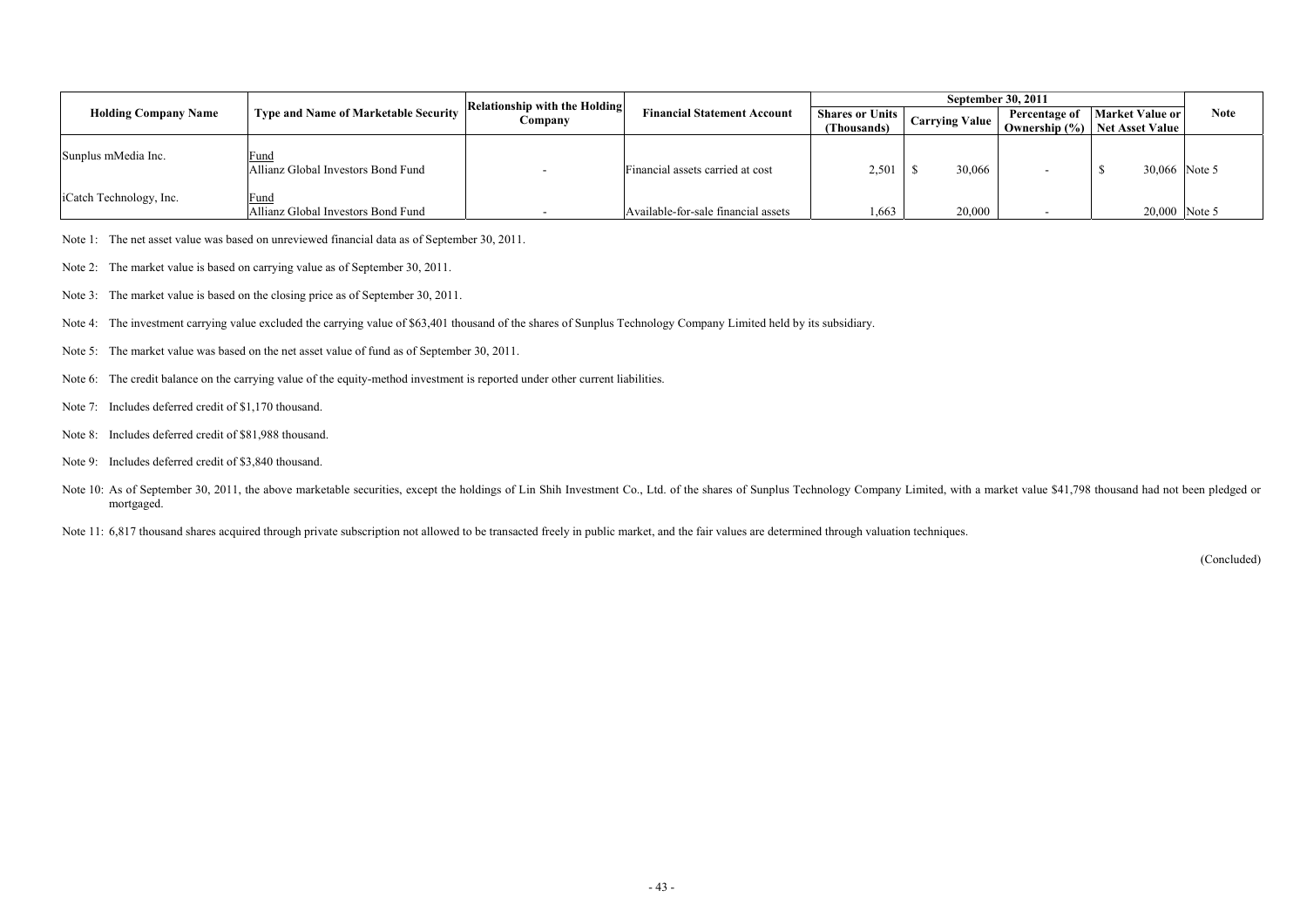| Holding Company Name | Type and Name of Marketable Security | Relationship with the Holding Company | Financial Statement Account | September 30, 2011 | | | | Note |
|---|---|---|---|---|---|---|---|---|
| | | | | Shares or Units (Thousands) | Carrying Value | Percentage of Ownership (%) | Market Value or Net Asset Value | |
| Sunplus mMedia Inc. | Fund<br>Allianz Global Investors Bond Fund | - | Financial assets carried at cost | 2,501 | $ 30,066 | - | $ 30,066 | Note 5 |
| iCatch Technology, Inc. | Fund<br>Allianz Global Investors Bond Fund | - | Available-for-sale financial assets | 1,663 | 20,000 | - | 20,000 | Note 5 |

Note 1: The net asset value was based on unreviewed financial data as of September 30, 2011.

Note 2: The market value is based on carrying value as of September 30, 2011.

Note 3: The market value is based on the closing price as of September 30, 2011.

Note 4: The investment carrying value excluded the carrying value of $63,401 thousand of the shares of Sunplus Technology Company Limited held by its subsidiary.

Note 5: The market value was based on the net asset value of fund as of September 30, 2011.

Note 6: The credit balance on the carrying value of the equity-method investment is reported under other current liabilities.

Note 7: Includes deferred credit of $1,170 thousand.

Note 8: Includes deferred credit of $81,988 thousand.

Note 9: Includes deferred credit of $3,840 thousand.

Note 10: As of September 30, 2011, the above marketable securities, except the holdings of Lin Shih Investment Co., Ltd. of the shares of Sunplus Technology Company Limited, with a market value $41,798 thousand had not been pledged or mortgaged.

Note 11: 6,817 thousand shares acquired through private subscription not allowed to be transacted freely in public market, and the fair values are determined through valuation techniques.

(Concluded)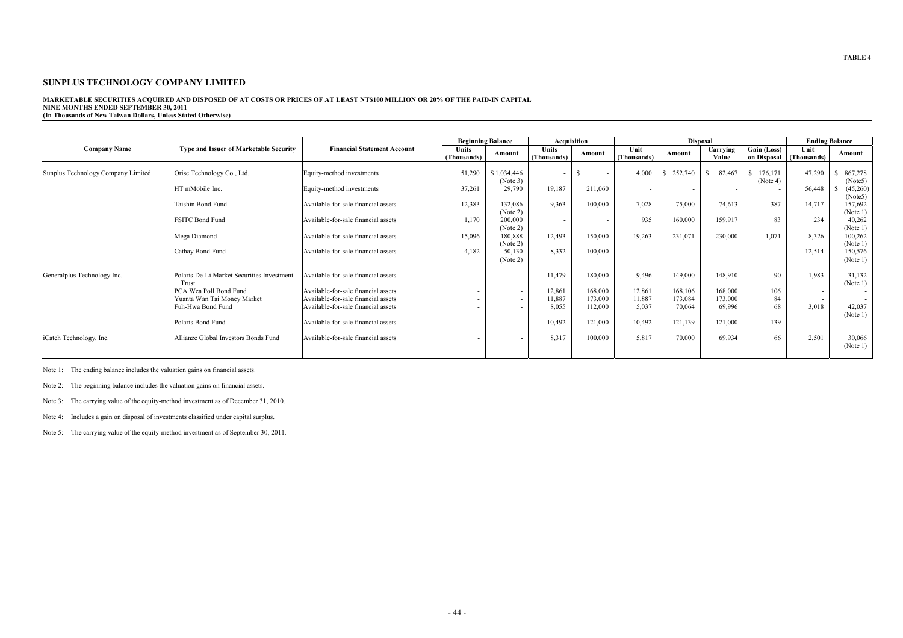**TABLE 4**

# SUNPLUS TECHNOLOGY COMPANY LIMITED

**MARKETABLE SECURITIES ACQUIRED AND DISPOSED OF AT COSTS OR PRICES OF AT LEAST NT$100 MILLION OR 20% OF THE PAID-IN CAPITAL**
**NINE MONTHS ENDED SEPTEMBER 30, 2011**
**(In Thousands of New Taiwan Dollars, Unless Stated Otherwise)**

| Company Name | Type and Issuer of Marketable Security | Financial Statement Account | Beginning Balance | | Acquisition | | Disposal | | | | Ending Balance | |
|---|---|---|---|---|---|---|---|---|---|---|---|---|
| | | | Units (Thousands) | Amount | Units (Thousands) | Amount | Unit (Thousands) | Amount | Carrying Value | Gain (Loss) on Disposal | Unit (Thousands) | Amount |
| Sunplus Technology Company Limited | Orise Technology Co., Ltd. | Equity-method investments | 51,290 | $ 1,034,446 (Note 3) | - | $ - | 4,000 | $ 252,740 | $ 82,467 | $ 176,171 (Note 4) | 47,290 | $ 867,278 (Note5) |
| | HT mMobile Inc. | Equity-method investments | 37,261 | 29,790 | 19,187 | 211,060 | - | - | - | - | 56,448 | $ (45,260) (Note5) |
| | Taishin Bond Fund | Available-for-sale financial assets | 12,383 | 132,086 (Note 2) | 9,363 | 100,000 | 7,028 | 75,000 | 74,613 | 387 | 14,717 | 157,692 (Note 1) |
| | FSITC Bond Fund | Available-for-sale financial assets | 1,170 | 200,000 (Note 2) | - | - | 935 | 160,000 | 159,917 | 83 | 234 | 40,262 (Note 1) |
| | Mega Diamond | Available-for-sale financial assets | 15,096 | 180,888 (Note 2) | 12,493 | 150,000 | 19,263 | 231,071 | 230,000 | 1,071 | 8,326 | 100,262 (Note 1) |
| | Cathay Bond Fund | Available-for-sale financial assets | 4,182 | 50,130 (Note 2) | 8,332 | 100,000 | - | - | - | - | 12,514 | 150,576 (Note 1) |
| Generalplus Technology Inc. | Polaris De-Li Market Securities Investment Trust | Available-for-sale financial assets | - | - | 11,479 | 180,000 | 9,496 | 149,000 | 148,910 | 90 | 1,983 | 31,132 (Note 1) |
| | PCA Wea Poll Bond Fund | Available-for-sale financial assets | - | - | 12,861 | 168,000 | 12,861 | 168,106 | 168,000 | 106 | - | - |
| | Yuanta Wan Tai Money Market | Available-for-sale financial assets | - | - | 11,887 | 173,000 | 11,887 | 173,084 | 173,000 | 84 | - | - |
| | Fuh-Hwa Bond Fund | Available-for-sale financial assets | - | - | 8,055 | 112,000 | 5,037 | 70,064 | 69,996 | 68 | 3,018 | 42,037 (Note 1) |
| | Polaris Bond Fund | Available-for-sale financial assets | - | - | 10,492 | 121,000 | 10,492 | 121,139 | 121,000 | 139 | - | - |
| iCatch Technology, Inc. | Allianze Global Investors Bonds Fund | Available-for-sale financial assets | - | - | 8,317 | 100,000 | 5,817 | 70,000 | 69,934 | 66 | 2,501 | 30,066 (Note 1) |

Note 1: The ending balance includes the valuation gains on financial assets.

Note 2: The beginning balance includes the valuation gains on financial assets.

Note 3: The carrying value of the equity-method investment as of December 31, 2010.

Note 4: Includes a gain on disposal of investments classified under capital surplus.

Note 5: The carrying value of the equity-method investment as of September 30, 2011.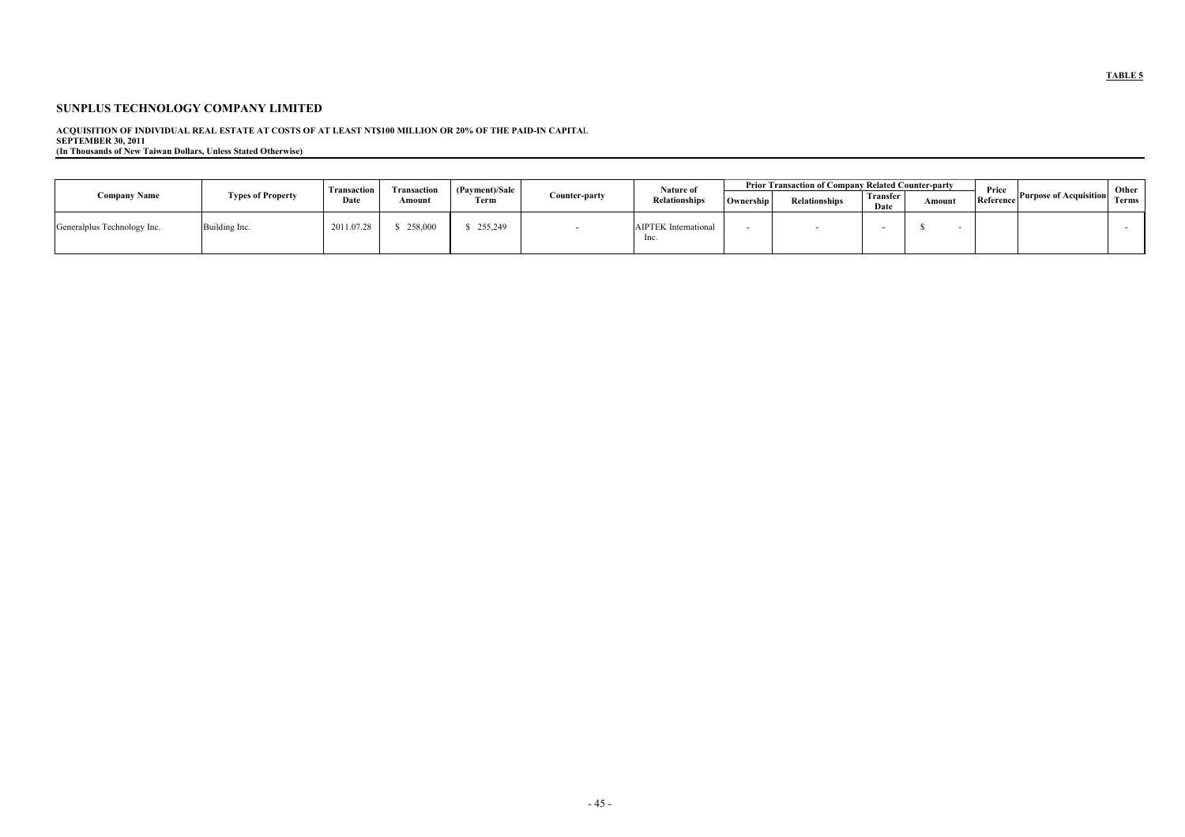TABLE 5

## SUNPLUS TECHNOLOGY COMPANY LIMITED

**ACQUISITION OF INDIVIDUAL REAL ESTATE AT COSTS OF AT LEAST NT$100 MILLION OR 20% OF THE PAID-IN CAPITAL**
**SEPTEMBER 30, 2011**
**(In Thousands of New Taiwan Dollars, Unless Stated Otherwise)**

| Company Name | Types of Property | Transaction Date | Transaction Amount | (Payment)/Sale Term | Counter-party | Nature of Relationships | Prior Transaction of Company Related Counter-party | | | | Price Reference | Purpose of Acquisition | Other Terms |
|---|---|---|---|---|---|---|---|---|---|---|---|---|---|
| | | | | | | | Ownership | Relationships | Transfer Date | Amount | | | |
| Generalplus Technology Inc. | Building Inc. | 2011.07.28 | $ 258,000 | $ 255,249 | - | AIPTEK International Inc. | - | - | - | $ - | | | - |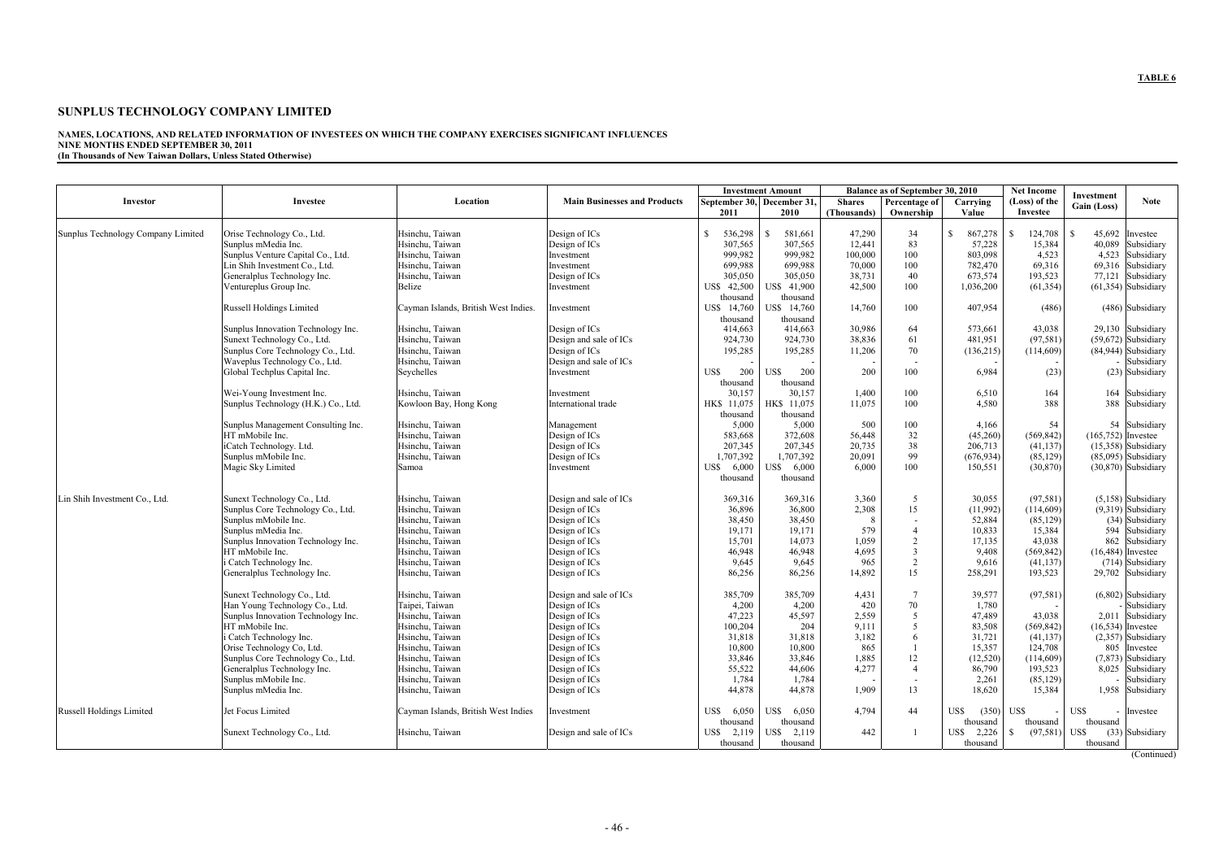**TABLE 6**

# SUNPLUS TECHNOLOGY COMPANY LIMITED

**NAMES, LOCATIONS, AND RELATED INFORMATION OF INVESTEES ON WHICH THE COMPANY EXERCISES SIGNIFICANT INFLUENCES**
**NINE MONTHS ENDED SEPTEMBER 30, 2011**
**(In Thousands of New Taiwan Dollars, Unless Stated Otherwise)**

| Investor | Investee | Location | Main Businesses and Products | Investment Amount | | Balance as of September 30, 2010 | | | Net Income (Loss) of the Investee | Investment Gain (Loss) | Note |
|---|---|---|---|---|---|---|---|---|---|---|---|
| | | | | September 30, 2011 | December 31, 2010 | Shares (Thousands) | Percentage of Ownership | Carrying Value | | | |
| Sunplus Technology Company Limited | Orise Technology Co., Ltd. | Hsinchu, Taiwan | Design of ICs | $ 536,298 | $ 581,661 | 47,290 | 34 | $ 867,278 | $ 124,708 | $ 45,692 | Investee |
| | Sunplus mMedia Inc. | Hsinchu, Taiwan | Design of ICs | 307,565 | 307,565 | 12,441 | 83 | 57,228 | 15,384 | 40,089 | Subsidiary |
| | Sunplus Venture Capital Co., Ltd. | Hsinchu, Taiwan | Investment | 999,982 | 999,982 | 100,000 | 100 | 803,098 | 4,523 | 4,523 | Subsidiary |
| | Lin Shih Investment Co., Ltd. | Hsinchu, Taiwan | Investment | 699,988 | 699,988 | 70,000 | 100 | 782,470 | 69,316 | 69,316 | Subsidiary |
| | Generalplus Technology Inc. | Hsinchu, Taiwan | Design of ICs | 305,050 | 305,050 | 38,731 | 40 | 673,574 | 193,523 | 77,121 | Subsidiary |
| | Ventureplus Group Inc. | Belize | Investment | US$ 42,500 thousand | US$ 41,900 thousand | 42,500 | 100 | 1,036,200 | (61,354) | (61,354) | Subsidiary |
| | Russell Holdings Limited | Cayman Islands, British West Indies. | Investment | US$ 14,760 thousand | US$ 14,760 thousand | 14,760 | 100 | 407,954 | (486) | (486) | Subsidiary |
| | Sunplus Innovation Technology Inc. | Hsinchu, Taiwan | Design of ICs | 414,663 | 414,663 | 30,986 | 64 | 573,661 | 43,038 | 29,130 | Subsidiary |
| | Sunext Technology Co., Ltd. | Hsinchu, Taiwan | Design and sale of ICs | 924,730 | 924,730 | 38,836 | 61 | 481,951 | (97,581) | (59,672) | Subsidiary |
| | Sunplus Core Technology Co., Ltd. | Hsinchu, Taiwan | Design of ICs | 195,285 | 195,285 | 11,206 | 70 | (136,215) | (114,609) | (84,944) | Subsidiary |
| | Waveplus Technology Co., Ltd. | Hsinchu, Taiwan | Design and sale of ICs | - | - | - | - | - | - | - | Subsidiary |
| | Global Techplus Capital Inc. | Seychelles | Investment | US$ 200 thousand | US$ 200 thousand | 200 | 100 | 6,984 | (23) | (23) | Subsidiary |
| | Wei-Young Investment Inc. | Hsinchu, Taiwan | Investment | 30,157 | 30,157 | 1,400 | 100 | 6,510 | 164 | 164 | Subsidiary |
| | Sunplus Technology (H.K.) Co., Ltd. | Kowloon Bay, Hong Kong | International trade | HK$ 11,075 thousand | HK$ 11,075 thousand | 11,075 | 100 | 4,580 | 388 | 388 | Subsidiary |
| | Sunplus Management Consulting Inc. | Hsinchu, Taiwan | Management | 5,000 | 5,000 | 500 | 100 | 4,166 | 54 | 54 | Subsidiary |
| | HT mMobile Inc. | Hsinchu, Taiwan | Design of ICs | 583,668 | 372,608 | 56,448 | 32 | (45,260) | (569,842) | (165,752) | Investee |
| | iCatch Technology. Ltd. | Hsinchu, Taiwan | Design of ICs | 207,345 | 207,345 | 20,735 | 38 | 206,713 | (41,137) | (15,358) | Subsidiary |
| | Sunplus mMobile Inc. | Hsinchu, Taiwan | Design of ICs | 1,707,392 | 1,707,392 | 20,091 | 99 | (676,934) | (85,129) | (85,095) | Subsidiary |
| | Magic Sky Limited | Samoa | Investment | US$ 6,000 thousand | US$ 6,000 thousand | 6,000 | 100 | 150,551 | (30,870) | (30,870) | Subsidiary |
| Lin Shih Investment Co., Ltd. | Sunext Technology Co., Ltd. | Hsinchu, Taiwan | Design and sale of ICs | 369,316 | 369,316 | 3,360 | 5 | 30,055 | (97,581) | (5,158) | Subsidiary |
| | Sunplus Core Technology Co., Ltd. | Hsinchu, Taiwan | Design of ICs | 36,896 | 36,800 | 2,308 | 15 | (11,992) | (114,609) | (9,319) | Subsidiary |
| | Sunplus mMobile Inc. | Hsinchu, Taiwan | Design of ICs | 38,450 | 38,450 | 8 | - | 52,884 | (85,129) | (34) | Subsidiary |
| | Sunplus mMedia Inc. | Hsinchu, Taiwan | Design of ICs | 19,171 | 19,171 | 579 | 4 | 10,833 | 15,384 | 594 | Subsidiary |
| | Sunplus Innovation Technology Inc. | Hsinchu, Taiwan | Design of ICs | 15,701 | 14,073 | 1,059 | 2 | 17,135 | 43,038 | 862 | Subsidiary |
| | HT mMobile Inc. | Hsinchu, Taiwan | Design of ICs | 46,948 | 46,948 | 4,695 | 3 | 9,408 | (569,842) | (16,484) | Investee |
| | i Catch Technology Inc. | Hsinchu, Taiwan | Design of ICs | 9,645 | 9,645 | 965 | 2 | 9,616 | (41,137) | (714) | Subsidiary |
| | Generalplus Technology Inc. | Hsinchu, Taiwan | Design of ICs | 86,256 | 86,256 | 14,892 | 15 | 258,291 | 193,523 | 29,702 | Subsidiary |
| | Sunext Technology Co., Ltd. | Hsinchu, Taiwan | Design and sale of ICs | 385,709 | 385,709 | 4,431 | 7 | 39,577 | (97,581) | (6,802) | Subsidiary |
| | Han Young Technology Co., Ltd. | Taipei, Taiwan | Design of ICs | 4,200 | 4,200 | 420 | 70 | 1,780 | - | - | Subsidiary |
| | Sunplus Innovation Technology Inc. | Hsinchu, Taiwan | Design of ICs | 47,223 | 45,597 | 2,559 | 5 | 47,489 | 43,038 | 2,011 | Subsidiary |
| | HT mMobile Inc. | Hsinchu, Taiwan | Design of ICs | 100,204 | 204 | 9,111 | 5 | 83,508 | (569,842) | (16,534) | Investee |
| | i Catch Technology Inc. | Hsinchu, Taiwan | Design of ICs | 31,818 | 31,818 | 3,182 | 6 | 31,721 | (41,137) | (2,357) | Subsidiary |
| | Orise Technology Co, Ltd. | Hsinchu, Taiwan | Design of ICs | 10,800 | 10,800 | 865 | 1 | 15,357 | 124,708 | 805 | Investee |
| | Sunplus Core Technology Co., Ltd. | Hsinchu, Taiwan | Design of ICs | 33,846 | 33,846 | 1,885 | 12 | (12,520) | (114,609) | (7,873) | Subsidiary |
| | Generalplus Technology Inc. | Hsinchu, Taiwan | Design of ICs | 55,522 | 44,606 | 4,277 | 4 | 86,790 | 193,523 | 8,025 | Subsidiary |
| | Sunplus mMobile Inc. | Hsinchu, Taiwan | Design of ICs | 1,784 | 1,784 | - | - | 2,261 | (85,129) | - | Subsidiary |
| | Sunplus mMedia Inc. | Hsinchu, Taiwan | Design of ICs | 44,878 | 44,878 | 1,909 | 13 | 18,620 | 15,384 | 1,958 | Subsidiary |
| Russell Holdings Limited | Jet Focus Limited | Cayman Islands, British West Indies | Investment | US$ 6,050 thousand | US$ 6,050 thousand | 4,794 | 44 | US$ (350) thousand | US$ - thousand | US$ - thousand | Investee |
| | Sunext Technology Co., Ltd. | Hsinchu, Taiwan | Design and sale of ICs | US$ 2,119 thousand | US$ 2,119 thousand | 442 | 1 | US$ 2,226 thousand | $ (97,581) | US$ (33) thousand | Subsidiary |

(Continued)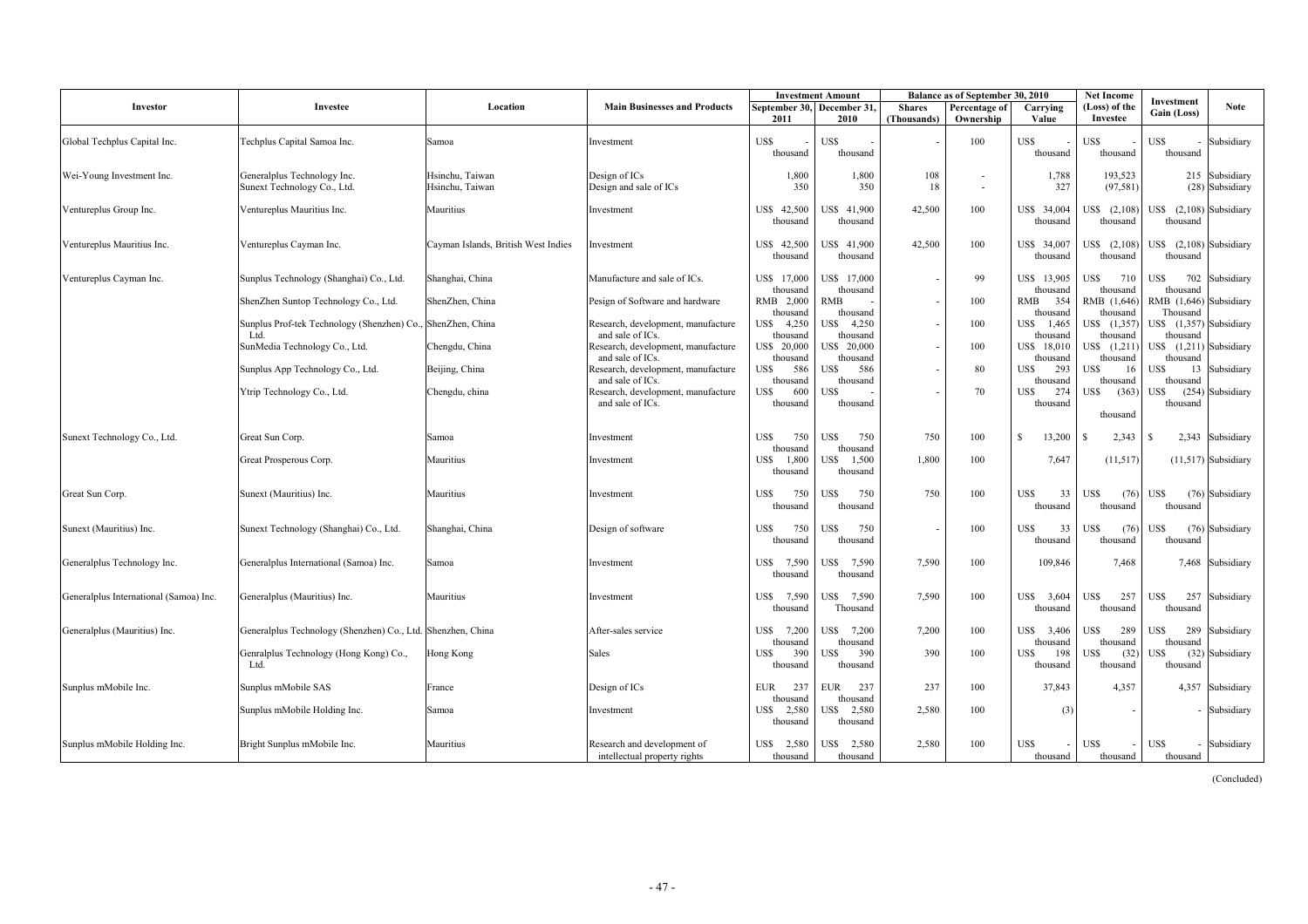| Investor | Investee | Location | Main Businesses and Products | Investment Amount | | Balance as of September 30, 2010 | | | Net Income (Loss) of the Investee | Investment Gain (Loss) | Note |
|---|---|---|---|---|---|---|---|---|---|---|---|
| | | | | September 30, 2011 | December 31, 2010 | Shares (Thousands) | Percentage of Ownership | Carrying Value | | | |
| Global Techplus Capital Inc. | Techplus Capital Samoa Inc. | Samoa | Investment | US$ - thousand | US$ - thousand | - | 100 | US$ - thousand | US$ - thousand | US$ - thousand | Subsidiary |
| Wei-Young Investment Inc. | Generalplus Technology Inc. | Hsinchu, Taiwan | Design of ICs | 1,800 | 1,800 | 108 | - | 1,788 | 193,523 | 215 | Subsidiary |
| | Sunext Technology Co., Ltd. | Hsinchu, Taiwan | Design and sale of ICs | 350 | 350 | 18 | - | 327 | (97,581) | (28) | Subsidiary |
| Ventureplus Group Inc. | Ventureplus Mauritius Inc. | Mauritius | Investment | US$ 42,500 thousand | US$ 41,900 thousand | 42,500 | 100 | US$ 34,004 thousand | US$ (2,108) thousand | US$ (2,108) thousand | Subsidiary |
| Ventureplus Mauritius Inc. | Ventureplus Cayman Inc. | Cayman Islands, British West Indies | Investment | US$ 42,500 thousand | US$ 41,900 thousand | 42,500 | 100 | US$ 34,007 thousand | US$ (2,108) thousand | US$ (2,108) thousand | Subsidiary |
| Ventureplus Cayman Inc. | Sunplus Technology (Shanghai) Co., Ltd. | Shanghai, China | Manufacture and sale of ICs. | US$ 17,000 thousand | US$ 17,000 thousand | - | 99 | US$ 13,905 thousand | US$ 710 thousand | US$ 702 thousand | Subsidiary |
| | ShenZhen Suntop Technology Co., Ltd. | ShenZhen, China | Pesign of Software and hardware | RMB 2,000 thousand | RMB - thousand | - | 100 | RMB 354 thousand | RMB (1,646) thousand | RMB (1,646) Thousand | Subsidiary |
| | Sunplus Prof-tek Technology (Shenzhen) Co., Ltd. | ShenZhen, China | Research, development, manufacture and sale of ICs. | US$ 4,250 thousand | US$ 4,250 thousand | - | 100 | US$ 1,465 thousand | US$ (1,357) thousand | US$ (1,357) thousand | Subsidiary |
| | SunMedia Technology Co., Ltd. | Chengdu, China | Research, development, manufacture and sale of ICs. | US$ 20,000 thousand | US$ 20,000 thousand | - | 100 | US$ 18,010 thousand | US$ (1,211) thousand | US$ (1,211) thousand | Subsidiary |
| | Sunplus App Technology Co., Ltd. | Beijing, China | Research, development, manufacture and sale of ICs. | US$ 586 thousand | US$ 586 thousand | - | 80 | US$ 293 thousand | US$ 16 thousand | US$ 13 thousand | Subsidiary |
| | Ytrip Technology Co., Ltd. | Chengdu, china | Research, development, manufacture and sale of ICs. | US$ 600 thousand | US$ - thousand | - | 70 | US$ 274 thousand | US$ (363) thousand | US$ (254) thousand | Subsidiary |
| Sunext Technology Co., Ltd. | Great Sun Corp. | Samoa | Investment | US$ 750 thousand | US$ 750 thousand | 750 | 100 | $ 13,200 | $ 2,343 | $ 2,343 | Subsidiary |
| | Great Prosperous Corp. | Mauritius | Investment | US$ 1,800 thousand | US$ 1,500 thousand | 1,800 | 100 | 7,647 | (11,517) | (11,517) | Subsidiary |
| Great Sun Corp. | Sunext (Mauritius) Inc. | Mauritius | Investment | US$ 750 thousand | US$ 750 thousand | 750 | 100 | US$ 33 thousand | US$ (76) thousand | US$ (76) thousand | Subsidiary |
| Sunext (Mauritius) Inc. | Sunext Technology (Shanghai) Co., Ltd. | Shanghai, China | Design of software | US$ 750 thousand | US$ 750 thousand | - | 100 | US$ 33 thousand | US$ (76) thousand | US$ (76) thousand | Subsidiary |
| Generalplus Technology Inc. | Generalplus International (Samoa) Inc. | Samoa | Investment | US$ 7,590 thousand | US$ 7,590 thousand | 7,590 | 100 | 109,846 | 7,468 | 7,468 | Subsidiary |
| Generalplus International (Samoa) Inc. | Generalplus (Mauritius) Inc. | Mauritius | Investment | US$ 7,590 thousand | US$ 7,590 Thousand | 7,590 | 100 | US$ 3,604 thousand | US$ 257 thousand | US$ 257 thousand | Subsidiary |
| Generalplus (Mauritius) Inc. | Generalplus Technology (Shenzhen) Co., Ltd. | Shenzhen, China | After-sales service | US$ 7,200 thousand | US$ 7,200 thousand | 7,200 | 100 | US$ 3,406 thousand | US$ 289 thousand | US$ 289 thousand | Subsidiary |
| | Genralplus Technology (Hong Kong) Co., Ltd. | Hong Kong | Sales | US$ 390 thousand | US$ 390 thousand | 390 | 100 | US$ 198 thousand | US$ (32) thousand | US$ (32) thousand | Subsidiary |
| Sunplus mMobile Inc. | Sunplus mMobile SAS | France | Design of ICs | EUR 237 thousand | EUR 237 thousand | 237 | 100 | 37,843 | 4,357 | 4,357 | Subsidiary |
| | Sunplus mMobile Holding Inc. | Samoa | Investment | US$ 2,580 thousand | US$ 2,580 thousand | 2,580 | 100 | (3) | - | - | Subsidiary |
| Sunplus mMobile Holding Inc. | Bright Sunplus mMobile Inc. | Mauritius | Research and development of intellectual property rights | US$ 2,580 thousand | US$ 2,580 thousand | 2,580 | 100 | US$ - thousand | US$ - thousand | US$ - thousand | Subsidiary |

(Concluded)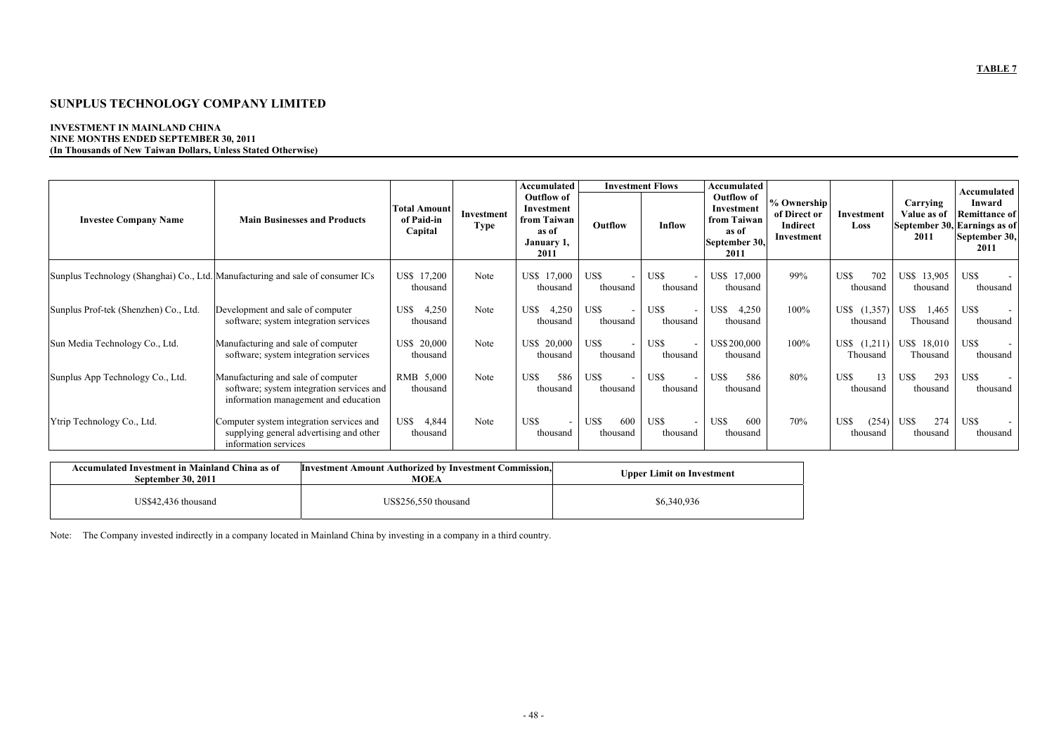**TABLE 7**

# SUNPLUS TECHNOLOGY COMPANY LIMITED

**INVESTMENT IN MAINLAND CHINA**
**NINE MONTHS ENDED SEPTEMBER 30, 2011**
**(In Thousands of New Taiwan Dollars, Unless Stated Otherwise)**

| Investee Company Name | Main Businesses and Products | Total Amount of Paid-in Capital | Investment Type | Accumulated Outflow of Investment from Taiwan as of January 1, 2011 | Investment Flows | | Accumulated Outflow of Investment from Taiwan as of September 30, 2011 | % Ownership of Direct or Indirect Investment | Investment Loss | Carrying Value as of September 30, 2011 | Accumulated Inward Remittance of Earnings as of September 30, 2011 |
|---|---|---|---|---|---|---|---|---|---|---|---|
| | | | | | Outflow | Inflow | | | | | |
| Sunplus Technology (Shanghai) Co., Ltd. | Manufacturing and sale of consumer ICs | US$ 17,200 thousand | Note | US$ 17,000 thousand | US$ - thousand | US$ - thousand | US$ 17,000 thousand | 99% | US$ 702 thousand | US$ 13,905 thousand | US$ - thousand |
| Sunplus Prof-tek (Shenzhen) Co., Ltd. | Development and sale of computer software; system integration services | US$ 4,250 thousand | Note | US$ 4,250 thousand | US$ - thousand | US$ - thousand | US$ 4,250 thousand | 100% | US$ (1,357) thousand | US$ 1,465 Thousand | US$ - thousand |
| Sun Media Technology Co., Ltd. | Manufacturing and sale of computer software; system integration services | US$ 20,000 thousand | Note | US$ 20,000 thousand | US$ - thousand | US$ - thousand | US$200,000 thousand | 100% | US$ (1,211) Thousand | US$ 18,010 Thousand | US$ - thousand |
| Sunplus App Technology Co., Ltd. | Manufacturing and sale of computer software; system integration services and information management and education | RMB 5,000 thousand | Note | US$ 586 thousand | US$ - thousand | US$ - thousand | US$ 586 thousand | 80% | US$ 13 thousand | US$ 293 thousand | US$ - thousand |
| Ytrip Technology Co., Ltd. | Computer system integration services and supplying general advertising and other information services | US$ 4,844 thousand | Note | US$ - thousand | US$ 600 thousand | US$ - thousand | US$ 600 thousand | 70% | US$ (254) thousand | US$ 274 thousand | US$ - thousand |

| Accumulated Investment in Mainland China as of September 30, 2011 | Investment Amount Authorized by Investment Commission, MOEA | Upper Limit on Investment |
|---|---|---|
| US$42,436 thousand | US$256,550 thousand | $6,340,936 |

Note: The Company invested indirectly in a company located in Mainland China by investing in a company in a third country.